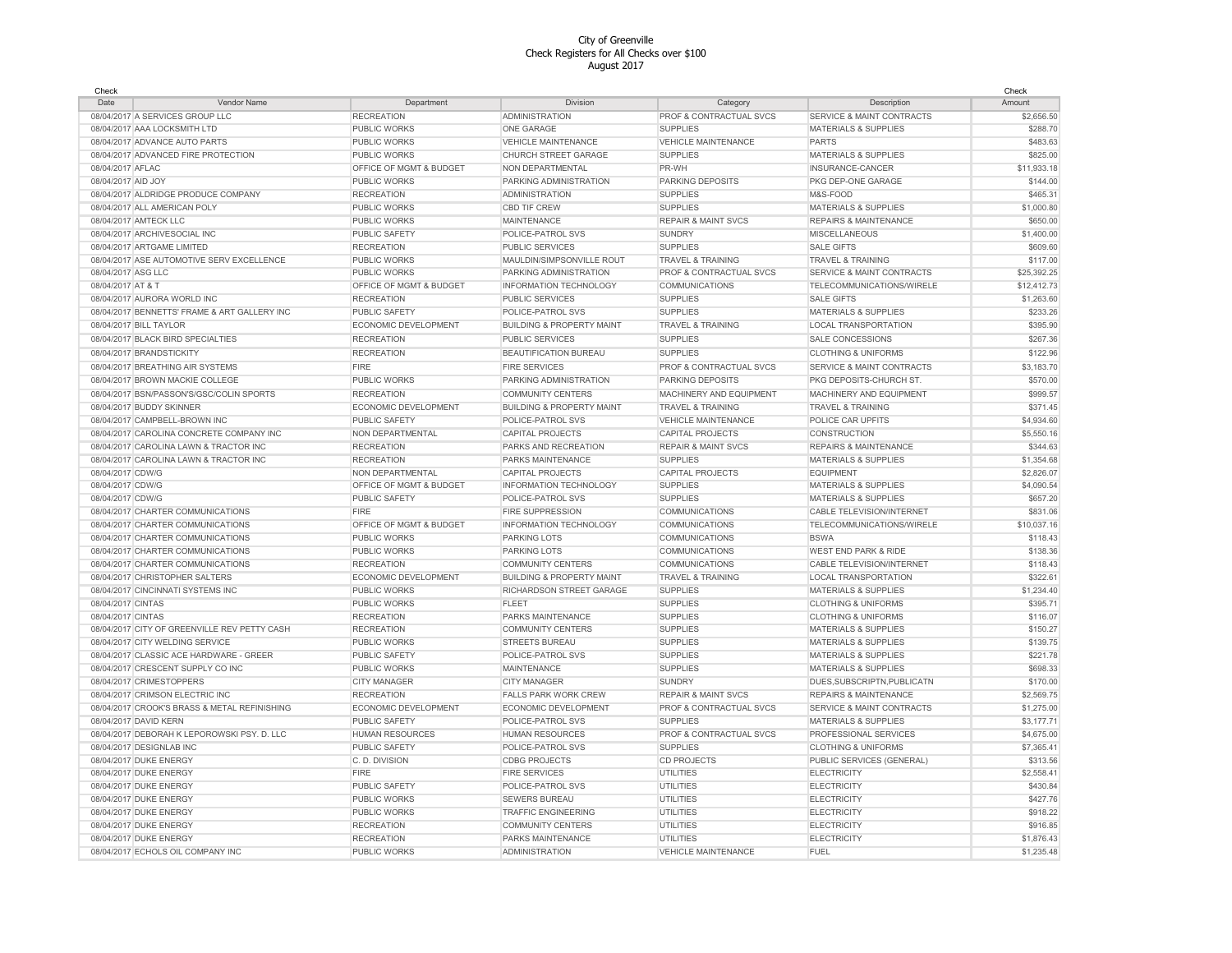# City of Greenville
## Check Registers for All Checks over $100
### August 2017

| Check Date | Vendor Name | Department | Division | Category | Description | Check Amount |
|---|---|---|---|---|---|---|
| 08/04/2017 | A SERVICES GROUP LLC | RECREATION | ADMINISTRATION | PROF & CONTRACTUAL SVCS | SERVICE & MAINT CONTRACTS | $2,656.50 |
| 08/04/2017 | AAA LOCKSMITH LTD | PUBLIC WORKS | ONE GARAGE | SUPPLIES | MATERIALS & SUPPLIES | $288.70 |
| 08/04/2017 | ADVANCE AUTO PARTS | PUBLIC WORKS | VEHICLE MAINTENANCE | VEHICLE MAINTENANCE | PARTS | $483.63 |
| 08/04/2017 | ADVANCED FIRE PROTECTION | PUBLIC WORKS | CHURCH STREET GARAGE | SUPPLIES | MATERIALS & SUPPLIES | $825.00 |
| 08/04/2017 | AFLAC | OFFICE OF MGMT & BUDGET | NON DEPARTMENTAL | PR-WH | INSURANCE-CANCER | $11,933.18 |
| 08/04/2017 | AID JOY | PUBLIC WORKS | PARKING ADMINISTRATION | PARKING DEPOSITS | PKG DEP-ONE GARAGE | $144.00 |
| 08/04/2017 | ALDRIDGE PRODUCE COMPANY | RECREATION | ADMINISTRATION | SUPPLIES | M&S-FOOD | $465.31 |
| 08/04/2017 | ALL AMERICAN POLY | PUBLIC WORKS | CBD TIF CREW | SUPPLIES | MATERIALS & SUPPLIES | $1,000.80 |
| 08/04/2017 | AMTECK LLC | PUBLIC WORKS | MAINTENANCE | REPAIR & MAINT SVCS | REPAIRS & MAINTENANCE | $650.00 |
| 08/04/2017 | ARCHIVESOCIAL INC | PUBLIC SAFETY | POLICE-PATROL SVS | SUNDRY | MISCELLANEOUS | $1,400.00 |
| 08/04/2017 | ARTGAME LIMITED | RECREATION | PUBLIC SERVICES | SUPPLIES | SALE GIFTS | $609.60 |
| 08/04/2017 | ASE AUTOMOTIVE SERV EXCELLENCE | PUBLIC WORKS | MAULDIN/SIMPSONVILLE ROUT | TRAVEL & TRAINING | TRAVEL & TRAINING | $117.00 |
| 08/04/2017 | ASG LLC | PUBLIC WORKS | PARKING ADMINISTRATION | PROF & CONTRACTUAL SVCS | SERVICE & MAINT CONTRACTS | $25,392.25 |
| 08/04/2017 | AT & T | OFFICE OF MGMT & BUDGET | INFORMATION TECHNOLOGY | COMMUNICATIONS | TELECOMMUNICATIONS/WIRELE | $12,412.73 |
| 08/04/2017 | AURORA WORLD INC | RECREATION | PUBLIC SERVICES | SUPPLIES | SALE GIFTS | $1,263.60 |
| 08/04/2017 | BENNETTS' FRAME & ART GALLERY INC | PUBLIC SAFETY | POLICE-PATROL SVS | SUPPLIES | MATERIALS & SUPPLIES | $233.26 |
| 08/04/2017 | BILL TAYLOR | ECONOMIC DEVELOPMENT | BUILDING & PROPERTY MAINT | TRAVEL & TRAINING | LOCAL TRANSPORTATION | $395.90 |
| 08/04/2017 | BLACK BIRD SPECIALTIES | RECREATION | PUBLIC SERVICES | SUPPLIES | SALE CONCESSIONS | $267.36 |
| 08/04/2017 | BRANDSTICKITY | RECREATION | BEAUTIFICATION BUREAU | SUPPLIES | CLOTHING & UNIFORMS | $122.96 |
| 08/04/2017 | BREATHING AIR SYSTEMS | FIRE | FIRE SERVICES | PROF & CONTRACTUAL SVCS | SERVICE & MAINT CONTRACTS | $3,183.70 |
| 08/04/2017 | BROWN MACKIE COLLEGE | PUBLIC WORKS | PARKING ADMINISTRATION | PARKING DEPOSITS | PKG DEPOSITS-CHURCH ST. | $570.00 |
| 08/04/2017 | BSN/PASSON'S/GSC/COLIN SPORTS | RECREATION | COMMUNITY CENTERS | MACHINERY AND EQUIPMENT | MACHINERY AND EQUIPMENT | $999.57 |
| 08/04/2017 | BUDDY SKINNER | ECONOMIC DEVELOPMENT | BUILDING & PROPERTY MAINT | TRAVEL & TRAINING | TRAVEL & TRAINING | $371.45 |
| 08/04/2017 | CAMPBELL-BROWN INC | PUBLIC SAFETY | POLICE-PATROL SVS | VEHICLE MAINTENANCE | POLICE CAR UPFITS | $4,934.60 |
| 08/04/2017 | CAROLINA CONCRETE COMPANY INC | NON DEPARTMENTAL | CAPITAL PROJECTS | CAPITAL PROJECTS | CONSTRUCTION | $5,550.16 |
| 08/04/2017 | CAROLINA LAWN & TRACTOR INC | RECREATION | PARKS AND RECREATION | REPAIR & MAINT SVCS | REPAIRS & MAINTENANCE | $344.63 |
| 08/04/2017 | CAROLINA LAWN & TRACTOR INC | RECREATION | PARKS MAINTENANCE | SUPPLIES | MATERIALS & SUPPLIES | $1,354.68 |
| 08/04/2017 | CDW/G | NON DEPARTMENTAL | CAPITAL PROJECTS | CAPITAL PROJECTS | EQUIPMENT | $2,826.07 |
| 08/04/2017 | CDW/G | OFFICE OF MGMT & BUDGET | INFORMATION TECHNOLOGY | SUPPLIES | MATERIALS & SUPPLIES | $4,090.54 |
| 08/04/2017 | CDW/G | PUBLIC SAFETY | POLICE-PATROL SVS | SUPPLIES | MATERIALS & SUPPLIES | $657.20 |
| 08/04/2017 | CHARTER COMMUNICATIONS | FIRE | FIRE SUPPRESSION | COMMUNICATIONS | CABLE TELEVISION/INTERNET | $831.06 |
| 08/04/2017 | CHARTER COMMUNICATIONS | OFFICE OF MGMT & BUDGET | INFORMATION TECHNOLOGY | COMMUNICATIONS | TELECOMMUNICATIONS/WIRELE | $10,037.16 |
| 08/04/2017 | CHARTER COMMUNICATIONS | PUBLIC WORKS | PARKING LOTS | COMMUNICATIONS | BSWA | $118.43 |
| 08/04/2017 | CHARTER COMMUNICATIONS | PUBLIC WORKS | PARKING LOTS | COMMUNICATIONS | WEST END PARK & RIDE | $138.36 |
| 08/04/2017 | CHARTER COMMUNICATIONS | RECREATION | COMMUNITY CENTERS | COMMUNICATIONS | CABLE TELEVISION/INTERNET | $118.43 |
| 08/04/2017 | CHRISTOPHER SALTERS | ECONOMIC DEVELOPMENT | BUILDING & PROPERTY MAINT | TRAVEL & TRAINING | LOCAL TRANSPORTATION | $322.61 |
| 08/04/2017 | CINCINNATI SYSTEMS INC | PUBLIC WORKS | RICHARDSON STREET GARAGE | SUPPLIES | MATERIALS & SUPPLIES | $1,234.40 |
| 08/04/2017 | CINTAS | PUBLIC WORKS | FLEET | SUPPLIES | CLOTHING & UNIFORMS | $395.71 |
| 08/04/2017 | CINTAS | RECREATION | PARKS MAINTENANCE | SUPPLIES | CLOTHING & UNIFORMS | $116.07 |
| 08/04/2017 | CITY OF GREENVILLE REV PETTY CASH | RECREATION | COMMUNITY CENTERS | SUPPLIES | MATERIALS & SUPPLIES | $150.27 |
| 08/04/2017 | CITY WELDING SERVICE | PUBLIC WORKS | STREETS BUREAU | SUPPLIES | MATERIALS & SUPPLIES | $139.75 |
| 08/04/2017 | CLASSIC ACE HARDWARE - GREER | PUBLIC SAFETY | POLICE-PATROL SVS | SUPPLIES | MATERIALS & SUPPLIES | $221.78 |
| 08/04/2017 | CRESCENT SUPPLY CO INC | PUBLIC WORKS | MAINTENANCE | SUPPLIES | MATERIALS & SUPPLIES | $698.33 |
| 08/04/2017 | CRIMESTOPPERS | CITY MANAGER | CITY MANAGER | SUNDRY | DUES,SUBSCRIPTN,PUBLICATN | $170.00 |
| 08/04/2017 | CRIMSON ELECTRIC INC | RECREATION | FALLS PARK WORK CREW | REPAIR & MAINT SVCS | REPAIRS & MAINTENANCE | $2,569.75 |
| 08/04/2017 | CROOK'S BRASS & METAL REFINISHING | ECONOMIC DEVELOPMENT | ECONOMIC DEVELOPMENT | PROF & CONTRACTUAL SVCS | SERVICE & MAINT CONTRACTS | $1,275.00 |
| 08/04/2017 | DAVID KERN | PUBLIC SAFETY | POLICE-PATROL SVS | SUPPLIES | MATERIALS & SUPPLIES | $3,177.71 |
| 08/04/2017 | DEBORAH K LEPOROWSKI PSY. D. LLC | HUMAN RESOURCES | HUMAN RESOURCES | PROF & CONTRACTUAL SVCS | PROFESSIONAL SERVICES | $4,675.00 |
| 08/04/2017 | DESIGNLAB INC | PUBLIC SAFETY | POLICE-PATROL SVS | SUPPLIES | CLOTHING & UNIFORMS | $7,365.41 |
| 08/04/2017 | DUKE ENERGY | C. D. DIVISION | CDBG PROJECTS | CD PROJECTS | PUBLIC SERVICES (GENERAL) | $313.56 |
| 08/04/2017 | DUKE ENERGY | FIRE | FIRE SERVICES | UTILITIES | ELECTRICITY | $2,558.41 |
| 08/04/2017 | DUKE ENERGY | PUBLIC SAFETY | POLICE-PATROL SVS | UTILITIES | ELECTRICITY | $430.84 |
| 08/04/2017 | DUKE ENERGY | PUBLIC WORKS | SEWERS BUREAU | UTILITIES | ELECTRICITY | $427.76 |
| 08/04/2017 | DUKE ENERGY | PUBLIC WORKS | TRAFFIC ENGINEERING | UTILITIES | ELECTRICITY | $918.22 |
| 08/04/2017 | DUKE ENERGY | RECREATION | COMMUNITY CENTERS | UTILITIES | ELECTRICITY | $916.85 |
| 08/04/2017 | DUKE ENERGY | RECREATION | PARKS MAINTENANCE | UTILITIES | ELECTRICITY | $1,876.43 |
| 08/04/2017 | ECHOLS OIL COMPANY INC | PUBLIC WORKS | ADMINISTRATION | VEHICLE MAINTENANCE | FUEL | $1,235.48 |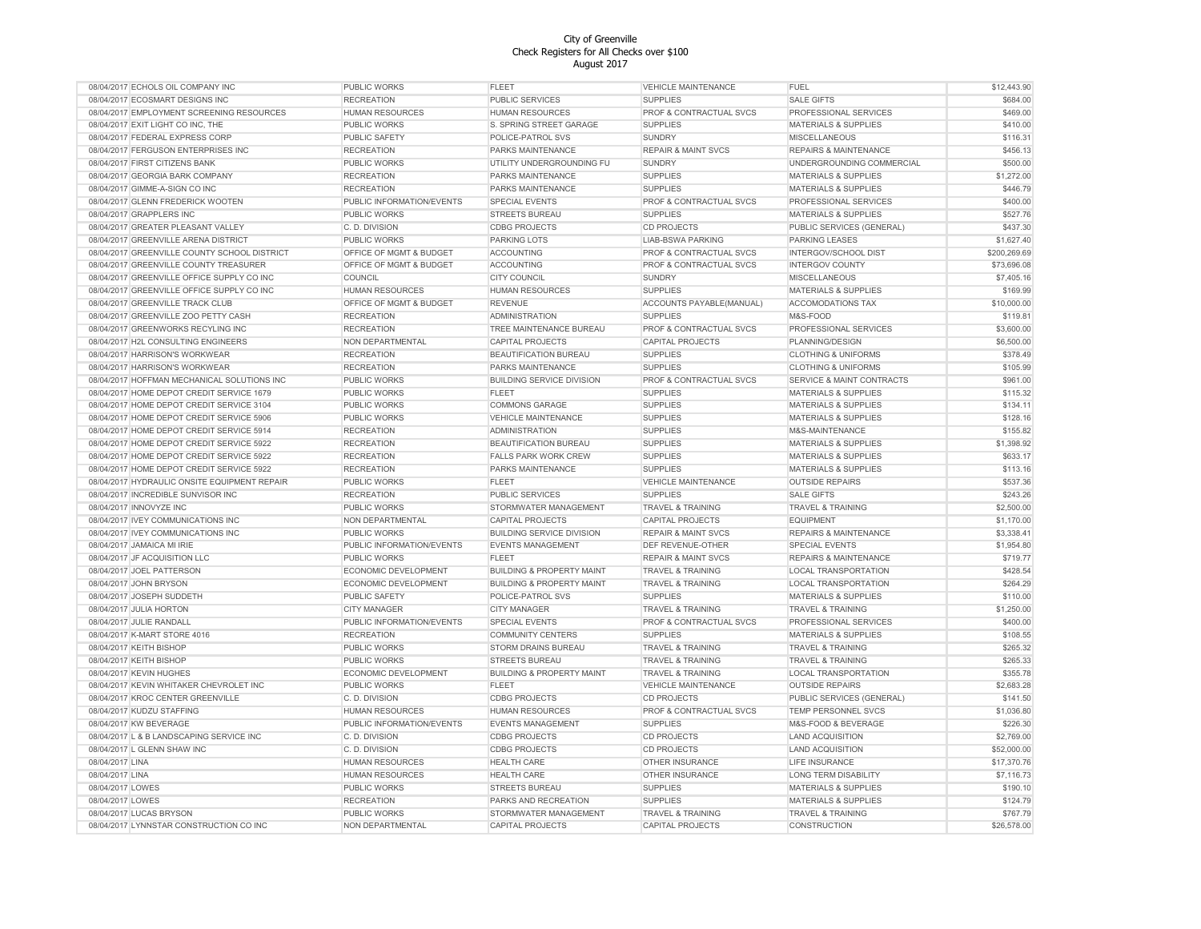City of Greenville
Check Registers for All Checks over $100
August 2017

| Date | Vendor | Department | Division | Category | Description | Amount |
|---|---|---|---|---|---|---|
| 08/04/2017 | ECHOLS OIL COMPANY INC | PUBLIC WORKS | FLEET | VEHICLE MAINTENANCE | FUEL | $12,443.90 |
| 08/04/2017 | ECOSMART DESIGNS INC | RECREATION | PUBLIC SERVICES | SUPPLIES | SALE GIFTS | $684.00 |
| 08/04/2017 | EMPLOYMENT SCREENING RESOURCES | HUMAN RESOURCES | HUMAN RESOURCES | PROF & CONTRACTUAL SVCS | PROFESSIONAL SERVICES | $469.00 |
| 08/04/2017 | EXIT LIGHT CO INC, THE | PUBLIC WORKS | S. SPRING STREET GARAGE | SUPPLIES | MATERIALS & SUPPLIES | $410.00 |
| 08/04/2017 | FEDERAL EXPRESS CORP | PUBLIC SAFETY | POLICE-PATROL SVS | SUNDRY | MISCELLANEOUS | $116.31 |
| 08/04/2017 | FERGUSON ENTERPRISES INC | RECREATION | PARKS MAINTENANCE | REPAIR & MAINT SVCS | REPAIRS & MAINTENANCE | $456.13 |
| 08/04/2017 | FIRST CITIZENS BANK | PUBLIC WORKS | UTILITY UNDERGROUNDING FU | SUNDRY | UNDERGROUNDING COMMERCIAL | $500.00 |
| 08/04/2017 | GEORGIA BARK COMPANY | RECREATION | PARKS MAINTENANCE | SUPPLIES | MATERIALS & SUPPLIES | $1,272.00 |
| 08/04/2017 | GIMME-A-SIGN CO INC | RECREATION | PARKS MAINTENANCE | SUPPLIES | MATERIALS & SUPPLIES | $446.79 |
| 08/04/2017 | GLENN FREDERICK WOOTEN | PUBLIC INFORMATION/EVENTS | SPECIAL EVENTS | PROF & CONTRACTUAL SVCS | PROFESSIONAL SERVICES | $400.00 |
| 08/04/2017 | GRAPPLERS INC | PUBLIC WORKS | STREETS BUREAU | SUPPLIES | MATERIALS & SUPPLIES | $527.76 |
| 08/04/2017 | GREATER PLEASANT VALLEY | C. D. DIVISION | CDBG PROJECTS | CD PROJECTS | PUBLIC SERVICES (GENERAL) | $437.30 |
| 08/04/2017 | GREENVILLE ARENA DISTRICT | PUBLIC WORKS | PARKING LOTS | LIAB-BSWA PARKING | PARKING LEASES | $1,627.40 |
| 08/04/2017 | GREENVILLE COUNTY SCHOOL DISTRICT | OFFICE OF MGMT & BUDGET | ACCOUNTING | PROF & CONTRACTUAL SVCS | INTERGOV/SCHOOL DIST | $200,269.69 |
| 08/04/2017 | GREENVILLE COUNTY TREASURER | OFFICE OF MGMT & BUDGET | ACCOUNTING | PROF & CONTRACTUAL SVCS | INTERGOV COUNTY | $73,696.08 |
| 08/04/2017 | GREENVILLE OFFICE SUPPLY CO INC | COUNCIL | CITY COUNCIL | SUNDRY | MISCELLANEOUS | $7,405.16 |
| 08/04/2017 | GREENVILLE OFFICE SUPPLY CO INC | HUMAN RESOURCES | HUMAN RESOURCES | SUPPLIES | MATERIALS & SUPPLIES | $169.99 |
| 08/04/2017 | GREENVILLE TRACK CLUB | OFFICE OF MGMT & BUDGET | REVENUE | ACCOUNTS PAYABLE(MANUAL) | ACCOMODATIONS TAX | $10,000.00 |
| 08/04/2017 | GREENVILLE ZOO PETTY CASH | RECREATION | ADMINISTRATION | SUPPLIES | M&S-FOOD | $119.81 |
| 08/04/2017 | GREENWORKS RECYLING INC | RECREATION | TREE MAINTENANCE BUREAU | PROF & CONTRACTUAL SVCS | PROFESSIONAL SERVICES | $3,600.00 |
| 08/04/2017 | H2L CONSULTING ENGINEERS | NON DEPARTMENTAL | CAPITAL PROJECTS | CAPITAL PROJECTS | PLANNING/DESIGN | $6,500.00 |
| 08/04/2017 | HARRISON'S WORKWEAR | RECREATION | BEAUTIFICATION BUREAU | SUPPLIES | CLOTHING & UNIFORMS | $378.49 |
| 08/04/2017 | HARRISON'S WORKWEAR | RECREATION | PARKS MAINTENANCE | SUPPLIES | CLOTHING & UNIFORMS | $105.99 |
| 08/04/2017 | HOFFMAN MECHANICAL SOLUTIONS INC | PUBLIC WORKS | BUILDING SERVICE DIVISION | PROF & CONTRACTUAL SVCS | SERVICE & MAINT CONTRACTS | $961.00 |
| 08/04/2017 | HOME DEPOT CREDIT SERVICE 1679 | PUBLIC WORKS | FLEET | SUPPLIES | MATERIALS & SUPPLIES | $115.32 |
| 08/04/2017 | HOME DEPOT CREDIT SERVICE 3104 | PUBLIC WORKS | COMMONS GARAGE | SUPPLIES | MATERIALS & SUPPLIES | $134.11 |
| 08/04/2017 | HOME DEPOT CREDIT SERVICE 5906 | PUBLIC WORKS | VEHICLE MAINTENANCE | SUPPLIES | MATERIALS & SUPPLIES | $128.16 |
| 08/04/2017 | HOME DEPOT CREDIT SERVICE 5914 | RECREATION | ADMINISTRATION | SUPPLIES | M&S-MAINTENANCE | $155.82 |
| 08/04/2017 | HOME DEPOT CREDIT SERVICE 5922 | RECREATION | BEAUTIFICATION BUREAU | SUPPLIES | MATERIALS & SUPPLIES | $1,398.92 |
| 08/04/2017 | HOME DEPOT CREDIT SERVICE 5922 | RECREATION | FALLS PARK WORK CREW | SUPPLIES | MATERIALS & SUPPLIES | $633.17 |
| 08/04/2017 | HOME DEPOT CREDIT SERVICE 5922 | RECREATION | PARKS MAINTENANCE | SUPPLIES | MATERIALS & SUPPLIES | $113.16 |
| 08/04/2017 | HYDRAULIC ONSITE EQUIPMENT REPAIR | PUBLIC WORKS | FLEET | VEHICLE MAINTENANCE | OUTSIDE REPAIRS | $537.36 |
| 08/04/2017 | INCREDIBLE SUNVISOR INC | RECREATION | PUBLIC SERVICES | SUPPLIES | SALE GIFTS | $243.26 |
| 08/04/2017 | INNOVYZE INC | PUBLIC WORKS | STORMWATER MANAGEMENT | TRAVEL & TRAINING | TRAVEL & TRAINING | $2,500.00 |
| 08/04/2017 | IVEY COMMUNICATIONS INC | NON DEPARTMENTAL | CAPITAL PROJECTS | CAPITAL PROJECTS | EQUIPMENT | $1,170.00 |
| 08/04/2017 | IVEY COMMUNICATIONS INC | PUBLIC WORKS | BUILDING SERVICE DIVISION | REPAIR & MAINT SVCS | REPAIRS & MAINTENANCE | $3,338.41 |
| 08/04/2017 | JAMAICA MI IRIE | PUBLIC INFORMATION/EVENTS | EVENTS MANAGEMENT | DEF REVENUE-OTHER | SPECIAL EVENTS | $1,954.80 |
| 08/04/2017 | JF ACQUISITION LLC | PUBLIC WORKS | FLEET | REPAIR & MAINT SVCS | REPAIRS & MAINTENANCE | $719.77 |
| 08/04/2017 | JOEL PATTERSON | ECONOMIC DEVELOPMENT | BUILDING & PROPERTY MAINT | TRAVEL & TRAINING | LOCAL TRANSPORTATION | $428.54 |
| 08/04/2017 | JOHN BRYSON | ECONOMIC DEVELOPMENT | BUILDING & PROPERTY MAINT | TRAVEL & TRAINING | LOCAL TRANSPORTATION | $264.29 |
| 08/04/2017 | JOSEPH SUDDETH | PUBLIC SAFETY | POLICE-PATROL SVS | SUPPLIES | MATERIALS & SUPPLIES | $110.00 |
| 08/04/2017 | JULIA HORTON | CITY MANAGER | CITY MANAGER | TRAVEL & TRAINING | TRAVEL & TRAINING | $1,250.00 |
| 08/04/2017 | JULIE RANDALL | PUBLIC INFORMATION/EVENTS | SPECIAL EVENTS | PROF & CONTRACTUAL SVCS | PROFESSIONAL SERVICES | $400.00 |
| 08/04/2017 | K-MART STORE 4016 | RECREATION | COMMUNITY CENTERS | SUPPLIES | MATERIALS & SUPPLIES | $108.55 |
| 08/04/2017 | KEITH BISHOP | PUBLIC WORKS | STORM DRAINS BUREAU | TRAVEL & TRAINING | TRAVEL & TRAINING | $265.32 |
| 08/04/2017 | KEITH BISHOP | PUBLIC WORKS | STREETS BUREAU | TRAVEL & TRAINING | TRAVEL & TRAINING | $265.33 |
| 08/04/2017 | KEVIN HUGHES | ECONOMIC DEVELOPMENT | BUILDING & PROPERTY MAINT | TRAVEL & TRAINING | LOCAL TRANSPORTATION | $355.78 |
| 08/04/2017 | KEVIN WHITAKER CHEVROLET INC | PUBLIC WORKS | FLEET | VEHICLE MAINTENANCE | OUTSIDE REPAIRS | $2,683.28 |
| 08/04/2017 | KROC CENTER GREENVILLE | C. D. DIVISION | CDBG PROJECTS | CD PROJECTS | PUBLIC SERVICES (GENERAL) | $141.50 |
| 08/04/2017 | KUDZU STAFFING | HUMAN RESOURCES | HUMAN RESOURCES | PROF & CONTRACTUAL SVCS | TEMP PERSONNEL SVCS | $1,036.80 |
| 08/04/2017 | KW BEVERAGE | PUBLIC INFORMATION/EVENTS | EVENTS MANAGEMENT | SUPPLIES | M&S-FOOD & BEVERAGE | $226.30 |
| 08/04/2017 | L & B LANDSCAPING SERVICE INC | C. D. DIVISION | CDBG PROJECTS | CD PROJECTS | LAND ACQUISITION | $2,769.00 |
| 08/04/2017 | L GLENN SHAW INC | C. D. DIVISION | CDBG PROJECTS | CD PROJECTS | LAND ACQUISITION | $52,000.00 |
| 08/04/2017 | LINA | HUMAN RESOURCES | HEALTH CARE | OTHER INSURANCE | LIFE INSURANCE | $17,370.76 |
| 08/04/2017 | LINA | HUMAN RESOURCES | HEALTH CARE | OTHER INSURANCE | LONG TERM DISABILITY | $7,116.73 |
| 08/04/2017 | LOWES | PUBLIC WORKS | STREETS BUREAU | SUPPLIES | MATERIALS & SUPPLIES | $190.10 |
| 08/04/2017 | LOWES | RECREATION | PARKS AND RECREATION | SUPPLIES | MATERIALS & SUPPLIES | $124.79 |
| 08/04/2017 | LUCAS BRYSON | PUBLIC WORKS | STORMWATER MANAGEMENT | TRAVEL & TRAINING | TRAVEL & TRAINING | $767.79 |
| 08/04/2017 | LYNNSTAR CONSTRUCTION CO INC | NON DEPARTMENTAL | CAPITAL PROJECTS | CAPITAL PROJECTS | CONSTRUCTION | $26,578.00 |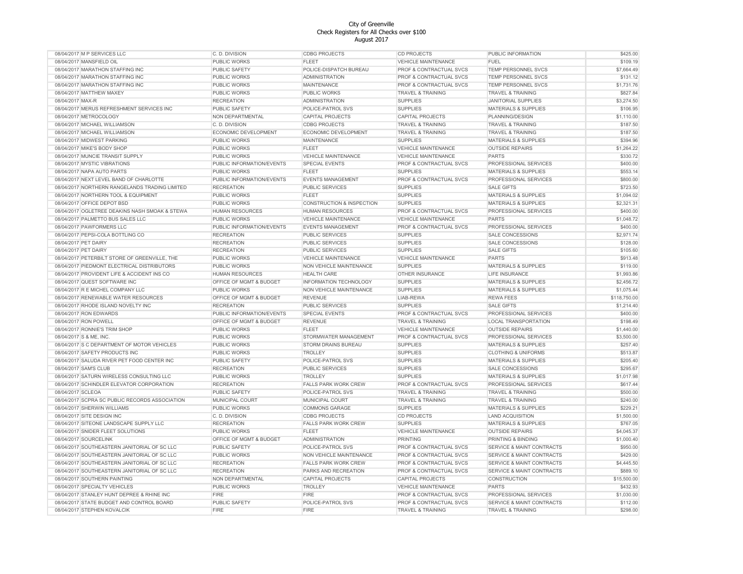City of Greenville
Check Registers for All Checks over $100
August 2017

| Date | Vendor | Department | Division | Category | Description | Amount |
|---|---|---|---|---|---|---|
| 08/04/2017 | M P SERVICES LLC | C. D. DIVISION | CDBG PROJECTS | CD PROJECTS | PUBLIC INFORMATION | $425.00 |
| 08/04/2017 | MANSFIELD OIL | PUBLIC WORKS | FLEET | VEHICLE MAINTENANCE | FUEL | $109.19 |
| 08/04/2017 | MARATHON STAFFING INC | PUBLIC SAFETY | POLICE-DISPATCH BUREAU | PROF & CONTRACTUAL SVCS | TEMP PERSONNEL SVCS | $7,664.49 |
| 08/04/2017 | MARATHON STAFFING INC | PUBLIC WORKS | ADMINISTRATION | PROF & CONTRACTUAL SVCS | TEMP PERSONNEL SVCS | $131.12 |
| 08/04/2017 | MARATHON STAFFING INC | PUBLIC WORKS | MAINTENANCE | PROF & CONTRACTUAL SVCS | TEMP PERSONNEL SVCS | $1,731.76 |
| 08/04/2017 | MATTHEW MAXEY | PUBLIC WORKS | PUBLIC WORKS | TRAVEL & TRAINING | TRAVEL & TRAINING | $827.84 |
| 08/04/2017 | MAX-R | RECREATION | ADMINISTRATION | SUPPLIES | JANITORIAL SUPPLIES | $3,274.50 |
| 08/04/2017 | MERUS REFRESHMENT SERVICES INC | PUBLIC SAFETY | POLICE-PATROL SVS | SUPPLIES | MATERIALS & SUPPLIES | $106.95 |
| 08/04/2017 | METROCOLOGY | NON DEPARTMENTAL | CAPITAL PROJECTS | CAPITAL PROJECTS | PLANNING/DESIGN | $1,110.00 |
| 08/04/2017 | MICHAEL WILLIAMSON | C. D. DIVISION | CDBG PROJECTS | TRAVEL & TRAINING | TRAVEL & TRAINING | $187.50 |
| 08/04/2017 | MICHAEL WILLIAMSON | ECONOMIC DEVELOPMENT | ECONOMIC DEVELOPMENT | TRAVEL & TRAINING | TRAVEL & TRAINING | $187.50 |
| 08/04/2017 | MIDWEST PARKING | PUBLIC WORKS | MAINTENANCE | SUPPLIES | MATERIALS & SUPPLIES | $394.96 |
| 08/04/2017 | MIKE'S BODY SHOP | PUBLIC WORKS | FLEET | VEHICLE MAINTENANCE | OUTSIDE REPAIRS | $1,264.22 |
| 08/04/2017 | MUNCIE TRANSIT SUPPLY | PUBLIC WORKS | VEHICLE MAINTENANCE | VEHICLE MAINTENANCE | PARTS | $330.72 |
| 08/04/2017 | MYSTIC VIBRATIONS | PUBLIC INFORMATION/EVENTS | SPECIAL EVENTS | PROF & CONTRACTUAL SVCS | PROFESSIONAL SERVICES | $400.00 |
| 08/04/2017 | NAPA AUTO PARTS | PUBLIC WORKS | FLEET | SUPPLIES | MATERIALS & SUPPLIES | $553.14 |
| 08/04/2017 | NEXT LEVEL BAND OF CHARLOTTE | PUBLIC INFORMATION/EVENTS | EVENTS MANAGEMENT | PROF & CONTRACTUAL SVCS | PROFESSIONAL SERVICES | $800.00 |
| 08/04/2017 | NORTHERN RANGELANDS TRADING LIMITED | RECREATION | PUBLIC SERVICES | SUPPLIES | SALE GIFTS | $723.50 |
| 08/04/2017 | NORTHERN TOOL & EQUIPMENT | PUBLIC WORKS | FLEET | SUPPLIES | MATERIALS & SUPPLIES | $1,094.02 |
| 08/04/2017 | OFFICE DEPOT BSD | PUBLIC WORKS | CONSTRUCTION & INSPECTION | SUPPLIES | MATERIALS & SUPPLIES | $2,321.31 |
| 08/04/2017 | OGLETREE DEAKINS NASH SMOAK & STEWA | HUMAN RESOURCES | HUMAN RESOURCES | PROF & CONTRACTUAL SVCS | PROFESSIONAL SERVICES | $400.00 |
| 08/04/2017 | PALMETTO BUS SALES LLC | PUBLIC WORKS | VEHICLE MAINTENANCE | VEHICLE MAINTENANCE | PARTS | $1,048.72 |
| 08/04/2017 | PAWFORMERS LLC | PUBLIC INFORMATION/EVENTS | EVENTS MANAGEMENT | PROF & CONTRACTUAL SVCS | PROFESSIONAL SERVICES | $400.00 |
| 08/04/2017 | PEPSI-COLA BOTTLING CO | RECREATION | PUBLIC SERVICES | SUPPLIES | SALE CONCESSIONS | $2,971.74 |
| 08/04/2017 | PET DAIRY | RECREATION | PUBLIC SERVICES | SUPPLIES | SALE CONCESSIONS | $128.00 |
| 08/04/2017 | PET DAIRY | RECREATION | PUBLIC SERVICES | SUPPLIES | SALE GIFTS | $105.60 |
| 08/04/2017 | PETERBILT STORE OF GREENVILLE, THE | PUBLIC WORKS | VEHICLE MAINTENANCE | VEHICLE MAINTENANCE | PARTS | $913.48 |
| 08/04/2017 | PIEDMONT ELECTRICAL DISTRIBUTORS | PUBLIC WORKS | NON VEHICLE MAINTENANCE | SUPPLIES | MATERIALS & SUPPLIES | $119.00 |
| 08/04/2017 | PROVIDENT LIFE & ACCIDENT INS CO | HUMAN RESOURCES | HEALTH CARE | OTHER INSURANCE | LIFE INSURANCE | $1,993.86 |
| 08/04/2017 | QUEST SOFTWARE INC | OFFICE OF MGMT & BUDGET | INFORMATION TECHNOLOGY | SUPPLIES | MATERIALS & SUPPLIES | $2,456.72 |
| 08/04/2017 | R E MICHEL COMPANY LLC | PUBLIC WORKS | NON VEHICLE MAINTENANCE | SUPPLIES | MATERIALS & SUPPLIES | $1,075.44 |
| 08/04/2017 | RENEWABLE WATER RESOURCES | OFFICE OF MGMT & BUDGET | REVENUE | LIAB-REWA | REWA FEES | $118,750.00 |
| 08/04/2017 | RHODE ISLAND NOVELTY INC | RECREATION | PUBLIC SERVICES | SUPPLIES | SALE GIFTS | $1,214.40 |
| 08/04/2017 | RON EDWARDS | PUBLIC INFORMATION/EVENTS | SPECIAL EVENTS | PROF & CONTRACTUAL SVCS | PROFESSIONAL SERVICES | $400.00 |
| 08/04/2017 | RON POWELL | OFFICE OF MGMT & BUDGET | REVENUE | TRAVEL & TRAINING | LOCAL TRANSPORTATION | $198.49 |
| 08/04/2017 | RONNIE'S TRIM SHOP | PUBLIC WORKS | FLEET | VEHICLE MAINTENANCE | OUTSIDE REPAIRS | $1,440.00 |
| 08/04/2017 | S & ME, INC. | PUBLIC WORKS | STORMWATER MANAGEMENT | PROF & CONTRACTUAL SVCS | PROFESSIONAL SERVICES | $3,500.00 |
| 08/04/2017 | S C DEPARTMENT OF MOTOR VEHICLES | PUBLIC WORKS | STORM DRAINS BUREAU | SUPPLIES | MATERIALS & SUPPLIES | $257.40 |
| 08/04/2017 | SAFETY PRODUCTS INC | PUBLIC WORKS | TROLLEY | SUPPLIES | CLOTHING & UNIFORMS | $513.87 |
| 08/04/2017 | SALUDA RIVER PET FOOD CENTER INC | PUBLIC SAFETY | POLICE-PATROL SVS | SUPPLIES | MATERIALS & SUPPLIES | $205.40 |
| 08/04/2017 | SAM'S CLUB | RECREATION | PUBLIC SERVICES | SUPPLIES | SALE CONCESSIONS | $295.67 |
| 08/04/2017 | SATURN WIRELESS CONSULTING LLC | PUBLIC WORKS | TROLLEY | SUPPLIES | MATERIALS & SUPPLIES | $1,017.98 |
| 08/04/2017 | SCHINDLER ELEVATOR CORPORATION | RECREATION | FALLS PARK WORK CREW | PROF & CONTRACTUAL SVCS | PROFESSIONAL SERVICES | $617.44 |
| 08/04/2017 | SCLEOA | PUBLIC SAFETY | POLICE-PATROL SVS | TRAVEL & TRAINING | TRAVEL & TRAINING | $500.00 |
| 08/04/2017 | SCPRA SC PUBLIC RECORDS ASSOCIATION | MUNICIPAL COURT | MUNICIPAL COURT | TRAVEL & TRAINING | TRAVEL & TRAINING | $240.00 |
| 08/04/2017 | SHERWIN WILLIAMS | PUBLIC WORKS | COMMONS GARAGE | SUPPLIES | MATERIALS & SUPPLIES | $229.21 |
| 08/04/2017 | SITE DESIGN INC | C. D. DIVISION | CDBG PROJECTS | CD PROJECTS | LAND ACQUISITION | $1,500.00 |
| 08/04/2017 | SITEONE LANDSCAPE SUPPLY LLC | RECREATION | FALLS PARK WORK CREW | SUPPLIES | MATERIALS & SUPPLIES | $767.05 |
| 08/04/2017 | SNIDER FLEET SOLUTIONS | PUBLIC WORKS | FLEET | VEHICLE MAINTENANCE | OUTSIDE REPAIRS | $4,045.37 |
| 08/04/2017 | SOURCELINK | OFFICE OF MGMT & BUDGET | ADMINISTRATION | PRINTING | PRINTING & BINDING | $1,000.40 |
| 08/04/2017 | SOUTHEASTERN JANITORIAL OF SC LLC | PUBLIC SAFETY | POLICE-PATROL SVS | PROF & CONTRACTUAL SVCS | SERVICE & MAINT CONTRACTS | $950.00 |
| 08/04/2017 | SOUTHEASTERN JANITORIAL OF SC LLC | PUBLIC WORKS | NON VEHICLE MAINTENANCE | PROF & CONTRACTUAL SVCS | SERVICE & MAINT CONTRACTS | $429.00 |
| 08/04/2017 | SOUTHEASTERN JANITORIAL OF SC LLC | RECREATION | FALLS PARK WORK CREW | PROF & CONTRACTUAL SVCS | SERVICE & MAINT CONTRACTS | $4,445.50 |
| 08/04/2017 | SOUTHEASTERN JANITORIAL OF SC LLC | RECREATION | PARKS AND RECREATION | PROF & CONTRACTUAL SVCS | SERVICE & MAINT CONTRACTS | $889.10 |
| 08/04/2017 | SOUTHERN PAINTING | NON DEPARTMENTAL | CAPITAL PROJECTS | CAPITAL PROJECTS | CONSTRUCTION | $15,500.00 |
| 08/04/2017 | SPECIALTY VEHICLES | PUBLIC WORKS | TROLLEY | VEHICLE MAINTENANCE | PARTS | $432.93 |
| 08/04/2017 | STANLEY HUNT DEPREE & RHINE INC | FIRE | FIRE | PROF & CONTRACTUAL SVCS | PROFESSIONAL SERVICES | $1,030.00 |
| 08/04/2017 | STATE BUDGET AND CONTROL BOARD | PUBLIC SAFETY | POLICE-PATROL SVS | PROF & CONTRACTUAL SVCS | SERVICE & MAINT CONTRACTS | $112.00 |
| 08/04/2017 | STEPHEN KOVALCIK | FIRE | FIRE | TRAVEL & TRAINING | TRAVEL & TRAINING | $298.00 |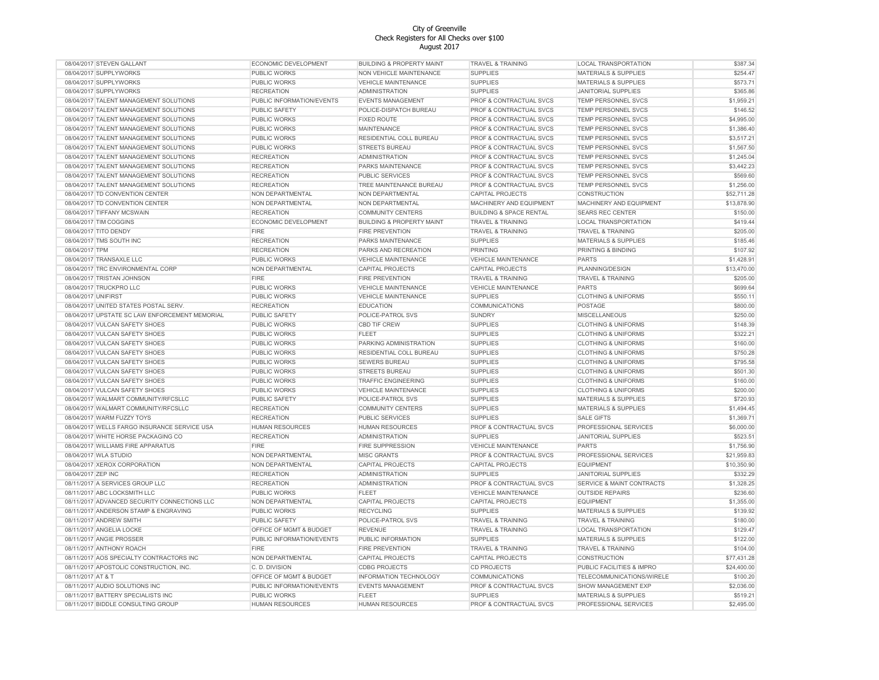City of Greenville
Check Registers for All Checks over $100
August 2017

| | | | | | | |
|---|---|---|---|---|---|---|
| 08/04/2017 | STEVEN GALLANT | ECONOMIC DEVELOPMENT | BUILDING & PROPERTY MAINT | TRAVEL & TRAINING | LOCAL TRANSPORTATION | $387.34 |
| 08/04/2017 | SUPPLYWORKS | PUBLIC WORKS | NON VEHICLE MAINTENANCE | SUPPLIES | MATERIALS & SUPPLIES | $254.47 |
| 08/04/2017 | SUPPLYWORKS | PUBLIC WORKS | VEHICLE MAINTENANCE | SUPPLIES | MATERIALS & SUPPLIES | $573.71 |
| 08/04/2017 | SUPPLYWORKS | RECREATION | ADMINISTRATION | SUPPLIES | JANITORIAL SUPPLIES | $365.86 |
| 08/04/2017 | TALENT MANAGEMENT SOLUTIONS | PUBLIC INFORMATION/EVENTS | EVENTS MANAGEMENT | PROF & CONTRACTUAL SVCS | TEMP PERSONNEL SVCS | $1,959.21 |
| 08/04/2017 | TALENT MANAGEMENT SOLUTIONS | PUBLIC SAFETY | POLICE-DISPATCH BUREAU | PROF & CONTRACTUAL SVCS | TEMP PERSONNEL SVCS | $146.52 |
| 08/04/2017 | TALENT MANAGEMENT SOLUTIONS | PUBLIC WORKS | FIXED ROUTE | PROF & CONTRACTUAL SVCS | TEMP PERSONNEL SVCS | $4,995.00 |
| 08/04/2017 | TALENT MANAGEMENT SOLUTIONS | PUBLIC WORKS | MAINTENANCE | PROF & CONTRACTUAL SVCS | TEMP PERSONNEL SVCS | $1,386.40 |
| 08/04/2017 | TALENT MANAGEMENT SOLUTIONS | PUBLIC WORKS | RESIDENTIAL COLL BUREAU | PROF & CONTRACTUAL SVCS | TEMP PERSONNEL SVCS | $3,517.21 |
| 08/04/2017 | TALENT MANAGEMENT SOLUTIONS | PUBLIC WORKS | STREETS BUREAU | PROF & CONTRACTUAL SVCS | TEMP PERSONNEL SVCS | $1,567.50 |
| 08/04/2017 | TALENT MANAGEMENT SOLUTIONS | RECREATION | ADMINISTRATION | PROF & CONTRACTUAL SVCS | TEMP PERSONNEL SVCS | $1,245.04 |
| 08/04/2017 | TALENT MANAGEMENT SOLUTIONS | RECREATION | PARKS MAINTENANCE | PROF & CONTRACTUAL SVCS | TEMP PERSONNEL SVCS | $3,442.23 |
| 08/04/2017 | TALENT MANAGEMENT SOLUTIONS | RECREATION | PUBLIC SERVICES | PROF & CONTRACTUAL SVCS | TEMP PERSONNEL SVCS | $569.60 |
| 08/04/2017 | TALENT MANAGEMENT SOLUTIONS | RECREATION | TREE MAINTENANCE BUREAU | PROF & CONTRACTUAL SVCS | TEMP PERSONNEL SVCS | $1,256.00 |
| 08/04/2017 | TD CONVENTION CENTER | NON DEPARTMENTAL | NON DEPARTMENTAL | CAPITAL PROJECTS | CONSTRUCTION | $52,711.28 |
| 08/04/2017 | TD CONVENTION CENTER | NON DEPARTMENTAL | NON DEPARTMENTAL | MACHINERY AND EQUIPMENT | MACHINERY AND EQUIPMENT | $13,878.90 |
| 08/04/2017 | TIFFANY MCSWAIN | RECREATION | COMMUNITY CENTERS | BUILDING & SPACE RENTAL | SEARS REC CENTER | $150.00 |
| 08/04/2017 | TIM COGGINS | ECONOMIC DEVELOPMENT | BUILDING & PROPERTY MAINT | TRAVEL & TRAINING | LOCAL TRANSPORTATION | $419.44 |
| 08/04/2017 | TITO DENDY | FIRE | FIRE PREVENTION | TRAVEL & TRAINING | TRAVEL & TRAINING | $205.00 |
| 08/04/2017 | TMS SOUTH INC | RECREATION | PARKS MAINTENANCE | SUPPLIES | MATERIALS & SUPPLIES | $185.46 |
| 08/04/2017 | TPM | RECREATION | PARKS AND RECREATION | PRINTING | PRINTING & BINDING | $107.92 |
| 08/04/2017 | TRANSAXLE LLC | PUBLIC WORKS | VEHICLE MAINTENANCE | VEHICLE MAINTENANCE | PARTS | $1,428.91 |
| 08/04/2017 | TRC ENVIRONMENTAL CORP | NON DEPARTMENTAL | CAPITAL PROJECTS | CAPITAL PROJECTS | PLANNING/DESIGN | $13,470.00 |
| 08/04/2017 | TRISTAN JOHNSON | FIRE | FIRE PREVENTION | TRAVEL & TRAINING | TRAVEL & TRAINING | $205.00 |
| 08/04/2017 | TRUCKPRO LLC | PUBLIC WORKS | VEHICLE MAINTENANCE | VEHICLE MAINTENANCE | PARTS | $699.64 |
| 08/04/2017 | UNIFIRST | PUBLIC WORKS | VEHICLE MAINTENANCE | SUPPLIES | CLOTHING & UNIFORMS | $550.11 |
| 08/04/2017 | UNITED STATES POSTAL SERV. | RECREATION | EDUCATION | COMMUNICATIONS | POSTAGE | $800.00 |
| 08/04/2017 | UPSTATE SC LAW ENFORCEMENT MEMORIAL | PUBLIC SAFETY | POLICE-PATROL SVS | SUNDRY | MISCELLANEOUS | $250.00 |
| 08/04/2017 | VULCAN SAFETY SHOES | PUBLIC WORKS | CBD TIF CREW | SUPPLIES | CLOTHING & UNIFORMS | $148.39 |
| 08/04/2017 | VULCAN SAFETY SHOES | PUBLIC WORKS | FLEET | SUPPLIES | CLOTHING & UNIFORMS | $322.21 |
| 08/04/2017 | VULCAN SAFETY SHOES | PUBLIC WORKS | PARKING ADMINISTRATION | SUPPLIES | CLOTHING & UNIFORMS | $160.00 |
| 08/04/2017 | VULCAN SAFETY SHOES | PUBLIC WORKS | RESIDENTIAL COLL BUREAU | SUPPLIES | CLOTHING & UNIFORMS | $750.28 |
| 08/04/2017 | VULCAN SAFETY SHOES | PUBLIC WORKS | SEWERS BUREAU | SUPPLIES | CLOTHING & UNIFORMS | $795.58 |
| 08/04/2017 | VULCAN SAFETY SHOES | PUBLIC WORKS | STREETS BUREAU | SUPPLIES | CLOTHING & UNIFORMS | $501.30 |
| 08/04/2017 | VULCAN SAFETY SHOES | PUBLIC WORKS | TRAFFIC ENGINEERING | SUPPLIES | CLOTHING & UNIFORMS | $160.00 |
| 08/04/2017 | VULCAN SAFETY SHOES | PUBLIC WORKS | VEHICLE MAINTENANCE | SUPPLIES | CLOTHING & UNIFORMS | $200.00 |
| 08/04/2017 | WALMART COMMUNITY/RFCSLLC | PUBLIC SAFETY | POLICE-PATROL SVS | SUPPLIES | MATERIALS & SUPPLIES | $720.93 |
| 08/04/2017 | WALMART COMMUNITY/RFCSLLC | RECREATION | COMMUNITY CENTERS | SUPPLIES | MATERIALS & SUPPLIES | $1,494.45 |
| 08/04/2017 | WARM FUZZY TOYS | RECREATION | PUBLIC SERVICES | SUPPLIES | SALE GIFTS | $1,369.71 |
| 08/04/2017 | WELLS FARGO INSURANCE SERVICE USA | HUMAN RESOURCES | HUMAN RESOURCES | PROF & CONTRACTUAL SVCS | PROFESSIONAL SERVICES | $6,000.00 |
| 08/04/2017 | WHITE HORSE PACKAGING CO | RECREATION | ADMINISTRATION | SUPPLIES | JANITORIAL SUPPLIES | $523.51 |
| 08/04/2017 | WILLIAMS FIRE APPARATUS | FIRE | FIRE SUPPRESSION | VEHICLE MAINTENANCE | PARTS | $1,756.90 |
| 08/04/2017 | WLA STUDIO | NON DEPARTMENTAL | MISC GRANTS | PROF & CONTRACTUAL SVCS | PROFESSIONAL SERVICES | $21,959.83 |
| 08/04/2017 | XEROX CORPORATION | NON DEPARTMENTAL | CAPITAL PROJECTS | CAPITAL PROJECTS | EQUIPMENT | $10,350.90 |
| 08/04/2017 | ZEP INC | RECREATION | ADMINISTRATION | SUPPLIES | JANITORIAL SUPPLIES | $332.29 |
| 08/11/2017 | A SERVICES GROUP LLC | RECREATION | ADMINISTRATION | PROF & CONTRACTUAL SVCS | SERVICE & MAINT CONTRACTS | $1,328.25 |
| 08/11/2017 | ABC LOCKSMITH LLC | PUBLIC WORKS | FLEET | VEHICLE MAINTENANCE | OUTSIDE REPAIRS | $236.60 |
| 08/11/2017 | ADVANCED SECURITY CONNECTIONS LLC | NON DEPARTMENTAL | CAPITAL PROJECTS | CAPITAL PROJECTS | EQUIPMENT | $1,355.00 |
| 08/11/2017 | ANDERSON STAMP & ENGRAVING | PUBLIC WORKS | RECYCLING | SUPPLIES | MATERIALS & SUPPLIES | $139.92 |
| 08/11/2017 | ANDREW SMITH | PUBLIC SAFETY | POLICE-PATROL SVS | TRAVEL & TRAINING | TRAVEL & TRAINING | $180.00 |
| 08/11/2017 | ANGELIA LOCKE | OFFICE OF MGMT & BUDGET | REVENUE | TRAVEL & TRAINING | LOCAL TRANSPORTATION | $129.47 |
| 08/11/2017 | ANGIE PROSSER | PUBLIC INFORMATION/EVENTS | PUBLIC INFORMATION | SUPPLIES | MATERIALS & SUPPLIES | $122.00 |
| 08/11/2017 | ANTHONY ROACH | FIRE | FIRE PREVENTION | TRAVEL & TRAINING | TRAVEL & TRAINING | $104.00 |
| 08/11/2017 | AOS SPECIALTY CONTRACTORS INC | NON DEPARTMENTAL | CAPITAL PROJECTS | CAPITAL PROJECTS | CONSTRUCTION | $77,431.28 |
| 08/11/2017 | APOSTOLIC CONSTRUCTION, INC. | C. D. DIVISION | CDBG PROJECTS | CD PROJECTS | PUBLIC FACILITIES & IMPRO | $24,400.00 |
| 08/11/2017 | AT & T | OFFICE OF MGMT & BUDGET | INFORMATION TECHNOLOGY | COMMUNICATIONS | TELECOMMUNICATIONS/WIRELE | $100.20 |
| 08/11/2017 | AUDIO SOLUTIONS INC | PUBLIC INFORMATION/EVENTS | EVENTS MANAGEMENT | PROF & CONTRACTUAL SVCS | SHOW MANAGEMENT EXP | $2,036.00 |
| 08/11/2017 | BATTERY SPECIALISTS INC | PUBLIC WORKS | FLEET | SUPPLIES | MATERIALS & SUPPLIES | $519.21 |
| 08/11/2017 | BIDDLE CONSULTING GROUP | HUMAN RESOURCES | HUMAN RESOURCES | PROF & CONTRACTUAL SVCS | PROFESSIONAL SERVICES | $2,495.00 |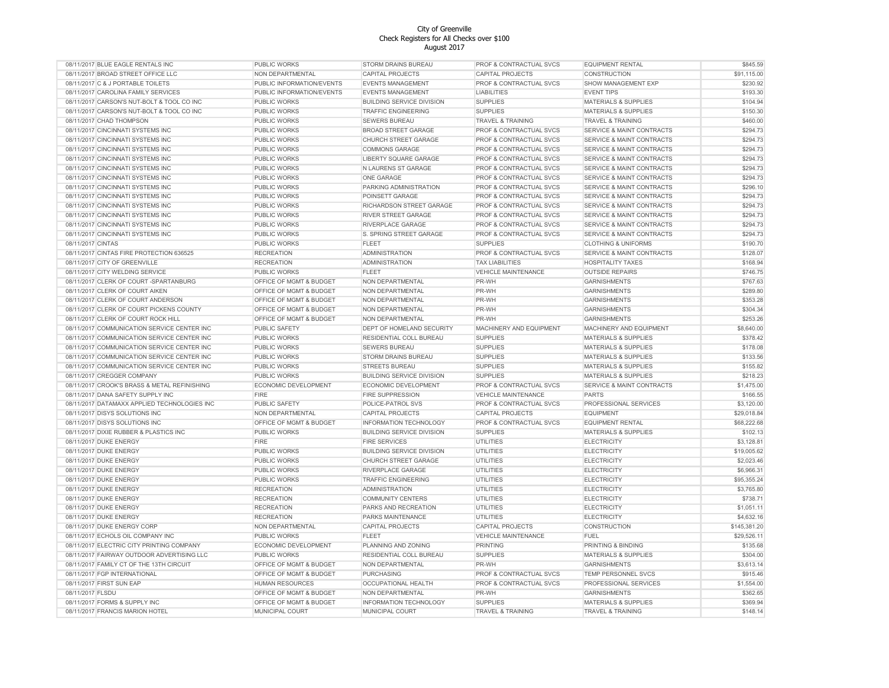# City of Greenville
## Check Registers for All Checks over $100
### August 2017

| | | | | | | |
|---|---|---|---|---|---|---|
| 08/11/2017 | BLUE EAGLE RENTALS INC | PUBLIC WORKS | STORM DRAINS BUREAU | PROF & CONTRACTUAL SVCS | EQUIPMENT RENTAL | $845.59 |
| 08/11/2017 | BROAD STREET OFFICE LLC | NON DEPARTMENTAL | CAPITAL PROJECTS | CAPITAL PROJECTS | CONSTRUCTION | $91,115.00 |
| 08/11/2017 | C & J PORTABLE TOILETS | PUBLIC INFORMATION/EVENTS | EVENTS MANAGEMENT | PROF & CONTRACTUAL SVCS | SHOW MANAGEMENT EXP | $230.92 |
| 08/11/2017 | CAROLINA FAMILY SERVICES | PUBLIC INFORMATION/EVENTS | EVENTS MANAGEMENT | LIABILITIES | EVENT TIPS | $193.30 |
| 08/11/2017 | CARSON'S NUT-BOLT & TOOL CO INC | PUBLIC WORKS | BUILDING SERVICE DIVISION | SUPPLIES | MATERIALS & SUPPLIES | $104.94 |
| 08/11/2017 | CARSON'S NUT-BOLT & TOOL CO INC | PUBLIC WORKS | TRAFFIC ENGINEERING | SUPPLIES | MATERIALS & SUPPLIES | $150.30 |
| 08/11/2017 | CHAD THOMPSON | PUBLIC WORKS | SEWERS BUREAU | TRAVEL & TRAINING | TRAVEL & TRAINING | $460.00 |
| 08/11/2017 | CINCINNATI SYSTEMS INC | PUBLIC WORKS | BROAD STREET GARAGE | PROF & CONTRACTUAL SVCS | SERVICE & MAINT CONTRACTS | $294.73 |
| 08/11/2017 | CINCINNATI SYSTEMS INC | PUBLIC WORKS | CHURCH STREET GARAGE | PROF & CONTRACTUAL SVCS | SERVICE & MAINT CONTRACTS | $294.73 |
| 08/11/2017 | CINCINNATI SYSTEMS INC | PUBLIC WORKS | COMMONS GARAGE | PROF & CONTRACTUAL SVCS | SERVICE & MAINT CONTRACTS | $294.73 |
| 08/11/2017 | CINCINNATI SYSTEMS INC | PUBLIC WORKS | LIBERTY SQUARE GARAGE | PROF & CONTRACTUAL SVCS | SERVICE & MAINT CONTRACTS | $294.73 |
| 08/11/2017 | CINCINNATI SYSTEMS INC | PUBLIC WORKS | N LAURENS ST GARAGE | PROF & CONTRACTUAL SVCS | SERVICE & MAINT CONTRACTS | $294.73 |
| 08/11/2017 | CINCINNATI SYSTEMS INC | PUBLIC WORKS | ONE GARAGE | PROF & CONTRACTUAL SVCS | SERVICE & MAINT CONTRACTS | $294.73 |
| 08/11/2017 | CINCINNATI SYSTEMS INC | PUBLIC WORKS | PARKING ADMINISTRATION | PROF & CONTRACTUAL SVCS | SERVICE & MAINT CONTRACTS | $296.10 |
| 08/11/2017 | CINCINNATI SYSTEMS INC | PUBLIC WORKS | POINSETT GARAGE | PROF & CONTRACTUAL SVCS | SERVICE & MAINT CONTRACTS | $294.73 |
| 08/11/2017 | CINCINNATI SYSTEMS INC | PUBLIC WORKS | RICHARDSON STREET GARAGE | PROF & CONTRACTUAL SVCS | SERVICE & MAINT CONTRACTS | $294.73 |
| 08/11/2017 | CINCINNATI SYSTEMS INC | PUBLIC WORKS | RIVER STREET GARAGE | PROF & CONTRACTUAL SVCS | SERVICE & MAINT CONTRACTS | $294.73 |
| 08/11/2017 | CINCINNATI SYSTEMS INC | PUBLIC WORKS | RIVERPLACE GARAGE | PROF & CONTRACTUAL SVCS | SERVICE & MAINT CONTRACTS | $294.73 |
| 08/11/2017 | CINCINNATI SYSTEMS INC | PUBLIC WORKS | S. SPRING STREET GARAGE | PROF & CONTRACTUAL SVCS | SERVICE & MAINT CONTRACTS | $294.73 |
| 08/11/2017 | CINTAS | PUBLIC WORKS | FLEET | SUPPLIES | CLOTHING & UNIFORMS | $190.70 |
| 08/11/2017 | CINTAS FIRE PROTECTION 636525 | RECREATION | ADMINISTRATION | PROF & CONTRACTUAL SVCS | SERVICE & MAINT CONTRACTS | $128.07 |
| 08/11/2017 | CITY OF GREENVILLE | RECREATION | ADMINISTRATION | TAX LIABILITIES | HOSPITALITY TAXES | $168.94 |
| 08/11/2017 | CITY WELDING SERVICE | PUBLIC WORKS | FLEET | VEHICLE MAINTENANCE | OUTSIDE REPAIRS | $746.75 |
| 08/11/2017 | CLERK OF COURT -SPARTANBURG | OFFICE OF MGMT & BUDGET | NON DEPARTMENTAL | PR-WH | GARNISHMENTS | $767.63 |
| 08/11/2017 | CLERK OF COURT AIKEN | OFFICE OF MGMT & BUDGET | NON DEPARTMENTAL | PR-WH | GARNISHMENTS | $289.80 |
| 08/11/2017 | CLERK OF COURT ANDERSON | OFFICE OF MGMT & BUDGET | NON DEPARTMENTAL | PR-WH | GARNISHMENTS | $353.28 |
| 08/11/2017 | CLERK OF COURT PICKENS COUNTY | OFFICE OF MGMT & BUDGET | NON DEPARTMENTAL | PR-WH | GARNISHMENTS | $304.34 |
| 08/11/2017 | CLERK OF COURT ROCK HILL | OFFICE OF MGMT & BUDGET | NON DEPARTMENTAL | PR-WH | GARNISHMENTS | $253.26 |
| 08/11/2017 | COMMUNICATION SERVICE CENTER INC | PUBLIC SAFETY | DEPT OF HOMELAND SECURITY | MACHINERY AND EQUIPMENT | MACHINERY AND EQUIPMENT | $8,640.00 |
| 08/11/2017 | COMMUNICATION SERVICE CENTER INC | PUBLIC WORKS | RESIDENTIAL COLL BUREAU | SUPPLIES | MATERIALS & SUPPLIES | $378.42 |
| 08/11/2017 | COMMUNICATION SERVICE CENTER INC | PUBLIC WORKS | SEWERS BUREAU | SUPPLIES | MATERIALS & SUPPLIES | $178.08 |
| 08/11/2017 | COMMUNICATION SERVICE CENTER INC | PUBLIC WORKS | STORM DRAINS BUREAU | SUPPLIES | MATERIALS & SUPPLIES | $133.56 |
| 08/11/2017 | COMMUNICATION SERVICE CENTER INC | PUBLIC WORKS | STREETS BUREAU | SUPPLIES | MATERIALS & SUPPLIES | $155.82 |
| 08/11/2017 | CREGGER COMPANY | PUBLIC WORKS | BUILDING SERVICE DIVISION | SUPPLIES | MATERIALS & SUPPLIES | $218.23 |
| 08/11/2017 | CROOK'S BRASS & METAL REFINISHING | ECONOMIC DEVELOPMENT | ECONOMIC DEVELOPMENT | PROF & CONTRACTUAL SVCS | SERVICE & MAINT CONTRACTS | $1,475.00 |
| 08/11/2017 | DANA SAFETY SUPPLY INC | FIRE | FIRE SUPPRESSION | VEHICLE MAINTENANCE | PARTS | $166.55 |
| 08/11/2017 | DATAMAXX APPLIED TECHNOLOGIES INC | PUBLIC SAFETY | POLICE-PATROL SVS | PROF & CONTRACTUAL SVCS | PROFESSIONAL SERVICES | $3,120.00 |
| 08/11/2017 | DISYS SOLUTIONS INC | NON DEPARTMENTAL | CAPITAL PROJECTS | CAPITAL PROJECTS | EQUIPMENT | $29,018.84 |
| 08/11/2017 | DISYS SOLUTIONS INC | OFFICE OF MGMT & BUDGET | INFORMATION TECHNOLOGY | PROF & CONTRACTUAL SVCS | EQUIPMENT RENTAL | $68,222.68 |
| 08/11/2017 | DIXIE RUBBER & PLASTICS INC | PUBLIC WORKS | BUILDING SERVICE DIVISION | SUPPLIES | MATERIALS & SUPPLIES | $102.13 |
| 08/11/2017 | DUKE ENERGY | FIRE | FIRE SERVICES | UTILITIES | ELECTRICITY | $3,128.81 |
| 08/11/2017 | DUKE ENERGY | PUBLIC WORKS | BUILDING SERVICE DIVISION | UTILITIES | ELECTRICITY | $19,005.62 |
| 08/11/2017 | DUKE ENERGY | PUBLIC WORKS | CHURCH STREET GARAGE | UTILITIES | ELECTRICITY | $2,023.46 |
| 08/11/2017 | DUKE ENERGY | PUBLIC WORKS | RIVERPLACE GARAGE | UTILITIES | ELECTRICITY | $6,966.31 |
| 08/11/2017 | DUKE ENERGY | PUBLIC WORKS | TRAFFIC ENGINEERING | UTILITIES | ELECTRICITY | $95,355.24 |
| 08/11/2017 | DUKE ENERGY | RECREATION | ADMINISTRATION | UTILITIES | ELECTRICITY | $3,765.80 |
| 08/11/2017 | DUKE ENERGY | RECREATION | COMMUNITY CENTERS | UTILITIES | ELECTRICITY | $738.71 |
| 08/11/2017 | DUKE ENERGY | RECREATION | PARKS AND RECREATION | UTILITIES | ELECTRICITY | $1,051.11 |
| 08/11/2017 | DUKE ENERGY | RECREATION | PARKS MAINTENANCE | UTILITIES | ELECTRICITY | $4,632.16 |
| 08/11/2017 | DUKE ENERGY CORP | NON DEPARTMENTAL | CAPITAL PROJECTS | CAPITAL PROJECTS | CONSTRUCTION | $145,381.20 |
| 08/11/2017 | ECHOLS OIL COMPANY INC | PUBLIC WORKS | FLEET | VEHICLE MAINTENANCE | FUEL | $29,526.11 |
| 08/11/2017 | ELECTRIC CITY PRINTING COMPANY | ECONOMIC DEVELOPMENT | PLANNING AND ZONING | PRINTING | PRINTING & BINDING | $135.68 |
| 08/11/2017 | FAIRWAY OUTDOOR ADVERTISING LLC | PUBLIC WORKS | RESIDENTIAL COLL BUREAU | SUPPLIES | MATERIALS & SUPPLIES | $304.00 |
| 08/11/2017 | FAMILY CT OF THE 13TH CIRCUIT | OFFICE OF MGMT & BUDGET | NON DEPARTMENTAL | PR-WH | GARNISHMENTS | $3,613.14 |
| 08/11/2017 | FGP INTERNATIONAL | OFFICE OF MGMT & BUDGET | PURCHASING | PROF & CONTRACTUAL SVCS | TEMP PERSONNEL SVCS | $915.46 |
| 08/11/2017 | FIRST SUN EAP | HUMAN RESOURCES | OCCUPATIONAL HEALTH | PROF & CONTRACTUAL SVCS | PROFESSIONAL SERVICES | $1,554.00 |
| 08/11/2017 | FLSDU | OFFICE OF MGMT & BUDGET | NON DEPARTMENTAL | PR-WH | GARNISHMENTS | $362.65 |
| 08/11/2017 | FORMS & SUPPLY INC | OFFICE OF MGMT & BUDGET | INFORMATION TECHNOLOGY | SUPPLIES | MATERIALS & SUPPLIES | $369.94 |
| 08/11/2017 | FRANCIS MARION HOTEL | MUNICIPAL COURT | MUNICIPAL COURT | TRAVEL & TRAINING | TRAVEL & TRAINING | $148.14 |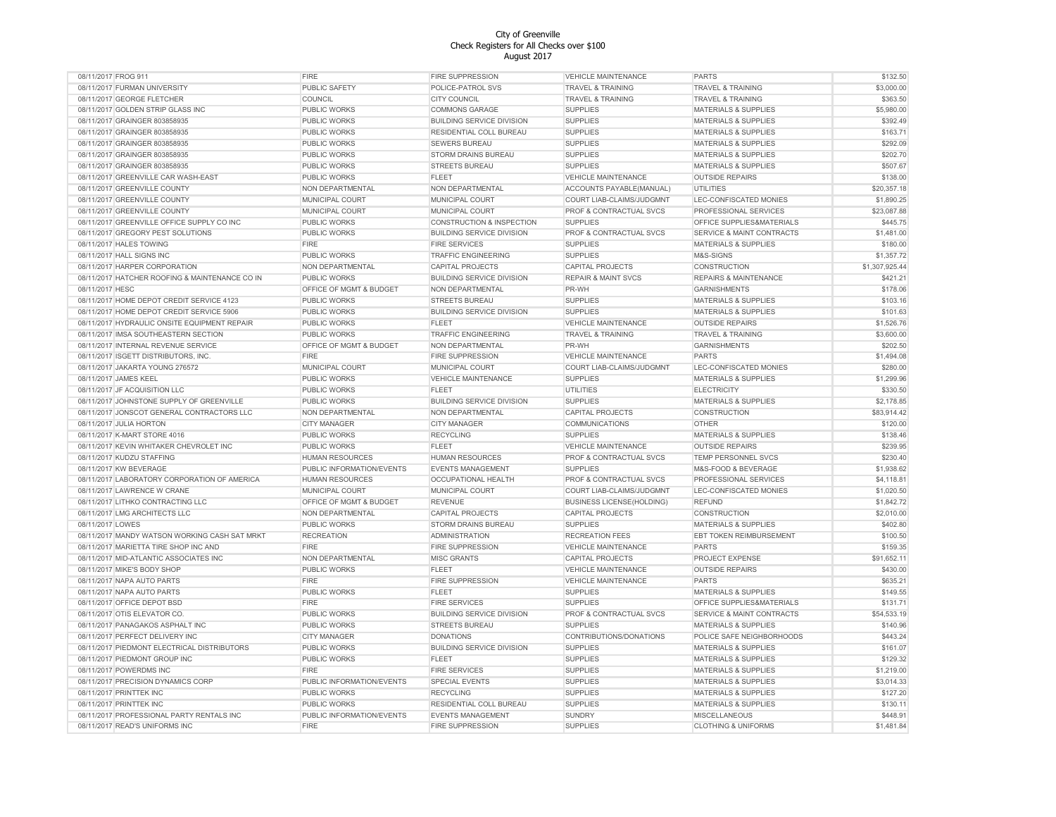City of Greenville
Check Registers for All Checks over $100
August 2017

| | | | | | | |
|---|---|---|---|---|---|---|
| 08/11/2017 | FROG 911 | FIRE | FIRE SUPPRESSION | VEHICLE MAINTENANCE | PARTS | $132.50 |
| 08/11/2017 | FURMAN UNIVERSITY | PUBLIC SAFETY | POLICE-PATROL SVS | TRAVEL & TRAINING | TRAVEL & TRAINING | $3,000.00 |
| 08/11/2017 | GEORGE FLETCHER | COUNCIL | CITY COUNCIL | TRAVEL & TRAINING | TRAVEL & TRAINING | $363.50 |
| 08/11/2017 | GOLDEN STRIP GLASS INC | PUBLIC WORKS | COMMONS GARAGE | SUPPLIES | MATERIALS & SUPPLIES | $5,980.00 |
| 08/11/2017 | GRAINGER 803858935 | PUBLIC WORKS | BUILDING SERVICE DIVISION | SUPPLIES | MATERIALS & SUPPLIES | $392.49 |
| 08/11/2017 | GRAINGER 803858935 | PUBLIC WORKS | RESIDENTIAL COLL BUREAU | SUPPLIES | MATERIALS & SUPPLIES | $163.71 |
| 08/11/2017 | GRAINGER 803858935 | PUBLIC WORKS | SEWERS BUREAU | SUPPLIES | MATERIALS & SUPPLIES | $292.09 |
| 08/11/2017 | GRAINGER 803858935 | PUBLIC WORKS | STORM DRAINS BUREAU | SUPPLIES | MATERIALS & SUPPLIES | $202.70 |
| 08/11/2017 | GRAINGER 803858935 | PUBLIC WORKS | STREETS BUREAU | SUPPLIES | MATERIALS & SUPPLIES | $507.67 |
| 08/11/2017 | GREENVILLE CAR WASH-EAST | PUBLIC WORKS | FLEET | VEHICLE MAINTENANCE | OUTSIDE REPAIRS | $138.00 |
| 08/11/2017 | GREENVILLE COUNTY | NON DEPARTMENTAL | NON DEPARTMENTAL | ACCOUNTS PAYABLE(MANUAL) | UTILITIES | $20,357.18 |
| 08/11/2017 | GREENVILLE COUNTY | MUNICIPAL COURT | MUNICIPAL COURT | COURT LIAB-CLAIMS/JUDGMNT | LEC-CONFISCATED MONIES | $1,890.25 |
| 08/11/2017 | GREENVILLE COUNTY | MUNICIPAL COURT | MUNICIPAL COURT | PROF & CONTRACTUAL SVCS | PROFESSIONAL SERVICES | $23,087.88 |
| 08/11/2017 | GREENVILLE OFFICE SUPPLY CO INC | PUBLIC WORKS | CONSTRUCTION & INSPECTION | SUPPLIES | OFFICE SUPPLIES&MATERIALS | $445.75 |
| 08/11/2017 | GREGORY PEST SOLUTIONS | PUBLIC WORKS | BUILDING SERVICE DIVISION | PROF & CONTRACTUAL SVCS | SERVICE & MAINT CONTRACTS | $1,481.00 |
| 08/11/2017 | HALES TOWING | FIRE | FIRE SERVICES | SUPPLIES | MATERIALS & SUPPLIES | $180.00 |
| 08/11/2017 | HALL SIGNS INC | PUBLIC WORKS | TRAFFIC ENGINEERING | SUPPLIES | M&S-SIGNS | $1,357.72 |
| 08/11/2017 | HARPER CORPORATION | NON DEPARTMENTAL | CAPITAL PROJECTS | CAPITAL PROJECTS | CONSTRUCTION | $1,307,925.44 |
| 08/11/2017 | HATCHER ROOFING & MAINTENANCE CO IN | PUBLIC WORKS | BUILDING SERVICE DIVISION | REPAIR & MAINT SVCS | REPAIRS & MAINTENANCE | $421.21 |
| 08/11/2017 | HESC | OFFICE OF MGMT & BUDGET | NON DEPARTMENTAL | PR-WH | GARNISHMENTS | $178.06 |
| 08/11/2017 | HOME DEPOT CREDIT SERVICE 4123 | PUBLIC WORKS | STREETS BUREAU | SUPPLIES | MATERIALS & SUPPLIES | $103.16 |
| 08/11/2017 | HOME DEPOT CREDIT SERVICE 5906 | PUBLIC WORKS | BUILDING SERVICE DIVISION | SUPPLIES | MATERIALS & SUPPLIES | $101.63 |
| 08/11/2017 | HYDRAULIC ONSITE EQUIPMENT REPAIR | PUBLIC WORKS | FLEET | VEHICLE MAINTENANCE | OUTSIDE REPAIRS | $1,526.76 |
| 08/11/2017 | IMSA SOUTHEASTERN SECTION | PUBLIC WORKS | TRAFFIC ENGINEERING | TRAVEL & TRAINING | TRAVEL & TRAINING | $3,600.00 |
| 08/11/2017 | INTERNAL REVENUE SERVICE | OFFICE OF MGMT & BUDGET | NON DEPARTMENTAL | PR-WH | GARNISHMENTS | $202.50 |
| 08/11/2017 | ISGETT DISTRIBUTORS, INC. | FIRE | FIRE SUPPRESSION | VEHICLE MAINTENANCE | PARTS | $1,494.08 |
| 08/11/2017 | JAKARTA YOUNG 276572 | MUNICIPAL COURT | MUNICIPAL COURT | COURT LIAB-CLAIMS/JUDGMNT | LEC-CONFISCATED MONIES | $280.00 |
| 08/11/2017 | JAMES KEEL | PUBLIC WORKS | VEHICLE MAINTENANCE | SUPPLIES | MATERIALS & SUPPLIES | $1,299.96 |
| 08/11/2017 | JF ACQUISITION LLC | PUBLIC WORKS | FLEET | UTILITIES | ELECTRICITY | $330.50 |
| 08/11/2017 | JOHNSTONE SUPPLY OF GREENVILLE | PUBLIC WORKS | BUILDING SERVICE DIVISION | SUPPLIES | MATERIALS & SUPPLIES | $2,178.85 |
| 08/11/2017 | JONSCOT GENERAL CONTRACTORS LLC | NON DEPARTMENTAL | NON DEPARTMENTAL | CAPITAL PROJECTS | CONSTRUCTION | $83,914.42 |
| 08/11/2017 | JULIA HORTON | CITY MANAGER | CITY MANAGER | COMMUNICATIONS | OTHER | $120.00 |
| 08/11/2017 | K-MART STORE 4016 | PUBLIC WORKS | RECYCLING | SUPPLIES | MATERIALS & SUPPLIES | $138.46 |
| 08/11/2017 | KEVIN WHITAKER CHEVROLET INC | PUBLIC WORKS | FLEET | VEHICLE MAINTENANCE | OUTSIDE REPAIRS | $239.95 |
| 08/11/2017 | KUDZU STAFFING | HUMAN RESOURCES | HUMAN RESOURCES | PROF & CONTRACTUAL SVCS | TEMP PERSONNEL SVCS | $230.40 |
| 08/11/2017 | KW BEVERAGE | PUBLIC INFORMATION/EVENTS | EVENTS MANAGEMENT | SUPPLIES | M&S-FOOD & BEVERAGE | $1,938.62 |
| 08/11/2017 | LABORATORY CORPORATION OF AMERICA | HUMAN RESOURCES | OCCUPATIONAL HEALTH | PROF & CONTRACTUAL SVCS | PROFESSIONAL SERVICES | $4,118.81 |
| 08/11/2017 | LAWRENCE W CRANE | MUNICIPAL COURT | MUNICIPAL COURT | COURT LIAB-CLAIMS/JUDGMNT | LEC-CONFISCATED MONIES | $1,020.50 |
| 08/11/2017 | LITHKO CONTRACTING LLC | OFFICE OF MGMT & BUDGET | REVENUE | BUSINESS LICENSE(HOLDING) | REFUND | $1,842.72 |
| 08/11/2017 | LMG ARCHITECTS LLC | NON DEPARTMENTAL | CAPITAL PROJECTS | CAPITAL PROJECTS | CONSTRUCTION | $2,010.00 |
| 08/11/2017 | LOWES | PUBLIC WORKS | STORM DRAINS BUREAU | SUPPLIES | MATERIALS & SUPPLIES | $402.80 |
| 08/11/2017 | MANDY WATSON WORKING CASH SAT MRKT | RECREATION | ADMINISTRATION | RECREATION FEES | EBT TOKEN REIMBURSEMENT | $100.50 |
| 08/11/2017 | MARIETTA TIRE SHOP INC AND | FIRE | FIRE SUPPRESSION | VEHICLE MAINTENANCE | PARTS | $159.35 |
| 08/11/2017 | MID-ATLANTIC ASSOCIATES INC | NON DEPARTMENTAL | MISC GRANTS | CAPITAL PROJECTS | PROJECT EXPENSE | $91,652.11 |
| 08/11/2017 | MIKE'S BODY SHOP | PUBLIC WORKS | FLEET | VEHICLE MAINTENANCE | OUTSIDE REPAIRS | $430.00 |
| 08/11/2017 | NAPA AUTO PARTS | FIRE | FIRE SUPPRESSION | VEHICLE MAINTENANCE | PARTS | $635.21 |
| 08/11/2017 | NAPA AUTO PARTS | PUBLIC WORKS | FLEET | SUPPLIES | MATERIALS & SUPPLIES | $149.55 |
| 08/11/2017 | OFFICE DEPOT BSD | FIRE | FIRE SERVICES | SUPPLIES | OFFICE SUPPLIES&MATERIALS | $131.71 |
| 08/11/2017 | OTIS ELEVATOR CO. | PUBLIC WORKS | BUILDING SERVICE DIVISION | PROF & CONTRACTUAL SVCS | SERVICE & MAINT CONTRACTS | $54,533.19 |
| 08/11/2017 | PANAGAKOS ASPHALT INC | PUBLIC WORKS | STREETS BUREAU | SUPPLIES | MATERIALS & SUPPLIES | $140.96 |
| 08/11/2017 | PERFECT DELIVERY INC | CITY MANAGER | DONATIONS | CONTRIBUTIONS/DONATIONS | POLICE SAFE NEIGHBORHOODS | $443.24 |
| 08/11/2017 | PIEDMONT ELECTRICAL DISTRIBUTORS | PUBLIC WORKS | BUILDING SERVICE DIVISION | SUPPLIES | MATERIALS & SUPPLIES | $161.07 |
| 08/11/2017 | PIEDMONT GROUP INC | PUBLIC WORKS | FLEET | SUPPLIES | MATERIALS & SUPPLIES | $129.32 |
| 08/11/2017 | POWERDMS INC | FIRE | FIRE SERVICES | SUPPLIES | MATERIALS & SUPPLIES | $1,219.00 |
| 08/11/2017 | PRECISION DYNAMICS CORP | PUBLIC INFORMATION/EVENTS | SPECIAL EVENTS | SUPPLIES | MATERIALS & SUPPLIES | $3,014.33 |
| 08/11/2017 | PRINTTEK INC | PUBLIC WORKS | RECYCLING | SUPPLIES | MATERIALS & SUPPLIES | $127.20 |
| 08/11/2017 | PRINTTEK INC | PUBLIC WORKS | RESIDENTIAL COLL BUREAU | SUPPLIES | MATERIALS & SUPPLIES | $130.11 |
| 08/11/2017 | PROFESSIONAL PARTY RENTALS INC | PUBLIC INFORMATION/EVENTS | EVENTS MANAGEMENT | SUNDRY | MISCELLANEOUS | $448.91 |
| 08/11/2017 | READ'S UNIFORMS INC | FIRE | FIRE SUPPRESSION | SUPPLIES | CLOTHING & UNIFORMS | $1,481.84 |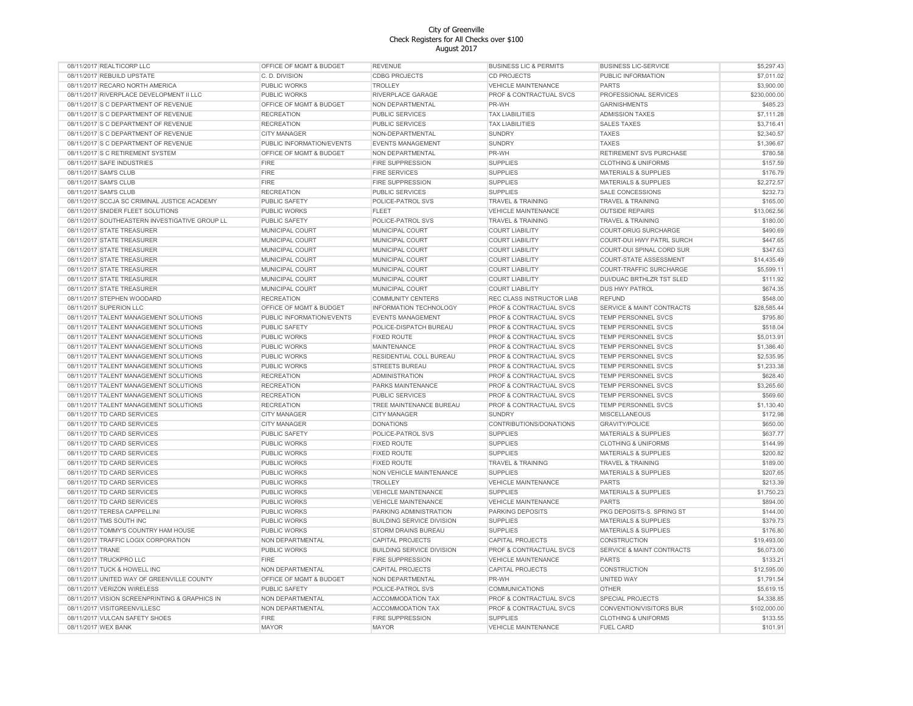City of Greenville
Check Registers for All Checks over $100
August 2017

| | | | | | | |
|---|---|---|---|---|---|---|
| 08/11/2017 | REALTICORP LLC | OFFICE OF MGMT & BUDGET | REVENUE | BUSINESS LIC & PERMITS | BUSINESS LIC-SERVICE | $5,297.43 |
| 08/11/2017 | REBUILD UPSTATE | C. D. DIVISION | CDBG PROJECTS | CD PROJECTS | PUBLIC INFORMATION | $7,011.02 |
| 08/11/2017 | RECARO NORTH AMERICA | PUBLIC WORKS | TROLLEY | VEHICLE MAINTENANCE | PARTS | $3,900.00 |
| 08/11/2017 | RIVERPLACE DEVELOPMENT II LLC | PUBLIC WORKS | RIVERPLACE GARAGE | PROF & CONTRACTUAL SVCS | PROFESSIONAL SERVICES | $230,000.00 |
| 08/11/2017 | S C DEPARTMENT OF REVENUE | OFFICE OF MGMT & BUDGET | NON DEPARTMENTAL | PR-WH | GARNISHMENTS | $485.23 |
| 08/11/2017 | S C DEPARTMENT OF REVENUE | RECREATION | PUBLIC SERVICES | TAX LIABILITIES | ADMISSION TAXES | $7,111.28 |
| 08/11/2017 | S C DEPARTMENT OF REVENUE | RECREATION | PUBLIC SERVICES | TAX LIABILITIES | SALES TAXES | $3,716.41 |
| 08/11/2017 | S C DEPARTMENT OF REVENUE | CITY MANAGER | NON-DEPARTMENTAL | SUNDRY | TAXES | $2,340.57 |
| 08/11/2017 | S C DEPARTMENT OF REVENUE | PUBLIC INFORMATION/EVENTS | EVENTS MANAGEMENT | SUNDRY | TAXES | $1,396.67 |
| 08/11/2017 | S C RETIREMENT SYSTEM | OFFICE OF MGMT & BUDGET | NON DEPARTMENTAL | PR-WH | RETIREMENT SVS PURCHASE | $780.58 |
| 08/11/2017 | SAFE INDUSTRIES | FIRE | FIRE SUPPRESSION | SUPPLIES | CLOTHING & UNIFORMS | $157.59 |
| 08/11/2017 | SAM'S CLUB | FIRE | FIRE SERVICES | SUPPLIES | MATERIALS & SUPPLIES | $176.79 |
| 08/11/2017 | SAM'S CLUB | FIRE | FIRE SUPPRESSION | SUPPLIES | MATERIALS & SUPPLIES | $2,272.57 |
| 08/11/2017 | SAM'S CLUB | RECREATION | PUBLIC SERVICES | SUPPLIES | SALE CONCESSIONS | $232.73 |
| 08/11/2017 | SCCJA SC CRIMINAL JUSTICE ACADEMY | PUBLIC SAFETY | POLICE-PATROL SVS | TRAVEL & TRAINING | TRAVEL & TRAINING | $165.00 |
| 08/11/2017 | SNIDER FLEET SOLUTIONS | PUBLIC WORKS | FLEET | VEHICLE MAINTENANCE | OUTSIDE REPAIRS | $13,062.56 |
| 08/11/2017 | SOUTHEASTERN INVESTIGATIVE GROUP LL | PUBLIC SAFETY | POLICE-PATROL SVS | TRAVEL & TRAINING | TRAVEL & TRAINING | $180.00 |
| 08/11/2017 | STATE TREASURER | MUNICIPAL COURT | MUNICIPAL COURT | COURT LIABILITY | COURT-DRUG SURCHARGE | $490.69 |
| 08/11/2017 | STATE TREASURER | MUNICIPAL COURT | MUNICIPAL COURT | COURT LIABILITY | COURT-DUI HWY PATRL SURCH | $447.65 |
| 08/11/2017 | STATE TREASURER | MUNICIPAL COURT | MUNICIPAL COURT | COURT LIABILITY | COURT-DUI SPINAL CORD SUR | $347.63 |
| 08/11/2017 | STATE TREASURER | MUNICIPAL COURT | MUNICIPAL COURT | COURT LIABILITY | COURT-STATE ASSESSMENT | $14,435.49 |
| 08/11/2017 | STATE TREASURER | MUNICIPAL COURT | MUNICIPAL COURT | COURT LIABILITY | COURT-TRAFFIC SURCHARGE | $5,599.11 |
| 08/11/2017 | STATE TREASURER | MUNICIPAL COURT | MUNICIPAL COURT | COURT LIABILITY | DUI/DUAC BRTHLZR TST SLED | $111.92 |
| 08/11/2017 | STATE TREASURER | MUNICIPAL COURT | MUNICIPAL COURT | COURT LIABILITY | DUS HWY PATROL | $674.35 |
| 08/11/2017 | STEPHEN WOODARD | RECREATION | COMMUNITY CENTERS | REC CLASS INSTRUCTOR LIAB | REFUND | $548.00 |
| 08/11/2017 | SUPERION LLC | OFFICE OF MGMT & BUDGET | INFORMATION TECHNOLOGY | PROF & CONTRACTUAL SVCS | SERVICE & MAINT CONTRACTS | $28,585.44 |
| 08/11/2017 | TALENT MANAGEMENT SOLUTIONS | PUBLIC INFORMATION/EVENTS | EVENTS MANAGEMENT | PROF & CONTRACTUAL SVCS | TEMP PERSONNEL SVCS | $795.80 |
| 08/11/2017 | TALENT MANAGEMENT SOLUTIONS | PUBLIC SAFETY | POLICE-DISPATCH BUREAU | PROF & CONTRACTUAL SVCS | TEMP PERSONNEL SVCS | $518.04 |
| 08/11/2017 | TALENT MANAGEMENT SOLUTIONS | PUBLIC WORKS | FIXED ROUTE | PROF & CONTRACTUAL SVCS | TEMP PERSONNEL SVCS | $5,013.91 |
| 08/11/2017 | TALENT MANAGEMENT SOLUTIONS | PUBLIC WORKS | MAINTENANCE | PROF & CONTRACTUAL SVCS | TEMP PERSONNEL SVCS | $1,386.40 |
| 08/11/2017 | TALENT MANAGEMENT SOLUTIONS | PUBLIC WORKS | RESIDENTIAL COLL BUREAU | PROF & CONTRACTUAL SVCS | TEMP PERSONNEL SVCS | $2,535.95 |
| 08/11/2017 | TALENT MANAGEMENT SOLUTIONS | PUBLIC WORKS | STREETS BUREAU | PROF & CONTRACTUAL SVCS | TEMP PERSONNEL SVCS | $1,233.38 |
| 08/11/2017 | TALENT MANAGEMENT SOLUTIONS | RECREATION | ADMINISTRATION | PROF & CONTRACTUAL SVCS | TEMP PERSONNEL SVCS | $628.40 |
| 08/11/2017 | TALENT MANAGEMENT SOLUTIONS | RECREATION | PARKS MAINTENANCE | PROF & CONTRACTUAL SVCS | TEMP PERSONNEL SVCS | $3,265.60 |
| 08/11/2017 | TALENT MANAGEMENT SOLUTIONS | RECREATION | PUBLIC SERVICES | PROF & CONTRACTUAL SVCS | TEMP PERSONNEL SVCS | $569.60 |
| 08/11/2017 | TALENT MANAGEMENT SOLUTIONS | RECREATION | TREE MAINTENANCE BUREAU | PROF & CONTRACTUAL SVCS | TEMP PERSONNEL SVCS | $1,130.40 |
| 08/11/2017 | TD CARD SERVICES | CITY MANAGER | CITY MANAGER | SUNDRY | MISCELLANEOUS | $172.98 |
| 08/11/2017 | TD CARD SERVICES | CITY MANAGER | DONATIONS | CONTRIBUTIONS/DONATIONS | GRAVITY/POLICE | $650.00 |
| 08/11/2017 | TD CARD SERVICES | PUBLIC SAFETY | POLICE-PATROL SVS | SUPPLIES | MATERIALS & SUPPLIES | $637.77 |
| 08/11/2017 | TD CARD SERVICES | PUBLIC WORKS | FIXED ROUTE | SUPPLIES | CLOTHING & UNIFORMS | $144.99 |
| 08/11/2017 | TD CARD SERVICES | PUBLIC WORKS | FIXED ROUTE | SUPPLIES | MATERIALS & SUPPLIES | $200.82 |
| 08/11/2017 | TD CARD SERVICES | PUBLIC WORKS | FIXED ROUTE | TRAVEL & TRAINING | TRAVEL & TRAINING | $189.00 |
| 08/11/2017 | TD CARD SERVICES | PUBLIC WORKS | NON VEHICLE MAINTENANCE | SUPPLIES | MATERIALS & SUPPLIES | $207.65 |
| 08/11/2017 | TD CARD SERVICES | PUBLIC WORKS | TROLLEY | VEHICLE MAINTENANCE | PARTS | $213.39 |
| 08/11/2017 | TD CARD SERVICES | PUBLIC WORKS | VEHICLE MAINTENANCE | SUPPLIES | MATERIALS & SUPPLIES | $1,750.23 |
| 08/11/2017 | TD CARD SERVICES | PUBLIC WORKS | VEHICLE MAINTENANCE | VEHICLE MAINTENANCE | PARTS | $894.00 |
| 08/11/2017 | TERESA CAPPELLINI | PUBLIC WORKS | PARKING ADMINISTRATION | PARKING DEPOSITS | PKG DEPOSITS-S. SPRING ST | $144.00 |
| 08/11/2017 | TMS SOUTH INC | PUBLIC WORKS | BUILDING SERVICE DIVISION | SUPPLIES | MATERIALS & SUPPLIES | $379.73 |
| 08/11/2017 | TOMMY'S COUNTRY HAM HOUSE | PUBLIC WORKS | STORM DRAINS BUREAU | SUPPLIES | MATERIALS & SUPPLIES | $176.80 |
| 08/11/2017 | TRAFFIC LOGIX CORPORATION | NON DEPARTMENTAL | CAPITAL PROJECTS | CAPITAL PROJECTS | CONSTRUCTION | $19,493.00 |
| 08/11/2017 | TRANE | PUBLIC WORKS | BUILDING SERVICE DIVISION | PROF & CONTRACTUAL SVCS | SERVICE & MAINT CONTRACTS | $6,073.00 |
| 08/11/2017 | TRUCKPRO LLC | FIRE | FIRE SUPPRESSION | VEHICLE MAINTENANCE | PARTS | $133.21 |
| 08/11/2017 | TUCK & HOWELL INC | NON DEPARTMENTAL | CAPITAL PROJECTS | CAPITAL PROJECTS | CONSTRUCTION | $12,595.00 |
| 08/11/2017 | UNITED WAY OF GREENVILLE COUNTY | OFFICE OF MGMT & BUDGET | NON DEPARTMENTAL | PR-WH | UNITED WAY | $1,791.54 |
| 08/11/2017 | VERIZON WIRELESS | PUBLIC SAFETY | POLICE-PATROL SVS | COMMUNICATIONS | OTHER | $5,619.15 |
| 08/11/2017 | VISION SCREENPRINTING & GRAPHICS IN | NON DEPARTMENTAL | ACCOMMODATION TAX | PROF & CONTRACTUAL SVCS | SPECIAL PROJECTS | $4,338.85 |
| 08/11/2017 | VISITGREENVILLESC | NON DEPARTMENTAL | ACCOMMODATION TAX | PROF & CONTRACTUAL SVCS | CONVENTION/VISITORS BUR | $102,000.00 |
| 08/11/2017 | VULCAN SAFETY SHOES | FIRE | FIRE SUPPRESSION | SUPPLIES | CLOTHING & UNIFORMS | $133.55 |
| 08/11/2017 | WEX BANK | MAYOR | MAYOR | VEHICLE MAINTENANCE | FUEL CARD | $101.91 |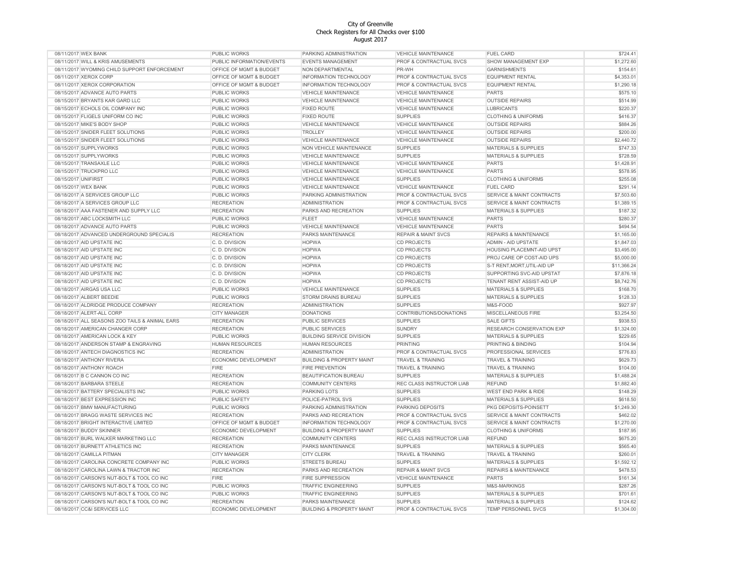City of Greenville
Check Registers for All Checks over $100
August 2017

| | | | | | | |
|---|---|---|---|---|---|---|
| 08/11/2017 | WEX BANK | PUBLIC WORKS | PARKING ADMINISTRATION | VEHICLE MAINTENANCE | FUEL CARD | $724.41 |
| 08/11/2017 | WILL & KRIS AMUSEMENTS | PUBLIC INFORMATION/EVENTS | EVENTS MANAGEMENT | PROF & CONTRACTUAL SVCS | SHOW MANAGEMENT EXP | $1,272.60 |
| 08/11/2017 | WYOMING CHILD SUPPORT ENFORCEMENT | OFFICE OF MGMT & BUDGET | NON DEPARTMENTAL | PR-WH | GARNISHMENTS | $154.61 |
| 08/11/2017 | XEROX CORP | OFFICE OF MGMT & BUDGET | INFORMATION TECHNOLOGY | PROF & CONTRACTUAL SVCS | EQUIPMENT RENTAL | $4,353.01 |
| 08/11/2017 | XEROX CORPORATION | OFFICE OF MGMT & BUDGET | INFORMATION TECHNOLOGY | PROF & CONTRACTUAL SVCS | EQUIPMENT RENTAL | $1,290.18 |
| 08/15/2017 | ADVANCE AUTO PARTS | PUBLIC WORKS | VEHICLE MAINTENANCE | VEHICLE MAINTENANCE | PARTS | $575.10 |
| 08/15/2017 | BRYANTS KAR GARD LLC | PUBLIC WORKS | VEHICLE MAINTENANCE | VEHICLE MAINTENANCE | OUTSIDE REPAIRS | $514.99 |
| 08/15/2017 | ECHOLS OIL COMPANY INC | PUBLIC WORKS | FIXED ROUTE | VEHICLE MAINTENANCE | LUBRICANTS | $220.37 |
| 08/15/2017 | FLIGELS UNIFORM CO INC | PUBLIC WORKS | FIXED ROUTE | SUPPLIES | CLOTHING & UNIFORMS | $416.37 |
| 08/15/2017 | MIKE'S BODY SHOP | PUBLIC WORKS | VEHICLE MAINTENANCE | VEHICLE MAINTENANCE | OUTSIDE REPAIRS | $884.26 |
| 08/15/2017 | SNIDER FLEET SOLUTIONS | PUBLIC WORKS | TROLLEY | VEHICLE MAINTENANCE | OUTSIDE REPAIRS | $200.00 |
| 08/15/2017 | SNIDER FLEET SOLUTIONS | PUBLIC WORKS | VEHICLE MAINTENANCE | VEHICLE MAINTENANCE | OUTSIDE REPAIRS | $2,440.72 |
| 08/15/2017 | SUPPLYWORKS | PUBLIC WORKS | NON VEHICLE MAINTENANCE | SUPPLIES | MATERIALS & SUPPLIES | $747.33 |
| 08/15/2017 | SUPPLYWORKS | PUBLIC WORKS | VEHICLE MAINTENANCE | SUPPLIES | MATERIALS & SUPPLIES | $728.59 |
| 08/15/2017 | TRANSAXLE LLC | PUBLIC WORKS | VEHICLE MAINTENANCE | VEHICLE MAINTENANCE | PARTS | $1,428.91 |
| 08/15/2017 | TRUCKPRO LLC | PUBLIC WORKS | VEHICLE MAINTENANCE | VEHICLE MAINTENANCE | PARTS | $578.95 |
| 08/15/2017 | UNIFIRST | PUBLIC WORKS | VEHICLE MAINTENANCE | SUPPLIES | CLOTHING & UNIFORMS | $255.08 |
| 08/15/2017 | WEX BANK | PUBLIC WORKS | VEHICLE MAINTENANCE | VEHICLE MAINTENANCE | FUEL CARD | $291.14 |
| 08/18/2017 | A SERVICES GROUP LLC | PUBLIC WORKS | PARKING ADMINISTRATION | PROF & CONTRACTUAL SVCS | SERVICE & MAINT CONTRACTS | $7,503.60 |
| 08/18/2017 | A SERVICES GROUP LLC | RECREATION | ADMINISTRATION | PROF & CONTRACTUAL SVCS | SERVICE & MAINT CONTRACTS | $1,389.15 |
| 08/18/2017 | AAA FASTENER AND SUPPLY LLC | RECREATION | PARKS AND RECREATION | SUPPLIES | MATERIALS & SUPPLIES | $187.32 |
| 08/18/2017 | ABC LOCKSMITH LLC | PUBLIC WORKS | FLEET | VEHICLE MAINTENANCE | PARTS | $280.37 |
| 08/18/2017 | ADVANCE AUTO PARTS | PUBLIC WORKS | VEHICLE MAINTENANCE | VEHICLE MAINTENANCE | PARTS | $494.54 |
| 08/18/2017 | ADVANCED UNDERGROUND SPECIALIS | RECREATION | PARKS MAINTENANCE | REPAIR & MAINT SVCS | REPAIRS & MAINTENANCE | $1,165.00 |
| 08/18/2017 | AID UPSTATE INC | C. D. DIVISION | HOPWA | CD PROJECTS | ADMIN - AID UPSTATE | $1,847.03 |
| 08/18/2017 | AID UPSTATE INC | C. D. DIVISION | HOPWA | CD PROJECTS | HOUSING PLACEMNT-AID UPST | $3,495.00 |
| 08/18/2017 | AID UPSTATE INC | C. D. DIVISION | HOPWA | CD PROJECTS | PROJ CARE OP COST-AID UPS | $5,000.00 |
| 08/18/2017 | AID UPSTATE INC | C. D. DIVISION | HOPWA | CD PROJECTS | S-T RENT,MORT,UTIL-AID UP | $11,366.24 |
| 08/18/2017 | AID UPSTATE INC | C. D. DIVISION | HOPWA | CD PROJECTS | SUPPORTING SVC-AID UPSTAT | $7,876.18 |
| 08/18/2017 | AID UPSTATE INC | C. D. DIVISION | HOPWA | CD PROJECTS | TENANT RENT ASSIST-AID UP | $8,742.76 |
| 08/18/2017 | AIRGAS USA LLC | PUBLIC WORKS | VEHICLE MAINTENANCE | SUPPLIES | MATERIALS & SUPPLIES | $168.70 |
| 08/18/2017 | ALBERT BEEDIE | PUBLIC WORKS | STORM DRAINS BUREAU | SUPPLIES | MATERIALS & SUPPLIES | $128.33 |
| 08/18/2017 | ALDRIDGE PRODUCE COMPANY | RECREATION | ADMINISTRATION | SUPPLIES | M&S-FOOD | $927.97 |
| 08/18/2017 | ALERT-ALL CORP | CITY MANAGER | DONATIONS | CONTRIBUTIONS/DONATIONS | MISCELLANEOUS FIRE | $3,254.50 |
| 08/18/2017 | ALL SEASONS ZOO TAILS & ANIMAL EARS | RECREATION | PUBLIC SERVICES | SUPPLIES | SALE GIFTS | $938.53 |
| 08/18/2017 | AMERICAN CHANGER CORP | RECREATION | PUBLIC SERVICES | SUNDRY | RESEARCH CONSERVATION EXP | $1,324.00 |
| 08/18/2017 | AMERICAN LOCK & KEY | PUBLIC WORKS | BUILDING SERVICE DIVISION | SUPPLIES | MATERIALS & SUPPLIES | $229.65 |
| 08/18/2017 | ANDERSON STAMP & ENGRAVING | HUMAN RESOURCES | HUMAN RESOURCES | PRINTING | PRINTING & BINDING | $104.94 |
| 08/18/2017 | ANTECH DIAGNOSTICS INC | RECREATION | ADMINISTRATION | PROF & CONTRACTUAL SVCS | PROFESSIONAL SERVICES | $776.83 |
| 08/18/2017 | ANTHONY RIVERA | ECONOMIC DEVELOPMENT | BUILDING & PROPERTY MAINT | TRAVEL & TRAINING | TRAVEL & TRAINING | $629.73 |
| 08/18/2017 | ANTHONY ROACH | FIRE | FIRE PREVENTION | TRAVEL & TRAINING | TRAVEL & TRAINING | $104.00 |
| 08/18/2017 | B C CANNON CO INC | RECREATION | BEAUTIFICATION BUREAU | SUPPLIES | MATERIALS & SUPPLIES | $1,488.24 |
| 08/18/2017 | BARBARA STEELE | RECREATION | COMMUNITY CENTERS | REC CLASS INSTRUCTOR LIAB | REFUND | $1,882.40 |
| 08/18/2017 | BATTERY SPECIALISTS INC | PUBLIC WORKS | PARKING LOTS | SUPPLIES | WEST END PARK & RIDE | $148.29 |
| 08/18/2017 | BEST EXPRESSION INC | PUBLIC SAFETY | POLICE-PATROL SVS | SUPPLIES | MATERIALS & SUPPLIES | $618.50 |
| 08/18/2017 | BMW MANUFACTURING | PUBLIC WORKS | PARKING ADMINISTRATION | PARKING DEPOSITS | PKG DEPOSITS-POINSETT | $1,249.30 |
| 08/18/2017 | BRAGG WASTE SERVICES INC | RECREATION | PARKS AND RECREATION | PROF & CONTRACTUAL SVCS | SERVICE & MAINT CONTRACTS | $462.02 |
| 08/18/2017 | BRIGHT INTERACTIVE LIMITED | OFFICE OF MGMT & BUDGET | INFORMATION TECHNOLOGY | PROF & CONTRACTUAL SVCS | SERVICE & MAINT CONTRACTS | $1,270.00 |
| 08/18/2017 | BUDDY SKINNER | ECONOMIC DEVELOPMENT | BUILDING & PROPERTY MAINT | SUPPLIES | CLOTHING & UNIFORMS | $187.95 |
| 08/18/2017 | BURL WALKER MARKETING LLC | RECREATION | COMMUNITY CENTERS | REC CLASS INSTRUCTOR LIAB | REFUND | $675.20 |
| 08/18/2017 | BURNETT ATHLETICS INC | RECREATION | PARKS MAINTENANCE | SUPPLIES | MATERIALS & SUPPLIES | $565.40 |
| 08/18/2017 | CAMILLA PITMAN | CITY MANAGER | CITY CLERK | TRAVEL & TRAINING | TRAVEL & TRAINING | $260.01 |
| 08/18/2017 | CAROLINA CONCRETE COMPANY INC | PUBLIC WORKS | STREETS BUREAU | SUPPLIES | MATERIALS & SUPPLIES | $1,592.12 |
| 08/18/2017 | CAROLINA LAWN & TRACTOR INC | RECREATION | PARKS AND RECREATION | REPAIR & MAINT SVCS | REPAIRS & MAINTENANCE | $478.53 |
| 08/18/2017 | CARSON'S NUT-BOLT & TOOL CO INC | FIRE | FIRE SUPPRESSION | VEHICLE MAINTENANCE | PARTS | $161.34 |
| 08/18/2017 | CARSON'S NUT-BOLT & TOOL CO INC | PUBLIC WORKS | TRAFFIC ENGINEERING | SUPPLIES | M&S-MARKINGS | $287.26 |
| 08/18/2017 | CARSON'S NUT-BOLT & TOOL CO INC | PUBLIC WORKS | TRAFFIC ENGINEERING | SUPPLIES | MATERIALS & SUPPLIES | $701.61 |
| 08/18/2017 | CARSON'S NUT-BOLT & TOOL CO INC | RECREATION | PARKS MAINTENANCE | SUPPLIES | MATERIALS & SUPPLIES | $124.62 |
| 08/18/2017 | CC&I SERVICES LLC | ECONOMIC DEVELOPMENT | BUILDING & PROPERTY MAINT | PROF & CONTRACTUAL SVCS | TEMP PERSONNEL SVCS | $1,304.00 |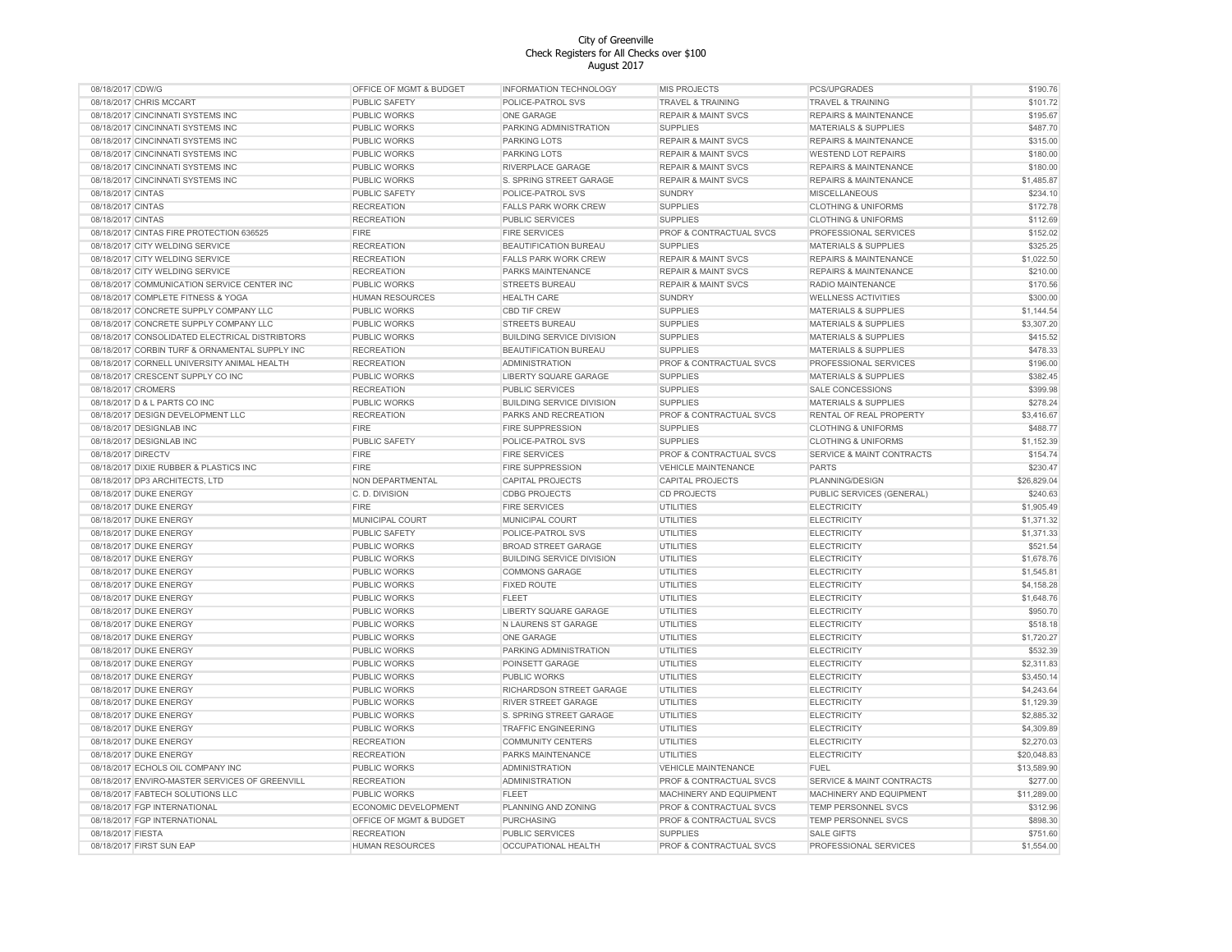# City of Greenville
## Check Registers for All Checks over $100
### August 2017

| Date | Vendor | Department | Division | Category | Description | Amount |
|---|---|---|---|---|---|---|
| 08/18/2017 | CDW/G | OFFICE OF MGMT & BUDGET | INFORMATION TECHNOLOGY | MIS PROJECTS | PCS/UPGRADES | $190.76 |
| 08/18/2017 | CHRIS MCCART | PUBLIC SAFETY | POLICE-PATROL SVS | TRAVEL & TRAINING | TRAVEL & TRAINING | $101.72 |
| 08/18/2017 | CINCINNATI SYSTEMS INC | PUBLIC WORKS | ONE GARAGE | REPAIR & MAINT SVCS | REPAIRS & MAINTENANCE | $195.67 |
| 08/18/2017 | CINCINNATI SYSTEMS INC | PUBLIC WORKS | PARKING ADMINISTRATION | SUPPLIES | MATERIALS & SUPPLIES | $487.70 |
| 08/18/2017 | CINCINNATI SYSTEMS INC | PUBLIC WORKS | PARKING LOTS | REPAIR & MAINT SVCS | REPAIRS & MAINTENANCE | $315.00 |
| 08/18/2017 | CINCINNATI SYSTEMS INC | PUBLIC WORKS | PARKING LOTS | REPAIR & MAINT SVCS | WESTEND LOT REPAIRS | $180.00 |
| 08/18/2017 | CINCINNATI SYSTEMS INC | PUBLIC WORKS | RIVERPLACE GARAGE | REPAIR & MAINT SVCS | REPAIRS & MAINTENANCE | $180.00 |
| 08/18/2017 | CINCINNATI SYSTEMS INC | PUBLIC WORKS | S. SPRING STREET GARAGE | REPAIR & MAINT SVCS | REPAIRS & MAINTENANCE | $1,485.87 |
| 08/18/2017 | CINTAS | PUBLIC SAFETY | POLICE-PATROL SVS | SUNDRY | MISCELLANEOUS | $234.10 |
| 08/18/2017 | CINTAS | RECREATION | FALLS PARK WORK CREW | SUPPLIES | CLOTHING & UNIFORMS | $172.78 |
| 08/18/2017 | CINTAS | RECREATION | PUBLIC SERVICES | SUPPLIES | CLOTHING & UNIFORMS | $112.69 |
| 08/18/2017 | CINTAS FIRE PROTECTION 636525 | FIRE | FIRE SERVICES | PROF & CONTRACTUAL SVCS | PROFESSIONAL SERVICES | $152.02 |
| 08/18/2017 | CITY WELDING SERVICE | RECREATION | BEAUTIFICATION BUREAU | SUPPLIES | MATERIALS & SUPPLIES | $325.25 |
| 08/18/2017 | CITY WELDING SERVICE | RECREATION | FALLS PARK WORK CREW | REPAIR & MAINT SVCS | REPAIRS & MAINTENANCE | $1,022.50 |
| 08/18/2017 | CITY WELDING SERVICE | RECREATION | PARKS MAINTENANCE | REPAIR & MAINT SVCS | REPAIRS & MAINTENANCE | $210.00 |
| 08/18/2017 | COMMUNICATION SERVICE CENTER INC | PUBLIC WORKS | STREETS BUREAU | REPAIR & MAINT SVCS | RADIO MAINTENANCE | $170.56 |
| 08/18/2017 | COMPLETE FITNESS & YOGA | HUMAN RESOURCES | HEALTH CARE | SUNDRY | WELLNESS ACTIVITIES | $300.00 |
| 08/18/2017 | CONCRETE SUPPLY COMPANY LLC | PUBLIC WORKS | CBD TIF CREW | SUPPLIES | MATERIALS & SUPPLIES | $1,144.54 |
| 08/18/2017 | CONCRETE SUPPLY COMPANY LLC | PUBLIC WORKS | STREETS BUREAU | SUPPLIES | MATERIALS & SUPPLIES | $3,307.20 |
| 08/18/2017 | CONSOLIDATED ELECTRICAL DISTRIBTORS | PUBLIC WORKS | BUILDING SERVICE DIVISION | SUPPLIES | MATERIALS & SUPPLIES | $415.52 |
| 08/18/2017 | CORBIN TURF & ORNAMENTAL SUPPLY INC | RECREATION | BEAUTIFICATION BUREAU | SUPPLIES | MATERIALS & SUPPLIES | $478.33 |
| 08/18/2017 | CORNELL UNIVERSITY ANIMAL HEALTH | RECREATION | ADMINISTRATION | PROF & CONTRACTUAL SVCS | PROFESSIONAL SERVICES | $196.00 |
| 08/18/2017 | CRESCENT SUPPLY CO INC | PUBLIC WORKS | LIBERTY SQUARE GARAGE | SUPPLIES | MATERIALS & SUPPLIES | $382.45 |
| 08/18/2017 | CROMERS | RECREATION | PUBLIC SERVICES | SUPPLIES | SALE CONCESSIONS | $399.98 |
| 08/18/2017 | D & L PARTS CO INC | PUBLIC WORKS | BUILDING SERVICE DIVISION | SUPPLIES | MATERIALS & SUPPLIES | $278.24 |
| 08/18/2017 | DESIGN DEVELOPMENT LLC | RECREATION | PARKS AND RECREATION | PROF & CONTRACTUAL SVCS | RENTAL OF REAL PROPERTY | $3,416.67 |
| 08/18/2017 | DESIGNLAB INC | FIRE | FIRE SUPPRESSION | SUPPLIES | CLOTHING & UNIFORMS | $488.77 |
| 08/18/2017 | DESIGNLAB INC | PUBLIC SAFETY | POLICE-PATROL SVS | SUPPLIES | CLOTHING & UNIFORMS | $1,152.39 |
| 08/18/2017 | DIRECTV | FIRE | FIRE SERVICES | PROF & CONTRACTUAL SVCS | SERVICE & MAINT CONTRACTS | $154.74 |
| 08/18/2017 | DIXIE RUBBER & PLASTICS INC | FIRE | FIRE SUPPRESSION | VEHICLE MAINTENANCE | PARTS | $230.47 |
| 08/18/2017 | DP3 ARCHITECTS, LTD | NON DEPARTMENTAL | CAPITAL PROJECTS | CAPITAL PROJECTS | PLANNING/DESIGN | $26,829.04 |
| 08/18/2017 | DUKE ENERGY | C. D. DIVISION | CDBG PROJECTS | CD PROJECTS | PUBLIC SERVICES (GENERAL) | $240.63 |
| 08/18/2017 | DUKE ENERGY | FIRE | FIRE SERVICES | UTILITIES | ELECTRICITY | $1,905.49 |
| 08/18/2017 | DUKE ENERGY | MUNICIPAL COURT | MUNICIPAL COURT | UTILITIES | ELECTRICITY | $1,371.32 |
| 08/18/2017 | DUKE ENERGY | PUBLIC SAFETY | POLICE-PATROL SVS | UTILITIES | ELECTRICITY | $1,371.33 |
| 08/18/2017 | DUKE ENERGY | PUBLIC WORKS | BROAD STREET GARAGE | UTILITIES | ELECTRICITY | $521.54 |
| 08/18/2017 | DUKE ENERGY | PUBLIC WORKS | BUILDING SERVICE DIVISION | UTILITIES | ELECTRICITY | $1,678.76 |
| 08/18/2017 | DUKE ENERGY | PUBLIC WORKS | COMMONS GARAGE | UTILITIES | ELECTRICITY | $1,545.81 |
| 08/18/2017 | DUKE ENERGY | PUBLIC WORKS | FIXED ROUTE | UTILITIES | ELECTRICITY | $4,158.28 |
| 08/18/2017 | DUKE ENERGY | PUBLIC WORKS | FLEET | UTILITIES | ELECTRICITY | $1,648.76 |
| 08/18/2017 | DUKE ENERGY | PUBLIC WORKS | LIBERTY SQUARE GARAGE | UTILITIES | ELECTRICITY | $950.70 |
| 08/18/2017 | DUKE ENERGY | PUBLIC WORKS | N LAURENS ST GARAGE | UTILITIES | ELECTRICITY | $518.18 |
| 08/18/2017 | DUKE ENERGY | PUBLIC WORKS | ONE GARAGE | UTILITIES | ELECTRICITY | $1,720.27 |
| 08/18/2017 | DUKE ENERGY | PUBLIC WORKS | PARKING ADMINISTRATION | UTILITIES | ELECTRICITY | $532.39 |
| 08/18/2017 | DUKE ENERGY | PUBLIC WORKS | POINSETT GARAGE | UTILITIES | ELECTRICITY | $2,311.83 |
| 08/18/2017 | DUKE ENERGY | PUBLIC WORKS | PUBLIC WORKS | UTILITIES | ELECTRICITY | $3,450.14 |
| 08/18/2017 | DUKE ENERGY | PUBLIC WORKS | RICHARDSON STREET GARAGE | UTILITIES | ELECTRICITY | $4,243.64 |
| 08/18/2017 | DUKE ENERGY | PUBLIC WORKS | RIVER STREET GARAGE | UTILITIES | ELECTRICITY | $1,129.39 |
| 08/18/2017 | DUKE ENERGY | PUBLIC WORKS | S. SPRING STREET GARAGE | UTILITIES | ELECTRICITY | $2,885.32 |
| 08/18/2017 | DUKE ENERGY | PUBLIC WORKS | TRAFFIC ENGINEERING | UTILITIES | ELECTRICITY | $4,309.89 |
| 08/18/2017 | DUKE ENERGY | RECREATION | COMMUNITY CENTERS | UTILITIES | ELECTRICITY | $2,270.03 |
| 08/18/2017 | DUKE ENERGY | RECREATION | PARKS MAINTENANCE | UTILITIES | ELECTRICITY | $20,048.83 |
| 08/18/2017 | ECHOLS OIL COMPANY INC | PUBLIC WORKS | ADMINISTRATION | VEHICLE MAINTENANCE | FUEL | $13,589.90 |
| 08/18/2017 | ENVIRO-MASTER SERVICES OF GREENVILL | RECREATION | ADMINISTRATION | PROF & CONTRACTUAL SVCS | SERVICE & MAINT CONTRACTS | $277.00 |
| 08/18/2017 | FABTECH SOLUTIONS LLC | PUBLIC WORKS | FLEET | MACHINERY AND EQUIPMENT | MACHINERY AND EQUIPMENT | $11,289.00 |
| 08/18/2017 | FGP INTERNATIONAL | ECONOMIC DEVELOPMENT | PLANNING AND ZONING | PROF & CONTRACTUAL SVCS | TEMP PERSONNEL SVCS | $312.96 |
| 08/18/2017 | FGP INTERNATIONAL | OFFICE OF MGMT & BUDGET | PURCHASING | PROF & CONTRACTUAL SVCS | TEMP PERSONNEL SVCS | $898.30 |
| 08/18/2017 | FIESTA | RECREATION | PUBLIC SERVICES | SUPPLIES | SALE GIFTS | $751.60 |
| 08/18/2017 | FIRST SUN EAP | HUMAN RESOURCES | OCCUPATIONAL HEALTH | PROF & CONTRACTUAL SVCS | PROFESSIONAL SERVICES | $1,554.00 |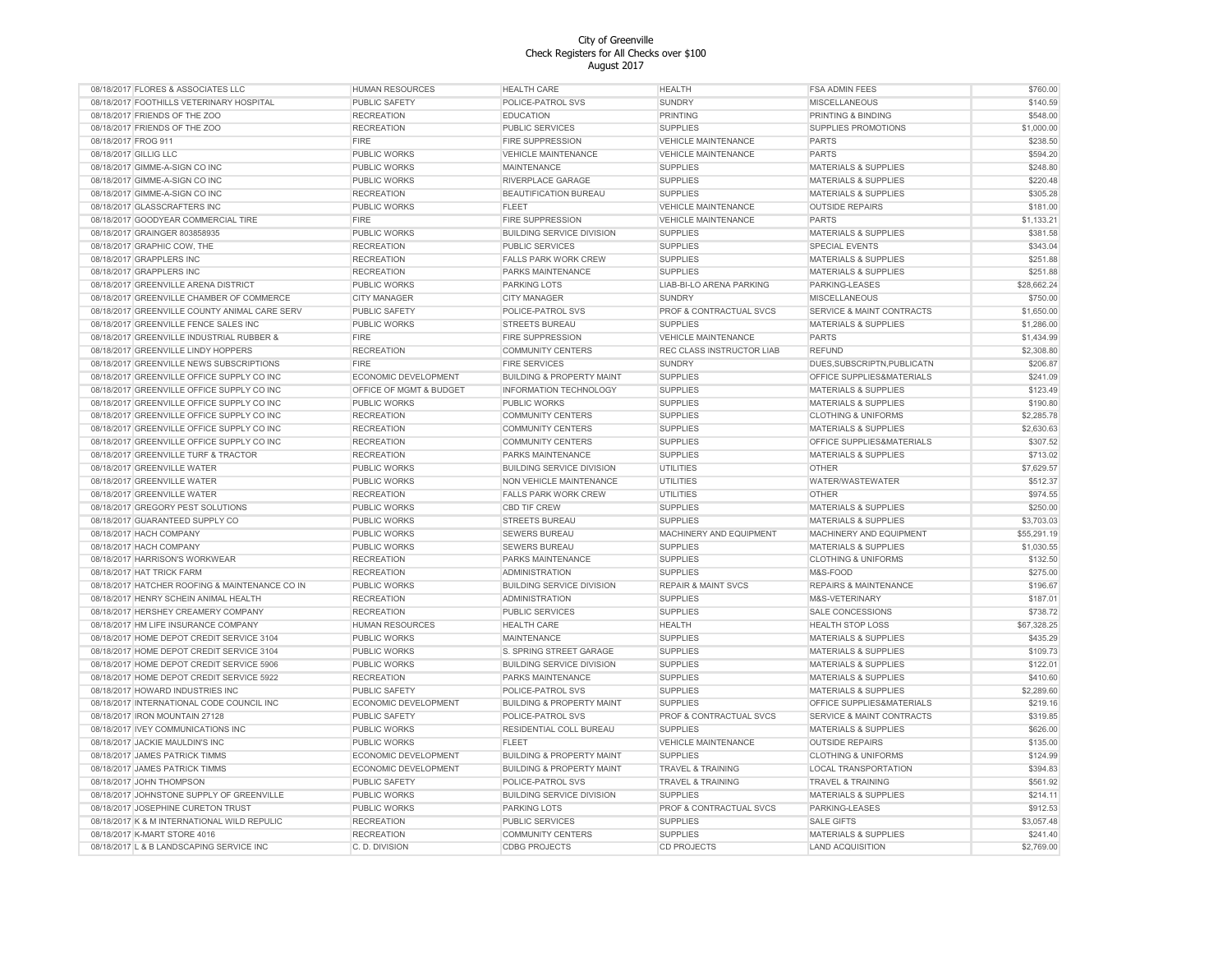City of Greenville
Check Registers for All Checks over $100
August 2017

| Date | Vendor | Department | Division | Category | Type | Amount |
|---|---|---|---|---|---|---|
| 08/18/2017 | FLORES & ASSOCIATES LLC | HUMAN RESOURCES | HEALTH CARE | HEALTH | FSA ADMIN FEES | $760.00 |
| 08/18/2017 | FOOTHILLS VETERINARY HOSPITAL | PUBLIC SAFETY | POLICE-PATROL SVS | SUNDRY | MISCELLANEOUS | $140.59 |
| 08/18/2017 | FRIENDS OF THE ZOO | RECREATION | EDUCATION | PRINTING | PRINTING & BINDING | $548.00 |
| 08/18/2017 | FRIENDS OF THE ZOO | RECREATION | PUBLIC SERVICES | SUPPLIES | SUPPLIES PROMOTIONS | $1,000.00 |
| 08/18/2017 | FROG 911 | FIRE | FIRE SUPPRESSION | VEHICLE MAINTENANCE | PARTS | $238.50 |
| 08/18/2017 | GILLIG LLC | PUBLIC WORKS | VEHICLE MAINTENANCE | VEHICLE MAINTENANCE | PARTS | $594.20 |
| 08/18/2017 | GIMME-A-SIGN CO INC | PUBLIC WORKS | MAINTENANCE | SUPPLIES | MATERIALS & SUPPLIES | $248.80 |
| 08/18/2017 | GIMME-A-SIGN CO INC | PUBLIC WORKS | RIVERPLACE GARAGE | SUPPLIES | MATERIALS & SUPPLIES | $220.48 |
| 08/18/2017 | GIMME-A-SIGN CO INC | RECREATION | BEAUTIFICATION BUREAU | SUPPLIES | MATERIALS & SUPPLIES | $305.28 |
| 08/18/2017 | GLASSCRAFTERS INC | PUBLIC WORKS | FLEET | VEHICLE MAINTENANCE | OUTSIDE REPAIRS | $181.00 |
| 08/18/2017 | GOODYEAR COMMERCIAL TIRE | FIRE | FIRE SUPPRESSION | VEHICLE MAINTENANCE | PARTS | $1,133.21 |
| 08/18/2017 | GRAINGER 803858935 | PUBLIC WORKS | BUILDING SERVICE DIVISION | SUPPLIES | MATERIALS & SUPPLIES | $381.58 |
| 08/18/2017 | GRAPHIC COW, THE | RECREATION | PUBLIC SERVICES | SUPPLIES | SPECIAL EVENTS | $343.04 |
| 08/18/2017 | GRAPPLERS INC | RECREATION | FALLS PARK WORK CREW | SUPPLIES | MATERIALS & SUPPLIES | $251.88 |
| 08/18/2017 | GRAPPLERS INC | RECREATION | PARKS MAINTENANCE | SUPPLIES | MATERIALS & SUPPLIES | $251.88 |
| 08/18/2017 | GREENVILLE ARENA DISTRICT | PUBLIC WORKS | PARKING LOTS | LIAB-BI-LO ARENA PARKING | PARKING-LEASES | $28,662.24 |
| 08/18/2017 | GREENVILLE CHAMBER OF COMMERCE | CITY MANAGER | CITY MANAGER | SUNDRY | MISCELLANEOUS | $750.00 |
| 08/18/2017 | GREENVILLE COUNTY ANIMAL CARE SERV | PUBLIC SAFETY | POLICE-PATROL SVS | PROF & CONTRACTUAL SVCS | SERVICE & MAINT CONTRACTS | $1,650.00 |
| 08/18/2017 | GREENVILLE FENCE SALES INC | PUBLIC WORKS | STREETS BUREAU | SUPPLIES | MATERIALS & SUPPLIES | $1,286.00 |
| 08/18/2017 | GREENVILLE INDUSTRIAL RUBBER & | FIRE | FIRE SUPPRESSION | VEHICLE MAINTENANCE | PARTS | $1,434.99 |
| 08/18/2017 | GREENVILLE LINDY HOPPERS | RECREATION | COMMUNITY CENTERS | REC CLASS INSTRUCTOR LIAB | REFUND | $2,308.80 |
| 08/18/2017 | GREENVILLE NEWS SUBSCRIPTIONS | FIRE | FIRE SERVICES | SUNDRY | DUES,SUBSCRIPTN,PUBLICATN | $206.87 |
| 08/18/2017 | GREENVILLE OFFICE SUPPLY CO INC | ECONOMIC DEVELOPMENT | BUILDING & PROPERTY MAINT | SUPPLIES | OFFICE SUPPLIES&MATERIALS | $241.09 |
| 08/18/2017 | GREENVILLE OFFICE SUPPLY CO INC | OFFICE OF MGMT & BUDGET | INFORMATION TECHNOLOGY | SUPPLIES | MATERIALS & SUPPLIES | $123.49 |
| 08/18/2017 | GREENVILLE OFFICE SUPPLY CO INC | PUBLIC WORKS | PUBLIC WORKS | SUPPLIES | MATERIALS & SUPPLIES | $190.80 |
| 08/18/2017 | GREENVILLE OFFICE SUPPLY CO INC | RECREATION | COMMUNITY CENTERS | SUPPLIES | CLOTHING & UNIFORMS | $2,285.78 |
| 08/18/2017 | GREENVILLE OFFICE SUPPLY CO INC | RECREATION | COMMUNITY CENTERS | SUPPLIES | MATERIALS & SUPPLIES | $2,630.63 |
| 08/18/2017 | GREENVILLE OFFICE SUPPLY CO INC | RECREATION | COMMUNITY CENTERS | SUPPLIES | OFFICE SUPPLIES&MATERIALS | $307.52 |
| 08/18/2017 | GREENVILLE TURF & TRACTOR | RECREATION | PARKS MAINTENANCE | SUPPLIES | MATERIALS & SUPPLIES | $713.02 |
| 08/18/2017 | GREENVILLE WATER | PUBLIC WORKS | BUILDING SERVICE DIVISION | UTILITIES | OTHER | $7,629.57 |
| 08/18/2017 | GREENVILLE WATER | PUBLIC WORKS | NON VEHICLE MAINTENANCE | UTILITIES | WATER/WASTEWATER | $512.37 |
| 08/18/2017 | GREENVILLE WATER | RECREATION | FALLS PARK WORK CREW | UTILITIES | OTHER | $974.55 |
| 08/18/2017 | GREGORY PEST SOLUTIONS | PUBLIC WORKS | CBD TIF CREW | SUPPLIES | MATERIALS & SUPPLIES | $250.00 |
| 08/18/2017 | GUARANTEED SUPPLY CO | PUBLIC WORKS | STREETS BUREAU | SUPPLIES | MATERIALS & SUPPLIES | $3,703.03 |
| 08/18/2017 | HACH COMPANY | PUBLIC WORKS | SEWERS BUREAU | MACHINERY AND EQUIPMENT | MACHINERY AND EQUIPMENT | $55,291.19 |
| 08/18/2017 | HACH COMPANY | PUBLIC WORKS | SEWERS BUREAU | SUPPLIES | MATERIALS & SUPPLIES | $1,030.55 |
| 08/18/2017 | HARRISON'S WORKWEAR | RECREATION | PARKS MAINTENANCE | SUPPLIES | CLOTHING & UNIFORMS | $132.50 |
| 08/18/2017 | HAT TRICK FARM | RECREATION | ADMINISTRATION | SUPPLIES | M&S-FOOD | $275.00 |
| 08/18/2017 | HATCHER ROOFING & MAINTENANCE CO IN | PUBLIC WORKS | BUILDING SERVICE DIVISION | REPAIR & MAINT SVCS | REPAIRS & MAINTENANCE | $196.67 |
| 08/18/2017 | HENRY SCHEIN ANIMAL HEALTH | RECREATION | ADMINISTRATION | SUPPLIES | M&S-VETERINARY | $187.01 |
| 08/18/2017 | HERSHEY CREAMERY COMPANY | RECREATION | PUBLIC SERVICES | SUPPLIES | SALE CONCESSIONS | $738.72 |
| 08/18/2017 | HM LIFE INSURANCE COMPANY | HUMAN RESOURCES | HEALTH CARE | HEALTH | HEALTH STOP LOSS | $67,328.25 |
| 08/18/2017 | HOME DEPOT CREDIT SERVICE 3104 | PUBLIC WORKS | MAINTENANCE | SUPPLIES | MATERIALS & SUPPLIES | $435.29 |
| 08/18/2017 | HOME DEPOT CREDIT SERVICE 3104 | PUBLIC WORKS | S. SPRING STREET GARAGE | SUPPLIES | MATERIALS & SUPPLIES | $109.73 |
| 08/18/2017 | HOME DEPOT CREDIT SERVICE 5906 | PUBLIC WORKS | BUILDING SERVICE DIVISION | SUPPLIES | MATERIALS & SUPPLIES | $122.01 |
| 08/18/2017 | HOME DEPOT CREDIT SERVICE 5922 | RECREATION | PARKS MAINTENANCE | SUPPLIES | MATERIALS & SUPPLIES | $410.60 |
| 08/18/2017 | HOWARD INDUSTRIES INC | PUBLIC SAFETY | POLICE-PATROL SVS | SUPPLIES | MATERIALS & SUPPLIES | $2,289.60 |
| 08/18/2017 | INTERNATIONAL CODE COUNCIL INC | ECONOMIC DEVELOPMENT | BUILDING & PROPERTY MAINT | SUPPLIES | OFFICE SUPPLIES&MATERIALS | $219.16 |
| 08/18/2017 | IRON MOUNTAIN 27128 | PUBLIC SAFETY | POLICE-PATROL SVS | PROF & CONTRACTUAL SVCS | SERVICE & MAINT CONTRACTS | $319.85 |
| 08/18/2017 | IVEY COMMUNICATIONS INC | PUBLIC WORKS | RESIDENTIAL COLL BUREAU | SUPPLIES | MATERIALS & SUPPLIES | $626.00 |
| 08/18/2017 | JACKIE MAULDIN'S INC | PUBLIC WORKS | FLEET | VEHICLE MAINTENANCE | OUTSIDE REPAIRS | $135.00 |
| 08/18/2017 | JAMES PATRICK TIMMS | ECONOMIC DEVELOPMENT | BUILDING & PROPERTY MAINT | SUPPLIES | CLOTHING & UNIFORMS | $124.99 |
| 08/18/2017 | JAMES PATRICK TIMMS | ECONOMIC DEVELOPMENT | BUILDING & PROPERTY MAINT | TRAVEL & TRAINING | LOCAL TRANSPORTATION | $394.83 |
| 08/18/2017 | JOHN THOMPSON | PUBLIC SAFETY | POLICE-PATROL SVS | TRAVEL & TRAINING | TRAVEL & TRAINING | $561.92 |
| 08/18/2017 | JOHNSTONE SUPPLY OF GREENVILLE | PUBLIC WORKS | BUILDING SERVICE DIVISION | SUPPLIES | MATERIALS & SUPPLIES | $214.11 |
| 08/18/2017 | JOSEPHINE CURETON TRUST | PUBLIC WORKS | PARKING LOTS | PROF & CONTRACTUAL SVCS | PARKING-LEASES | $912.53 |
| 08/18/2017 | K & M INTERNATIONAL WILD REPULIC | RECREATION | PUBLIC SERVICES | SUPPLIES | SALE GIFTS | $3,057.48 |
| 08/18/2017 | K-MART STORE 4016 | RECREATION | COMMUNITY CENTERS | SUPPLIES | MATERIALS & SUPPLIES | $241.40 |
| 08/18/2017 | L & B LANDSCAPING SERVICE INC | C. D. DIVISION | CDBG PROJECTS | CD PROJECTS | LAND ACQUISITION | $2,769.00 |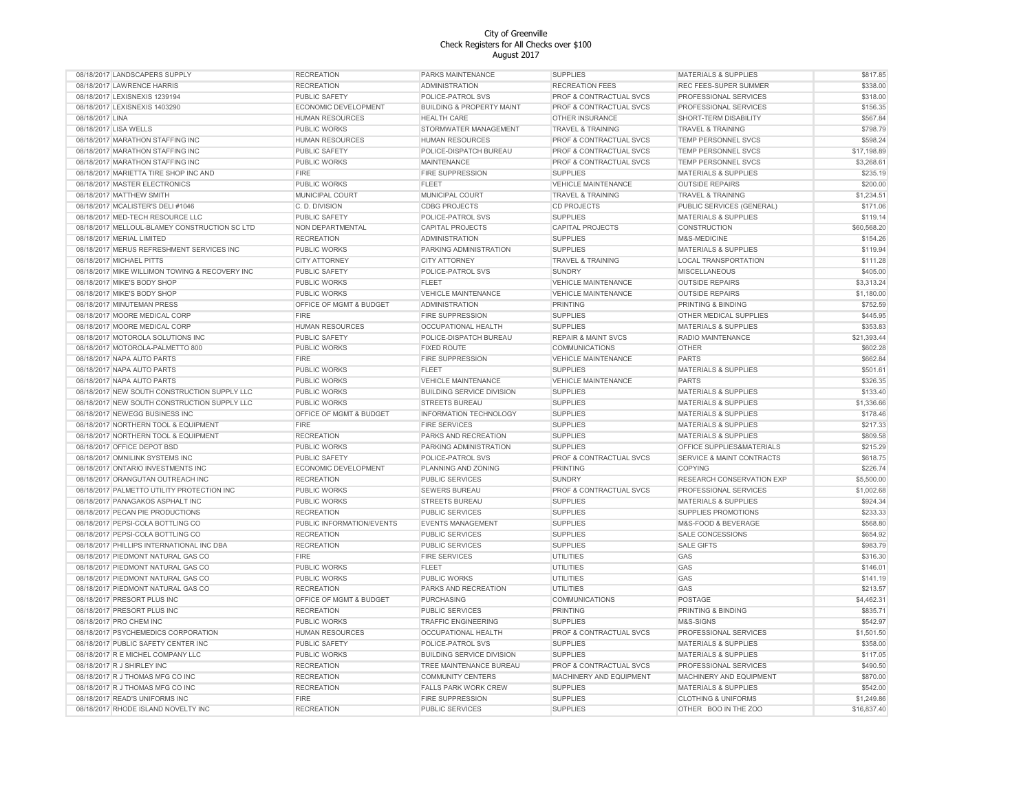# City of Greenville
## Check Registers for All Checks over $100
## August 2017

| | | | | | | |
|---|---|---|---|---|---|---|
| 08/18/2017 | LANDSCAPERS SUPPLY | RECREATION | PARKS MAINTENANCE | SUPPLIES | MATERIALS & SUPPLIES | $817.85 |
| 08/18/2017 | LAWRENCE HARRIS | RECREATION | ADMINISTRATION | RECREATION FEES | REC FEES-SUPER SUMMER | $338.00 |
| 08/18/2017 | LEXISNEXIS 1239194 | PUBLIC SAFETY | POLICE-PATROL SVS | PROF & CONTRACTUAL SVCS | PROFESSIONAL SERVICES | $318.00 |
| 08/18/2017 | LEXISNEXIS 1403290 | ECONOMIC DEVELOPMENT | BUILDING & PROPERTY MAINT | PROF & CONTRACTUAL SVCS | PROFESSIONAL SERVICES | $156.35 |
| 08/18/2017 | LINA | HUMAN RESOURCES | HEALTH CARE | OTHER INSURANCE | SHORT-TERM DISABILITY | $567.84 |
| 08/18/2017 | LISA WELLS | PUBLIC WORKS | STORMWATER MANAGEMENT | TRAVEL & TRAINING | TRAVEL & TRAINING | $798.79 |
| 08/18/2017 | MARATHON STAFFING INC | HUMAN RESOURCES | HUMAN RESOURCES | PROF & CONTRACTUAL SVCS | TEMP PERSONNEL SVCS | $598.24 |
| 08/18/2017 | MARATHON STAFFING INC | PUBLIC SAFETY | POLICE-DISPATCH BUREAU | PROF & CONTRACTUAL SVCS | TEMP PERSONNEL SVCS | $17,198.89 |
| 08/18/2017 | MARATHON STAFFING INC | PUBLIC WORKS | MAINTENANCE | PROF & CONTRACTUAL SVCS | TEMP PERSONNEL SVCS | $3,268.61 |
| 08/18/2017 | MARIETTA TIRE SHOP INC AND | FIRE | FIRE SUPPRESSION | SUPPLIES | MATERIALS & SUPPLIES | $235.19 |
| 08/18/2017 | MASTER ELECTRONICS | PUBLIC WORKS | FLEET | VEHICLE MAINTENANCE | OUTSIDE REPAIRS | $200.00 |
| 08/18/2017 | MATTHEW SMITH | MUNICIPAL COURT | MUNICIPAL COURT | TRAVEL & TRAINING | TRAVEL & TRAINING | $1,234.51 |
| 08/18/2017 | MCALISTER'S DELI #1046 | C. D. DIVISION | CDBG PROJECTS | CD PROJECTS | PUBLIC SERVICES (GENERAL) | $171.06 |
| 08/18/2017 | MED-TECH RESOURCE LLC | PUBLIC SAFETY | POLICE-PATROL SVS | SUPPLIES | MATERIALS & SUPPLIES | $119.14 |
| 08/18/2017 | MELLOUL-BLAMEY CONSTRUCTION SC LTD | NON DEPARTMENTAL | CAPITAL PROJECTS | CAPITAL PROJECTS | CONSTRUCTION | $60,568.20 |
| 08/18/2017 | MERIAL LIMITED | RECREATION | ADMINISTRATION | SUPPLIES | M&S-MEDICINE | $154.26 |
| 08/18/2017 | MERUS REFRESHMENT SERVICES INC | PUBLIC WORKS | PARKING ADMINISTRATION | SUPPLIES | MATERIALS & SUPPLIES | $119.94 |
| 08/18/2017 | MICHAEL PITTS | CITY ATTORNEY | CITY ATTORNEY | TRAVEL & TRAINING | LOCAL TRANSPORTATION | $111.28 |
| 08/18/2017 | MIKE WILLIMON TOWING & RECOVERY INC | PUBLIC SAFETY | POLICE-PATROL SVS | SUNDRY | MISCELLANEOUS | $405.00 |
| 08/18/2017 | MIKE'S BODY SHOP | PUBLIC WORKS | FLEET | VEHICLE MAINTENANCE | OUTSIDE REPAIRS | $3,313.24 |
| 08/18/2017 | MIKE'S BODY SHOP | PUBLIC WORKS | VEHICLE MAINTENANCE | VEHICLE MAINTENANCE | OUTSIDE REPAIRS | $1,180.00 |
| 08/18/2017 | MINUTEMAN PRESS | OFFICE OF MGMT & BUDGET | ADMINISTRATION | PRINTING | PRINTING & BINDING | $752.59 |
| 08/18/2017 | MOORE MEDICAL CORP | FIRE | FIRE SUPPRESSION | SUPPLIES | OTHER MEDICAL SUPPLIES | $445.95 |
| 08/18/2017 | MOORE MEDICAL CORP | HUMAN RESOURCES | OCCUPATIONAL HEALTH | SUPPLIES | MATERIALS & SUPPLIES | $353.83 |
| 08/18/2017 | MOTOROLA SOLUTIONS INC | PUBLIC SAFETY | POLICE-DISPATCH BUREAU | REPAIR & MAINT SVCS | RADIO MAINTENANCE | $21,393.44 |
| 08/18/2017 | MOTOROLA-PALMETTO 800 | PUBLIC WORKS | FIXED ROUTE | COMMUNICATIONS | OTHER | $602.28 |
| 08/18/2017 | NAPA AUTO PARTS | FIRE | FIRE SUPPRESSION | VEHICLE MAINTENANCE | PARTS | $662.84 |
| 08/18/2017 | NAPA AUTO PARTS | PUBLIC WORKS | FLEET | SUPPLIES | MATERIALS & SUPPLIES | $501.61 |
| 08/18/2017 | NAPA AUTO PARTS | PUBLIC WORKS | VEHICLE MAINTENANCE | VEHICLE MAINTENANCE | PARTS | $326.35 |
| 08/18/2017 | NEW SOUTH CONSTRUCTION SUPPLY LLC | PUBLIC WORKS | BUILDING SERVICE DIVISION | SUPPLIES | MATERIALS & SUPPLIES | $133.40 |
| 08/18/2017 | NEW SOUTH CONSTRUCTION SUPPLY LLC | PUBLIC WORKS | STREETS BUREAU | SUPPLIES | MATERIALS & SUPPLIES | $1,336.66 |
| 08/18/2017 | NEWEGG BUSINESS INC | OFFICE OF MGMT & BUDGET | INFORMATION TECHNOLOGY | SUPPLIES | MATERIALS & SUPPLIES | $178.46 |
| 08/18/2017 | NORTHERN TOOL & EQUIPMENT | FIRE | FIRE SERVICES | SUPPLIES | MATERIALS & SUPPLIES | $217.33 |
| 08/18/2017 | NORTHERN TOOL & EQUIPMENT | RECREATION | PARKS AND RECREATION | SUPPLIES | MATERIALS & SUPPLIES | $809.58 |
| 08/18/2017 | OFFICE DEPOT BSD | PUBLIC WORKS | PARKING ADMINISTRATION | SUPPLIES | OFFICE SUPPLIES&MATERIALS | $215.29 |
| 08/18/2017 | OMNILINK SYSTEMS INC | PUBLIC SAFETY | POLICE-PATROL SVS | PROF & CONTRACTUAL SVCS | SERVICE & MAINT CONTRACTS | $618.75 |
| 08/18/2017 | ONTARIO INVESTMENTS INC | ECONOMIC DEVELOPMENT | PLANNING AND ZONING | PRINTING | COPYING | $226.74 |
| 08/18/2017 | ORANGUTAN OUTREACH INC | RECREATION | PUBLIC SERVICES | SUNDRY | RESEARCH CONSERVATION EXP | $5,500.00 |
| 08/18/2017 | PALMETTO UTILITY PROTECTION INC | PUBLIC WORKS | SEWERS BUREAU | PROF & CONTRACTUAL SVCS | PROFESSIONAL SERVICES | $1,002.68 |
| 08/18/2017 | PANAGAKOS ASPHALT INC | PUBLIC WORKS | STREETS BUREAU | SUPPLIES | MATERIALS & SUPPLIES | $924.34 |
| 08/18/2017 | PECAN PIE PRODUCTIONS | RECREATION | PUBLIC SERVICES | SUPPLIES | SUPPLIES PROMOTIONS | $233.33 |
| 08/18/2017 | PEPSI-COLA BOTTLING CO | PUBLIC INFORMATION/EVENTS | EVENTS MANAGEMENT | SUPPLIES | M&S-FOOD & BEVERAGE | $568.80 |
| 08/18/2017 | PEPSI-COLA BOTTLING CO | RECREATION | PUBLIC SERVICES | SUPPLIES | SALE CONCESSIONS | $654.92 |
| 08/18/2017 | PHILLIPS INTERNATIONAL INC DBA | RECREATION | PUBLIC SERVICES | SUPPLIES | SALE GIFTS | $983.79 |
| 08/18/2017 | PIEDMONT NATURAL GAS CO | FIRE | FIRE SERVICES | UTILITIES | GAS | $316.30 |
| 08/18/2017 | PIEDMONT NATURAL GAS CO | PUBLIC WORKS | FLEET | UTILITIES | GAS | $146.01 |
| 08/18/2017 | PIEDMONT NATURAL GAS CO | PUBLIC WORKS | PUBLIC WORKS | UTILITIES | GAS | $141.19 |
| 08/18/2017 | PIEDMONT NATURAL GAS CO | RECREATION | PARKS AND RECREATION | UTILITIES | GAS | $213.57 |
| 08/18/2017 | PRESORT PLUS INC | OFFICE OF MGMT & BUDGET | PURCHASING | COMMUNICATIONS | POSTAGE | $4,462.31 |
| 08/18/2017 | PRESORT PLUS INC | RECREATION | PUBLIC SERVICES | PRINTING | PRINTING & BINDING | $835.71 |
| 08/18/2017 | PRO CHEM INC | PUBLIC WORKS | TRAFFIC ENGINEERING | SUPPLIES | M&S-SIGNS | $542.97 |
| 08/18/2017 | PSYCHEMEDICS CORPORATION | HUMAN RESOURCES | OCCUPATIONAL HEALTH | PROF & CONTRACTUAL SVCS | PROFESSIONAL SERVICES | $1,501.50 |
| 08/18/2017 | PUBLIC SAFETY CENTER INC | PUBLIC SAFETY | POLICE-PATROL SVS | SUPPLIES | MATERIALS & SUPPLIES | $358.00 |
| 08/18/2017 | R E MICHEL COMPANY LLC | PUBLIC WORKS | BUILDING SERVICE DIVISION | SUPPLIES | MATERIALS & SUPPLIES | $117.05 |
| 08/18/2017 | R J SHIRLEY INC | RECREATION | TREE MAINTENANCE BUREAU | PROF & CONTRACTUAL SVCS | PROFESSIONAL SERVICES | $490.50 |
| 08/18/2017 | R J THOMAS MFG CO INC | RECREATION | COMMUNITY CENTERS | MACHINERY AND EQUIPMENT | MACHINERY AND EQUIPMENT | $870.00 |
| 08/18/2017 | R J THOMAS MFG CO INC | RECREATION | FALLS PARK WORK CREW | SUPPLIES | MATERIALS & SUPPLIES | $542.00 |
| 08/18/2017 | READ'S UNIFORMS INC | FIRE | FIRE SUPPRESSION | SUPPLIES | CLOTHING & UNIFORMS | $1,249.86 |
| 08/18/2017 | RHODE ISLAND NOVELTY INC | RECREATION | PUBLIC SERVICES | SUPPLIES | OTHER BOO IN THE ZOO | $16,837.40 |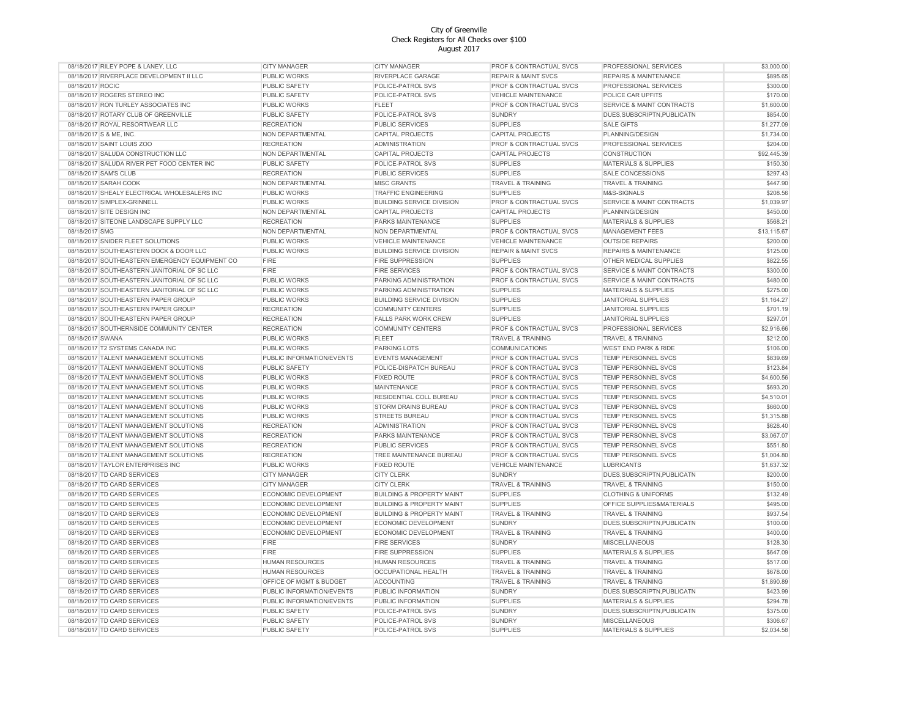City of Greenville
Check Registers for All Checks over $100
August 2017

| Date | Vendor | Department | Division | Category | Description | Amount |
|---|---|---|---|---|---|---|
| 08/18/2017 | RILEY POPE & LANEY, LLC | CITY MANAGER | CITY MANAGER | PROF & CONTRACTUAL SVCS | PROFESSIONAL SERVICES | $3,000.00 |
| 08/18/2017 | RIVERPLACE DEVELOPMENT II LLC | PUBLIC WORKS | RIVERPLACE GARAGE | REPAIR & MAINT SVCS | REPAIRS & MAINTENANCE | $895.65 |
| 08/18/2017 | ROCIC | PUBLIC SAFETY | POLICE-PATROL SVS | PROF & CONTRACTUAL SVCS | PROFESSIONAL SERVICES | $300.00 |
| 08/18/2017 | ROGERS STEREO INC | PUBLIC SAFETY | POLICE-PATROL SVS | VEHICLE MAINTENANCE | POLICE CAR UPFITS | $170.00 |
| 08/18/2017 | RON TURLEY ASSOCIATES INC | PUBLIC WORKS | FLEET | PROF & CONTRACTUAL SVCS | SERVICE & MAINT CONTRACTS | $1,600.00 |
| 08/18/2017 | ROTARY CLUB OF GREENVILLE | PUBLIC SAFETY | POLICE-PATROL SVS | SUNDRY | DUES,SUBSCRIPTN,PUBLICATN | $854.00 |
| 08/18/2017 | ROYAL RESORTWEAR LLC | RECREATION | PUBLIC SERVICES | SUPPLIES | SALE GIFTS | $1,277.09 |
| 08/18/2017 | S & ME, INC. | NON DEPARTMENTAL | CAPITAL PROJECTS | CAPITAL PROJECTS | PLANNING/DESIGN | $1,734.00 |
| 08/18/2017 | SAINT LOUIS ZOO | RECREATION | ADMINISTRATION | PROF & CONTRACTUAL SVCS | PROFESSIONAL SERVICES | $204.00 |
| 08/18/2017 | SALUDA CONSTRUCTION LLC | NON DEPARTMENTAL | CAPITAL PROJECTS | CAPITAL PROJECTS | CONSTRUCTION | $92,445.39 |
| 08/18/2017 | SALUDA RIVER PET FOOD CENTER INC | PUBLIC SAFETY | POLICE-PATROL SVS | SUPPLIES | MATERIALS & SUPPLIES | $150.30 |
| 08/18/2017 | SAM'S CLUB | RECREATION | PUBLIC SERVICES | SUPPLIES | SALE CONCESSIONS | $297.43 |
| 08/18/2017 | SARAH COOK | NON DEPARTMENTAL | MISC GRANTS | TRAVEL & TRAINING | TRAVEL & TRAINING | $447.90 |
| 08/18/2017 | SHEALY ELECTRICAL WHOLESALERS INC | PUBLIC WORKS | TRAFFIC ENGINEERING | SUPPLIES | M&S-SIGNALS | $208.56 |
| 08/18/2017 | SIMPLEX-GRINNELL | PUBLIC WORKS | BUILDING SERVICE DIVISION | PROF & CONTRACTUAL SVCS | SERVICE & MAINT CONTRACTS | $1,039.97 |
| 08/18/2017 | SITE DESIGN INC | NON DEPARTMENTAL | CAPITAL PROJECTS | CAPITAL PROJECTS | PLANNING/DESIGN | $450.00 |
| 08/18/2017 | SITEONE LANDSCAPE SUPPLY LLC | RECREATION | PARKS MAINTENANCE | SUPPLIES | MATERIALS & SUPPLIES | $568.21 |
| 08/18/2017 | SMG | NON DEPARTMENTAL | NON DEPARTMENTAL | PROF & CONTRACTUAL SVCS | MANAGEMENT FEES | $13,115.67 |
| 08/18/2017 | SNIDER FLEET SOLUTIONS | PUBLIC WORKS | VEHICLE MAINTENANCE | VEHICLE MAINTENANCE | OUTSIDE REPAIRS | $200.00 |
| 08/18/2017 | SOUTHEASTERN DOCK & DOOR LLC | PUBLIC WORKS | BUILDING SERVICE DIVISION | REPAIR & MAINT SVCS | REPAIRS & MAINTENANCE | $125.00 |
| 08/18/2017 | SOUTHEASTERN EMERGENCY EQUIPMENT CO | FIRE | FIRE SUPPRESSION | SUPPLIES | OTHER MEDICAL SUPPLIES | $822.55 |
| 08/18/2017 | SOUTHEASTERN JANITORIAL OF SC LLC | FIRE | FIRE SERVICES | PROF & CONTRACTUAL SVCS | SERVICE & MAINT CONTRACTS | $300.00 |
| 08/18/2017 | SOUTHEASTERN JANITORIAL OF SC LLC | PUBLIC WORKS | PARKING ADMINISTRATION | PROF & CONTRACTUAL SVCS | SERVICE & MAINT CONTRACTS | $480.00 |
| 08/18/2017 | SOUTHEASTERN JANITORIAL OF SC LLC | PUBLIC WORKS | PARKING ADMINISTRATION | SUPPLIES | MATERIALS & SUPPLIES | $275.00 |
| 08/18/2017 | SOUTHEASTERN PAPER GROUP | PUBLIC WORKS | BUILDING SERVICE DIVISION | SUPPLIES | JANITORIAL SUPPLIES | $1,164.27 |
| 08/18/2017 | SOUTHEASTERN PAPER GROUP | RECREATION | COMMUNITY CENTERS | SUPPLIES | JANITORIAL SUPPLIES | $701.19 |
| 08/18/2017 | SOUTHEASTERN PAPER GROUP | RECREATION | FALLS PARK WORK CREW | SUPPLIES | JANITORIAL SUPPLIES | $297.01 |
| 08/18/2017 | SOUTHERNSIDE COMMUNITY CENTER | RECREATION | COMMUNITY CENTERS | PROF & CONTRACTUAL SVCS | PROFESSIONAL SERVICES | $2,916.66 |
| 08/18/2017 | SWANA | PUBLIC WORKS | FLEET | TRAVEL & TRAINING | TRAVEL & TRAINING | $212.00 |
| 08/18/2017 | T2 SYSTEMS CANADA INC | PUBLIC WORKS | PARKING LOTS | COMMUNICATIONS | WEST END PARK & RIDE | $106.00 |
| 08/18/2017 | TALENT MANAGEMENT SOLUTIONS | PUBLIC INFORMATION/EVENTS | EVENTS MANAGEMENT | PROF & CONTRACTUAL SVCS | TEMP PERSONNEL SVCS | $839.69 |
| 08/18/2017 | TALENT MANAGEMENT SOLUTIONS | PUBLIC SAFETY | POLICE-DISPATCH BUREAU | PROF & CONTRACTUAL SVCS | TEMP PERSONNEL SVCS | $123.84 |
| 08/18/2017 | TALENT MANAGEMENT SOLUTIONS | PUBLIC WORKS | FIXED ROUTE | PROF & CONTRACTUAL SVCS | TEMP PERSONNEL SVCS | $4,600.56 |
| 08/18/2017 | TALENT MANAGEMENT SOLUTIONS | PUBLIC WORKS | MAINTENANCE | PROF & CONTRACTUAL SVCS | TEMP PERSONNEL SVCS | $693.20 |
| 08/18/2017 | TALENT MANAGEMENT SOLUTIONS | PUBLIC WORKS | RESIDENTIAL COLL BUREAU | PROF & CONTRACTUAL SVCS | TEMP PERSONNEL SVCS | $4,510.01 |
| 08/18/2017 | TALENT MANAGEMENT SOLUTIONS | PUBLIC WORKS | STORM DRAINS BUREAU | PROF & CONTRACTUAL SVCS | TEMP PERSONNEL SVCS | $660.00 |
| 08/18/2017 | TALENT MANAGEMENT SOLUTIONS | PUBLIC WORKS | STREETS BUREAU | PROF & CONTRACTUAL SVCS | TEMP PERSONNEL SVCS | $1,315.88 |
| 08/18/2017 | TALENT MANAGEMENT SOLUTIONS | RECREATION | ADMINISTRATION | PROF & CONTRACTUAL SVCS | TEMP PERSONNEL SVCS | $628.40 |
| 08/18/2017 | TALENT MANAGEMENT SOLUTIONS | RECREATION | PARKS MAINTENANCE | PROF & CONTRACTUAL SVCS | TEMP PERSONNEL SVCS | $3,067.07 |
| 08/18/2017 | TALENT MANAGEMENT SOLUTIONS | RECREATION | PUBLIC SERVICES | PROF & CONTRACTUAL SVCS | TEMP PERSONNEL SVCS | $551.80 |
| 08/18/2017 | TALENT MANAGEMENT SOLUTIONS | RECREATION | TREE MAINTENANCE BUREAU | PROF & CONTRACTUAL SVCS | TEMP PERSONNEL SVCS | $1,004.80 |
| 08/18/2017 | TAYLOR ENTERPRISES INC | PUBLIC WORKS | FIXED ROUTE | VEHICLE MAINTENANCE | LUBRICANTS | $1,637.32 |
| 08/18/2017 | TD CARD SERVICES | CITY MANAGER | CITY CLERK | SUNDRY | DUES,SUBSCRIPTN,PUBLICATN | $200.00 |
| 08/18/2017 | TD CARD SERVICES | CITY MANAGER | CITY CLERK | TRAVEL & TRAINING | TRAVEL & TRAINING | $150.00 |
| 08/18/2017 | TD CARD SERVICES | ECONOMIC DEVELOPMENT | BUILDING & PROPERTY MAINT | SUPPLIES | CLOTHING & UNIFORMS | $132.49 |
| 08/18/2017 | TD CARD SERVICES | ECONOMIC DEVELOPMENT | BUILDING & PROPERTY MAINT | SUPPLIES | OFFICE SUPPLIES&MATERIALS | $495.00 |
| 08/18/2017 | TD CARD SERVICES | ECONOMIC DEVELOPMENT | BUILDING & PROPERTY MAINT | TRAVEL & TRAINING | TRAVEL & TRAINING | $937.54 |
| 08/18/2017 | TD CARD SERVICES | ECONOMIC DEVELOPMENT | ECONOMIC DEVELOPMENT | SUNDRY | DUES,SUBSCRIPTN,PUBLICATN | $100.00 |
| 08/18/2017 | TD CARD SERVICES | ECONOMIC DEVELOPMENT | ECONOMIC DEVELOPMENT | TRAVEL & TRAINING | TRAVEL & TRAINING | $400.00 |
| 08/18/2017 | TD CARD SERVICES | FIRE | FIRE SERVICES | SUNDRY | MISCELLANEOUS | $128.30 |
| 08/18/2017 | TD CARD SERVICES | FIRE | FIRE SUPPRESSION | SUPPLIES | MATERIALS & SUPPLIES | $647.09 |
| 08/18/2017 | TD CARD SERVICES | HUMAN RESOURCES | HUMAN RESOURCES | TRAVEL & TRAINING | TRAVEL & TRAINING | $517.00 |
| 08/18/2017 | TD CARD SERVICES | HUMAN RESOURCES | OCCUPATIONAL HEALTH | TRAVEL & TRAINING | TRAVEL & TRAINING | $678.00 |
| 08/18/2017 | TD CARD SERVICES | OFFICE OF MGMT & BUDGET | ACCOUNTING | TRAVEL & TRAINING | TRAVEL & TRAINING | $1,890.89 |
| 08/18/2017 | TD CARD SERVICES | PUBLIC INFORMATION/EVENTS | PUBLIC INFORMATION | SUNDRY | DUES,SUBSCRIPTN,PUBLICATN | $423.99 |
| 08/18/2017 | TD CARD SERVICES | PUBLIC INFORMATION/EVENTS | PUBLIC INFORMATION | SUPPLIES | MATERIALS & SUPPLIES | $294.78 |
| 08/18/2017 | TD CARD SERVICES | PUBLIC SAFETY | POLICE-PATROL SVS | SUNDRY | DUES,SUBSCRIPTN,PUBLICATN | $375.00 |
| 08/18/2017 | TD CARD SERVICES | PUBLIC SAFETY | POLICE-PATROL SVS | SUNDRY | MISCELLANEOUS | $306.67 |
| 08/18/2017 | TD CARD SERVICES | PUBLIC SAFETY | POLICE-PATROL SVS | SUPPLIES | MATERIALS & SUPPLIES | $2,034.58 |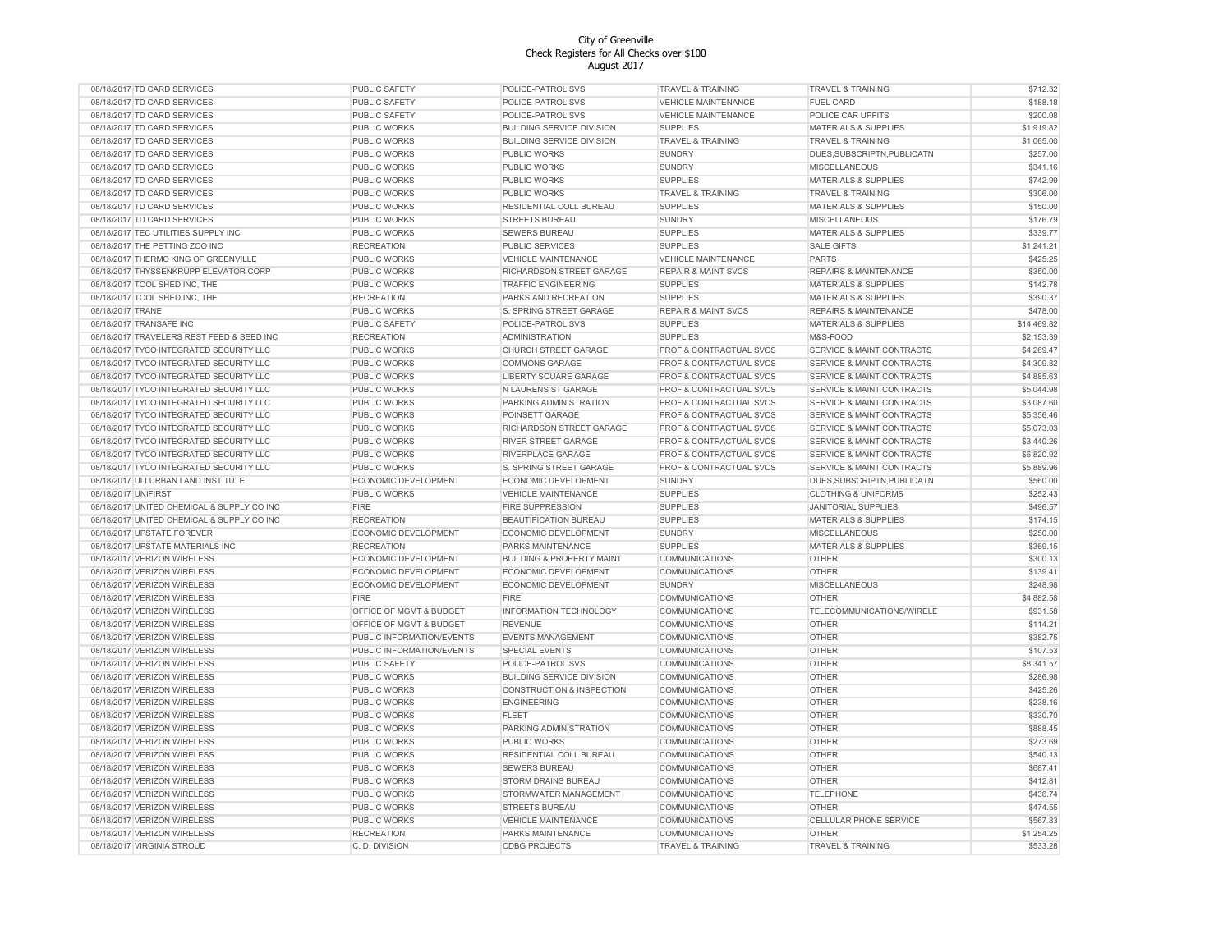City of Greenville
Check Registers for All Checks over $100
August 2017

| | | | | | | |
|---|---|---|---|---|---|---|
| 08/18/2017 | TD CARD SERVICES | PUBLIC SAFETY | POLICE-PATROL SVS | TRAVEL & TRAINING | TRAVEL & TRAINING | $712.32 |
| 08/18/2017 | TD CARD SERVICES | PUBLIC SAFETY | POLICE-PATROL SVS | VEHICLE MAINTENANCE | FUEL CARD | $188.18 |
| 08/18/2017 | TD CARD SERVICES | PUBLIC SAFETY | POLICE-PATROL SVS | VEHICLE MAINTENANCE | POLICE CAR UPFITS | $200.08 |
| 08/18/2017 | TD CARD SERVICES | PUBLIC WORKS | BUILDING SERVICE DIVISION | SUPPLIES | MATERIALS & SUPPLIES | $1,919.82 |
| 08/18/2017 | TD CARD SERVICES | PUBLIC WORKS | BUILDING SERVICE DIVISION | TRAVEL & TRAINING | TRAVEL & TRAINING | $1,065.00 |
| 08/18/2017 | TD CARD SERVICES | PUBLIC WORKS | PUBLIC WORKS | SUNDRY | DUES,SUBSCRIPTN,PUBLICATN | $257.00 |
| 08/18/2017 | TD CARD SERVICES | PUBLIC WORKS | PUBLIC WORKS | SUNDRY | MISCELLANEOUS | $341.16 |
| 08/18/2017 | TD CARD SERVICES | PUBLIC WORKS | PUBLIC WORKS | SUPPLIES | MATERIALS & SUPPLIES | $742.99 |
| 08/18/2017 | TD CARD SERVICES | PUBLIC WORKS | PUBLIC WORKS | TRAVEL & TRAINING | TRAVEL & TRAINING | $306.00 |
| 08/18/2017 | TD CARD SERVICES | PUBLIC WORKS | RESIDENTIAL COLL BUREAU | SUPPLIES | MATERIALS & SUPPLIES | $150.00 |
| 08/18/2017 | TD CARD SERVICES | PUBLIC WORKS | STREETS BUREAU | SUNDRY | MISCELLANEOUS | $176.79 |
| 08/18/2017 | TEC UTILITIES SUPPLY INC | PUBLIC WORKS | SEWERS BUREAU | SUPPLIES | MATERIALS & SUPPLIES | $339.77 |
| 08/18/2017 | THE PETTING ZOO INC | RECREATION | PUBLIC SERVICES | SUPPLIES | SALE GIFTS | $1,241.21 |
| 08/18/2017 | THERMO KING OF GREENVILLE | PUBLIC WORKS | VEHICLE MAINTENANCE | VEHICLE MAINTENANCE | PARTS | $425.25 |
| 08/18/2017 | THYSSENKRUPP ELEVATOR CORP | PUBLIC WORKS | RICHARDSON STREET GARAGE | REPAIR & MAINT SVCS | REPAIRS & MAINTENANCE | $350.00 |
| 08/18/2017 | TOOL SHED INC, THE | PUBLIC WORKS | TRAFFIC ENGINEERING | SUPPLIES | MATERIALS & SUPPLIES | $142.78 |
| 08/18/2017 | TOOL SHED INC, THE | RECREATION | PARKS AND RECREATION | SUPPLIES | MATERIALS & SUPPLIES | $390.37 |
| 08/18/2017 | TRANE | PUBLIC WORKS | S. SPRING STREET GARAGE | REPAIR & MAINT SVCS | REPAIRS & MAINTENANCE | $478.00 |
| 08/18/2017 | TRANSAFE INC | PUBLIC SAFETY | POLICE-PATROL SVS | SUPPLIES | MATERIALS & SUPPLIES | $14,469.82 |
| 08/18/2017 | TRAVELERS REST FEED & SEED INC | RECREATION | ADMINISTRATION | SUPPLIES | M&S-FOOD | $2,153.39 |
| 08/18/2017 | TYCO INTEGRATED SECURITY LLC | PUBLIC WORKS | CHURCH STREET GARAGE | PROF & CONTRACTUAL SVCS | SERVICE & MAINT CONTRACTS | $4,269.47 |
| 08/18/2017 | TYCO INTEGRATED SECURITY LLC | PUBLIC WORKS | COMMONS GARAGE | PROF & CONTRACTUAL SVCS | SERVICE & MAINT CONTRACTS | $4,309.82 |
| 08/18/2017 | TYCO INTEGRATED SECURITY LLC | PUBLIC WORKS | LIBERTY SQUARE GARAGE | PROF & CONTRACTUAL SVCS | SERVICE & MAINT CONTRACTS | $4,885.63 |
| 08/18/2017 | TYCO INTEGRATED SECURITY LLC | PUBLIC WORKS | N LAURENS ST GARAGE | PROF & CONTRACTUAL SVCS | SERVICE & MAINT CONTRACTS | $5,044.98 |
| 08/18/2017 | TYCO INTEGRATED SECURITY LLC | PUBLIC WORKS | PARKING ADMINISTRATION | PROF & CONTRACTUAL SVCS | SERVICE & MAINT CONTRACTS | $3,087.60 |
| 08/18/2017 | TYCO INTEGRATED SECURITY LLC | PUBLIC WORKS | POINSETT GARAGE | PROF & CONTRACTUAL SVCS | SERVICE & MAINT CONTRACTS | $5,356.46 |
| 08/18/2017 | TYCO INTEGRATED SECURITY LLC | PUBLIC WORKS | RICHARDSON STREET GARAGE | PROF & CONTRACTUAL SVCS | SERVICE & MAINT CONTRACTS | $5,073.03 |
| 08/18/2017 | TYCO INTEGRATED SECURITY LLC | PUBLIC WORKS | RIVER STREET GARAGE | PROF & CONTRACTUAL SVCS | SERVICE & MAINT CONTRACTS | $3,440.26 |
| 08/18/2017 | TYCO INTEGRATED SECURITY LLC | PUBLIC WORKS | RIVERPLACE GARAGE | PROF & CONTRACTUAL SVCS | SERVICE & MAINT CONTRACTS | $6,820.92 |
| 08/18/2017 | TYCO INTEGRATED SECURITY LLC | PUBLIC WORKS | S. SPRING STREET GARAGE | PROF & CONTRACTUAL SVCS | SERVICE & MAINT CONTRACTS | $5,889.96 |
| 08/18/2017 | ULI URBAN LAND INSTITUTE | ECONOMIC DEVELOPMENT | ECONOMIC DEVELOPMENT | SUNDRY | DUES,SUBSCRIPTN,PUBLICATN | $560.00 |
| 08/18/2017 | UNIFIRST | PUBLIC WORKS | VEHICLE MAINTENANCE | SUPPLIES | CLOTHING & UNIFORMS | $252.43 |
| 08/18/2017 | UNITED CHEMICAL & SUPPLY CO INC | FIRE | FIRE SUPPRESSION | SUPPLIES | JANITORIAL SUPPLIES | $496.57 |
| 08/18/2017 | UNITED CHEMICAL & SUPPLY CO INC | RECREATION | BEAUTIFICATION BUREAU | SUPPLIES | MATERIALS & SUPPLIES | $174.15 |
| 08/18/2017 | UPSTATE FOREVER | ECONOMIC DEVELOPMENT | ECONOMIC DEVELOPMENT | SUNDRY | MISCELLANEOUS | $250.00 |
| 08/18/2017 | UPSTATE MATERIALS INC | RECREATION | PARKS MAINTENANCE | SUPPLIES | MATERIALS & SUPPLIES | $369.15 |
| 08/18/2017 | VERIZON WIRELESS | ECONOMIC DEVELOPMENT | BUILDING & PROPERTY MAINT | COMMUNICATIONS | OTHER | $300.13 |
| 08/18/2017 | VERIZON WIRELESS | ECONOMIC DEVELOPMENT | ECONOMIC DEVELOPMENT | COMMUNICATIONS | OTHER | $139.41 |
| 08/18/2017 | VERIZON WIRELESS | ECONOMIC DEVELOPMENT | ECONOMIC DEVELOPMENT | SUNDRY | MISCELLANEOUS | $248.98 |
| 08/18/2017 | VERIZON WIRELESS | FIRE | FIRE | COMMUNICATIONS | OTHER | $4,882.58 |
| 08/18/2017 | VERIZON WIRELESS | OFFICE OF MGMT & BUDGET | INFORMATION TECHNOLOGY | COMMUNICATIONS | TELECOMMUNICATIONS/WIRELE | $931.58 |
| 08/18/2017 | VERIZON WIRELESS | OFFICE OF MGMT & BUDGET | REVENUE | COMMUNICATIONS | OTHER | $114.21 |
| 08/18/2017 | VERIZON WIRELESS | PUBLIC INFORMATION/EVENTS | EVENTS MANAGEMENT | COMMUNICATIONS | OTHER | $382.75 |
| 08/18/2017 | VERIZON WIRELESS | PUBLIC INFORMATION/EVENTS | SPECIAL EVENTS | COMMUNICATIONS | OTHER | $107.53 |
| 08/18/2017 | VERIZON WIRELESS | PUBLIC SAFETY | POLICE-PATROL SVS | COMMUNICATIONS | OTHER | $8,341.57 |
| 08/18/2017 | VERIZON WIRELESS | PUBLIC WORKS | BUILDING SERVICE DIVISION | COMMUNICATIONS | OTHER | $286.98 |
| 08/18/2017 | VERIZON WIRELESS | PUBLIC WORKS | CONSTRUCTION & INSPECTION | COMMUNICATIONS | OTHER | $425.26 |
| 08/18/2017 | VERIZON WIRELESS | PUBLIC WORKS | ENGINEERING | COMMUNICATIONS | OTHER | $238.16 |
| 08/18/2017 | VERIZON WIRELESS | PUBLIC WORKS | FLEET | COMMUNICATIONS | OTHER | $330.70 |
| 08/18/2017 | VERIZON WIRELESS | PUBLIC WORKS | PARKING ADMINISTRATION | COMMUNICATIONS | OTHER | $888.45 |
| 08/18/2017 | VERIZON WIRELESS | PUBLIC WORKS | PUBLIC WORKS | COMMUNICATIONS | OTHER | $273.69 |
| 08/18/2017 | VERIZON WIRELESS | PUBLIC WORKS | RESIDENTIAL COLL BUREAU | COMMUNICATIONS | OTHER | $540.13 |
| 08/18/2017 | VERIZON WIRELESS | PUBLIC WORKS | SEWERS BUREAU | COMMUNICATIONS | OTHER | $687.41 |
| 08/18/2017 | VERIZON WIRELESS | PUBLIC WORKS | STORM DRAINS BUREAU | COMMUNICATIONS | OTHER | $412.81 |
| 08/18/2017 | VERIZON WIRELESS | PUBLIC WORKS | STORMWATER MANAGEMENT | COMMUNICATIONS | TELEPHONE | $436.74 |
| 08/18/2017 | VERIZON WIRELESS | PUBLIC WORKS | STREETS BUREAU | COMMUNICATIONS | OTHER | $474.55 |
| 08/18/2017 | VERIZON WIRELESS | PUBLIC WORKS | VEHICLE MAINTENANCE | COMMUNICATIONS | CELLULAR PHONE SERVICE | $567.83 |
| 08/18/2017 | VERIZON WIRELESS | RECREATION | PARKS MAINTENANCE | COMMUNICATIONS | OTHER | $1,254.25 |
| 08/18/2017 | VIRGINIA STROUD | C. D. DIVISION | CDBG PROJECTS | TRAVEL & TRAINING | TRAVEL & TRAINING | $533.28 |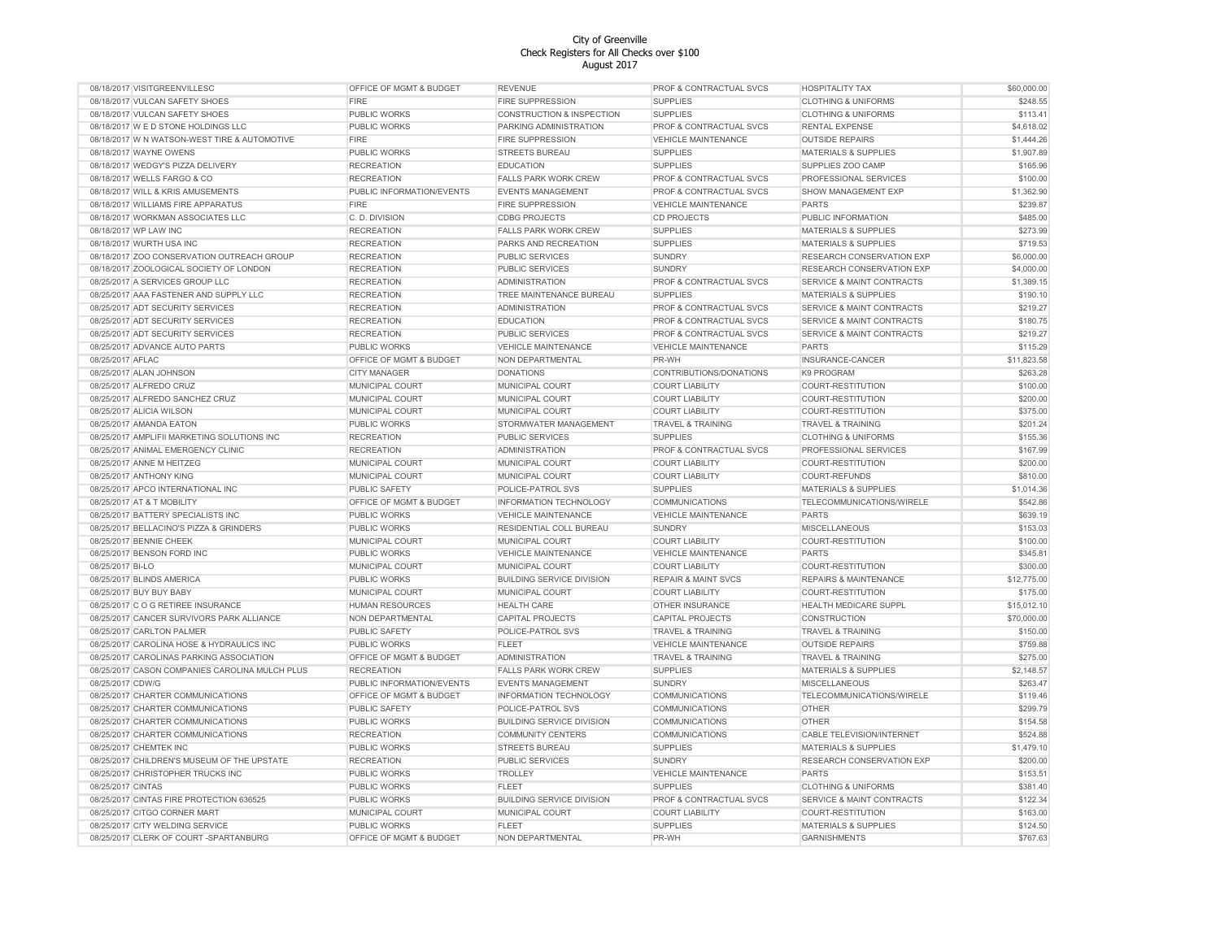City of Greenville
Check Registers for All Checks over $100
August 2017

| | | | | | | |
|---|---|---|---|---|---|---|
| 08/18/2017 | VISITGREENVILLESC | OFFICE OF MGMT & BUDGET | REVENUE | PROF & CONTRACTUAL SVCS | HOSPITALITY TAX | $60,000.00 |
| 08/18/2017 | VULCAN SAFETY SHOES | FIRE | FIRE SUPPRESSION | SUPPLIES | CLOTHING & UNIFORMS | $248.55 |
| 08/18/2017 | VULCAN SAFETY SHOES | PUBLIC WORKS | CONSTRUCTION & INSPECTION | SUPPLIES | CLOTHING & UNIFORMS | $113.41 |
| 08/18/2017 | W E D STONE HOLDINGS LLC | PUBLIC WORKS | PARKING ADMINISTRATION | PROF & CONTRACTUAL SVCS | RENTAL EXPENSE | $4,618.02 |
| 08/18/2017 | W N WATSON-WEST TIRE & AUTOMOTIVE | FIRE | FIRE SUPPRESSION | VEHICLE MAINTENANCE | OUTSIDE REPAIRS | $1,444.26 |
| 08/18/2017 | WAYNE OWENS | PUBLIC WORKS | STREETS BUREAU | SUPPLIES | MATERIALS & SUPPLIES | $1,907.89 |
| 08/18/2017 | WEDGY'S PIZZA DELIVERY | RECREATION | EDUCATION | SUPPLIES | SUPPLIES ZOO CAMP | $165.96 |
| 08/18/2017 | WELLS FARGO & CO | RECREATION | FALLS PARK WORK CREW | PROF & CONTRACTUAL SVCS | PROFESSIONAL SERVICES | $100.00 |
| 08/18/2017 | WILL & KRIS AMUSEMENTS | PUBLIC INFORMATION/EVENTS | EVENTS MANAGEMENT | PROF & CONTRACTUAL SVCS | SHOW MANAGEMENT EXP | $1,362.90 |
| 08/18/2017 | WILLIAMS FIRE APPARATUS | FIRE | FIRE SUPPRESSION | VEHICLE MAINTENANCE | PARTS | $239.87 |
| 08/18/2017 | WORKMAN ASSOCIATES LLC | C. D. DIVISION | CDBG PROJECTS | CD PROJECTS | PUBLIC INFORMATION | $485.00 |
| 08/18/2017 | WP LAW INC | RECREATION | FALLS PARK WORK CREW | SUPPLIES | MATERIALS & SUPPLIES | $273.99 |
| 08/18/2017 | WURTH USA INC | RECREATION | PARKS AND RECREATION | SUPPLIES | MATERIALS & SUPPLIES | $719.53 |
| 08/18/2017 | ZOO CONSERVATION OUTREACH GROUP | RECREATION | PUBLIC SERVICES | SUNDRY | RESEARCH CONSERVATION EXP | $6,000.00 |
| 08/18/2017 | ZOOLOGICAL SOCIETY OF LONDON | RECREATION | PUBLIC SERVICES | SUNDRY | RESEARCH CONSERVATION EXP | $4,000.00 |
| 08/25/2017 | A SERVICES GROUP LLC | RECREATION | ADMINISTRATION | PROF & CONTRACTUAL SVCS | SERVICE & MAINT CONTRACTS | $1,389.15 |
| 08/25/2017 | AAA FASTENER AND SUPPLY LLC | RECREATION | TREE MAINTENANCE BUREAU | SUPPLIES | MATERIALS & SUPPLIES | $190.10 |
| 08/25/2017 | ADT SECURITY SERVICES | RECREATION | ADMINISTRATION | PROF & CONTRACTUAL SVCS | SERVICE & MAINT CONTRACTS | $219.27 |
| 08/25/2017 | ADT SECURITY SERVICES | RECREATION | EDUCATION | PROF & CONTRACTUAL SVCS | SERVICE & MAINT CONTRACTS | $180.75 |
| 08/25/2017 | ADT SECURITY SERVICES | RECREATION | PUBLIC SERVICES | PROF & CONTRACTUAL SVCS | SERVICE & MAINT CONTRACTS | $219.27 |
| 08/25/2017 | ADVANCE AUTO PARTS | PUBLIC WORKS | VEHICLE MAINTENANCE | VEHICLE MAINTENANCE | PARTS | $115.29 |
| 08/25/2017 | AFLAC | OFFICE OF MGMT & BUDGET | NON DEPARTMENTAL | PR-WH | INSURANCE-CANCER | $11,823.58 |
| 08/25/2017 | ALAN JOHNSON | CITY MANAGER | DONATIONS | CONTRIBUTIONS/DONATIONS | K9 PROGRAM | $263.28 |
| 08/25/2017 | ALFREDO CRUZ | MUNICIPAL COURT | MUNICIPAL COURT | COURT LIABILITY | COURT-RESTITUTION | $100.00 |
| 08/25/2017 | ALFREDO SANCHEZ CRUZ | MUNICIPAL COURT | MUNICIPAL COURT | COURT LIABILITY | COURT-RESTITUTION | $200.00 |
| 08/25/2017 | ALICIA WILSON | MUNICIPAL COURT | MUNICIPAL COURT | COURT LIABILITY | COURT-RESTITUTION | $375.00 |
| 08/25/2017 | AMANDA EATON | PUBLIC WORKS | STORMWATER MANAGEMENT | TRAVEL & TRAINING | TRAVEL & TRAINING | $201.24 |
| 08/25/2017 | AMPLIFII MARKETING SOLUTIONS INC | RECREATION | PUBLIC SERVICES | SUPPLIES | CLOTHING & UNIFORMS | $155.36 |
| 08/25/2017 | ANIMAL EMERGENCY CLINIC | RECREATION | ADMINISTRATION | PROF & CONTRACTUAL SVCS | PROFESSIONAL SERVICES | $167.99 |
| 08/25/2017 | ANNE M HEITZEG | MUNICIPAL COURT | MUNICIPAL COURT | COURT LIABILITY | COURT-RESTITUTION | $200.00 |
| 08/25/2017 | ANTHONY KING | MUNICIPAL COURT | MUNICIPAL COURT | COURT LIABILITY | COURT-REFUNDS | $810.00 |
| 08/25/2017 | APCO INTERNATIONAL INC | PUBLIC SAFETY | POLICE-PATROL SVS | SUPPLIES | MATERIALS & SUPPLIES | $1,014.36 |
| 08/25/2017 | AT & T MOBILITY | OFFICE OF MGMT & BUDGET | INFORMATION TECHNOLOGY | COMMUNICATIONS | TELECOMMUNICATIONS/WIRELE | $542.86 |
| 08/25/2017 | BATTERY SPECIALISTS INC | PUBLIC WORKS | VEHICLE MAINTENANCE | VEHICLE MAINTENANCE | PARTS | $639.19 |
| 08/25/2017 | BELLACINO'S PIZZA & GRINDERS | PUBLIC WORKS | RESIDENTIAL COLL BUREAU | SUNDRY | MISCELLANEOUS | $153.03 |
| 08/25/2017 | BENNIE CHEEK | MUNICIPAL COURT | MUNICIPAL COURT | COURT LIABILITY | COURT-RESTITUTION | $100.00 |
| 08/25/2017 | BENSON FORD INC | PUBLIC WORKS | VEHICLE MAINTENANCE | VEHICLE MAINTENANCE | PARTS | $345.81 |
| 08/25/2017 | BI-LO | MUNICIPAL COURT | MUNICIPAL COURT | COURT LIABILITY | COURT-RESTITUTION | $300.00 |
| 08/25/2017 | BLINDS AMERICA | PUBLIC WORKS | BUILDING SERVICE DIVISION | REPAIR & MAINT SVCS | REPAIRS & MAINTENANCE | $12,775.00 |
| 08/25/2017 | BUY BUY BABY | MUNICIPAL COURT | MUNICIPAL COURT | COURT LIABILITY | COURT-RESTITUTION | $175.00 |
| 08/25/2017 | C O G RETIREE INSURANCE | HUMAN RESOURCES | HEALTH CARE | OTHER INSURANCE | HEALTH MEDICARE SUPPL | $15,012.10 |
| 08/25/2017 | CANCER SURVIVORS PARK ALLIANCE | NON DEPARTMENTAL | CAPITAL PROJECTS | CAPITAL PROJECTS | CONSTRUCTION | $70,000.00 |
| 08/25/2017 | CARLTON PALMER | PUBLIC SAFETY | POLICE-PATROL SVS | TRAVEL & TRAINING | TRAVEL & TRAINING | $150.00 |
| 08/25/2017 | CAROLINA HOSE & HYDRAULICS INC | PUBLIC WORKS | FLEET | VEHICLE MAINTENANCE | OUTSIDE REPAIRS | $759.88 |
| 08/25/2017 | CAROLINAS PARKING ASSOCIATION | OFFICE OF MGMT & BUDGET | ADMINISTRATION | TRAVEL & TRAINING | TRAVEL & TRAINING | $275.00 |
| 08/25/2017 | CASON COMPANIES CAROLINA MULCH PLUS | RECREATION | FALLS PARK WORK CREW | SUPPLIES | MATERIALS & SUPPLIES | $2,148.57 |
| 08/25/2017 | CDW/G | PUBLIC INFORMATION/EVENTS | EVENTS MANAGEMENT | SUNDRY | MISCELLANEOUS | $263.47 |
| 08/25/2017 | CHARTER COMMUNICATIONS | OFFICE OF MGMT & BUDGET | INFORMATION TECHNOLOGY | COMMUNICATIONS | TELECOMMUNICATIONS/WIRELE | $119.46 |
| 08/25/2017 | CHARTER COMMUNICATIONS | PUBLIC SAFETY | POLICE-PATROL SVS | COMMUNICATIONS | OTHER | $299.79 |
| 08/25/2017 | CHARTER COMMUNICATIONS | PUBLIC WORKS | BUILDING SERVICE DIVISION | COMMUNICATIONS | OTHER | $154.58 |
| 08/25/2017 | CHARTER COMMUNICATIONS | RECREATION | COMMUNITY CENTERS | COMMUNICATIONS | CABLE TELEVISION/INTERNET | $524.88 |
| 08/25/2017 | CHEMTEK INC | PUBLIC WORKS | STREETS BUREAU | SUPPLIES | MATERIALS & SUPPLIES | $1,479.10 |
| 08/25/2017 | CHILDREN'S MUSEUM OF THE UPSTATE | RECREATION | PUBLIC SERVICES | SUNDRY | RESEARCH CONSERVATION EXP | $200.00 |
| 08/25/2017 | CHRISTOPHER TRUCKS INC | PUBLIC WORKS | TROLLEY | VEHICLE MAINTENANCE | PARTS | $153.51 |
| 08/25/2017 | CINTAS | PUBLIC WORKS | FLEET | SUPPLIES | CLOTHING & UNIFORMS | $381.40 |
| 08/25/2017 | CINTAS FIRE PROTECTION 636525 | PUBLIC WORKS | BUILDING SERVICE DIVISION | PROF & CONTRACTUAL SVCS | SERVICE & MAINT CONTRACTS | $122.34 |
| 08/25/2017 | CITGO CORNER MART | MUNICIPAL COURT | MUNICIPAL COURT | COURT LIABILITY | COURT-RESTITUTION | $163.00 |
| 08/25/2017 | CITY WELDING SERVICE | PUBLIC WORKS | FLEET | SUPPLIES | MATERIALS & SUPPLIES | $124.50 |
| 08/25/2017 | CLERK OF COURT -SPARTANBURG | OFFICE OF MGMT & BUDGET | NON DEPARTMENTAL | PR-WH | GARNISHMENTS | $767.63 |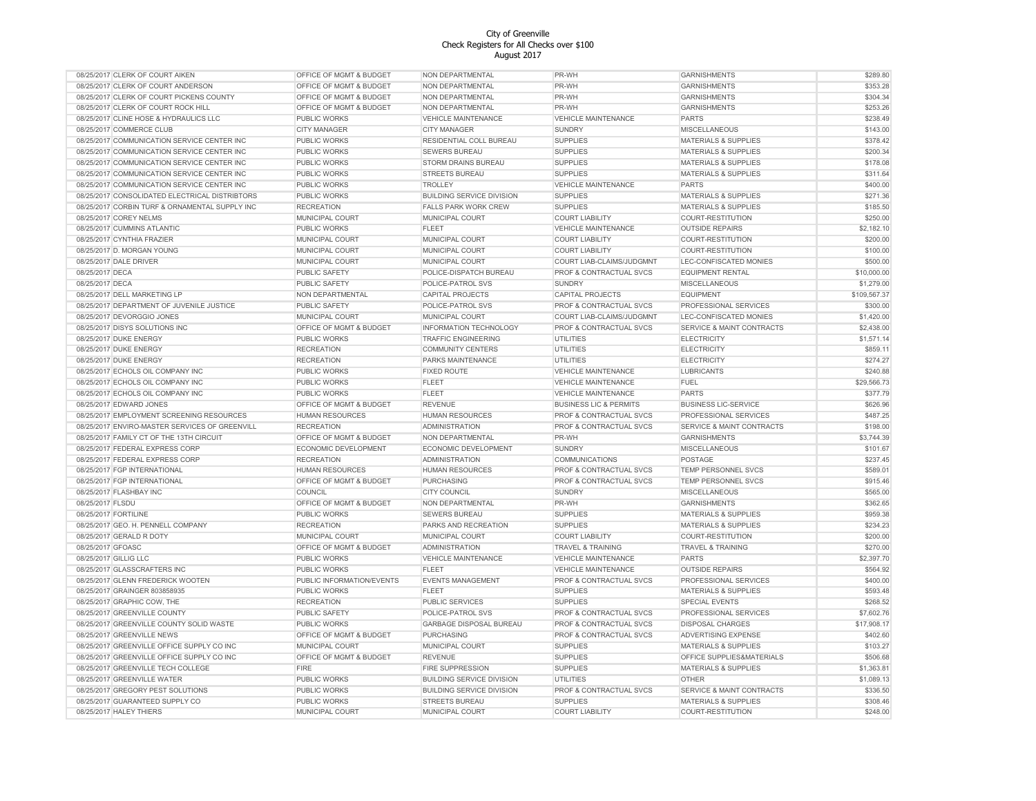City of Greenville
Check Registers for All Checks over $100
August 2017

| | | | | | | |
|---|---|---|---|---|---|---|
| 08/25/2017 | CLERK OF COURT AIKEN | OFFICE OF MGMT & BUDGET | NON DEPARTMENTAL | PR-WH | GARNISHMENTS | $289.80 |
| 08/25/2017 | CLERK OF COURT ANDERSON | OFFICE OF MGMT & BUDGET | NON DEPARTMENTAL | PR-WH | GARNISHMENTS | $353.28 |
| 08/25/2017 | CLERK OF COURT PICKENS COUNTY | OFFICE OF MGMT & BUDGET | NON DEPARTMENTAL | PR-WH | GARNISHMENTS | $304.34 |
| 08/25/2017 | CLERK OF COURT ROCK HILL | OFFICE OF MGMT & BUDGET | NON DEPARTMENTAL | PR-WH | GARNISHMENTS | $253.26 |
| 08/25/2017 | CLINE HOSE & HYDRAULICS LLC | PUBLIC WORKS | VEHICLE MAINTENANCE | VEHICLE MAINTENANCE | PARTS | $238.49 |
| 08/25/2017 | COMMERCE CLUB | CITY MANAGER | CITY MANAGER | SUNDRY | MISCELLANEOUS | $143.00 |
| 08/25/2017 | COMMUNICATION SERVICE CENTER INC | PUBLIC WORKS | RESIDENTIAL COLL BUREAU | SUPPLIES | MATERIALS & SUPPLIES | $378.42 |
| 08/25/2017 | COMMUNICATION SERVICE CENTER INC | PUBLIC WORKS | SEWERS BUREAU | SUPPLIES | MATERIALS & SUPPLIES | $200.34 |
| 08/25/2017 | COMMUNICATION SERVICE CENTER INC | PUBLIC WORKS | STORM DRAINS BUREAU | SUPPLIES | MATERIALS & SUPPLIES | $178.08 |
| 08/25/2017 | COMMUNICATION SERVICE CENTER INC | PUBLIC WORKS | STREETS BUREAU | SUPPLIES | MATERIALS & SUPPLIES | $311.64 |
| 08/25/2017 | COMMUNICATION SERVICE CENTER INC | PUBLIC WORKS | TROLLEY | VEHICLE MAINTENANCE | PARTS | $400.00 |
| 08/25/2017 | CONSOLIDATED ELECTRICAL DISTRIBTORS | PUBLIC WORKS | BUILDING SERVICE DIVISION | SUPPLIES | MATERIALS & SUPPLIES | $271.36 |
| 08/25/2017 | CORBIN TURF & ORNAMENTAL SUPPLY INC | RECREATION | FALLS PARK WORK CREW | SUPPLIES | MATERIALS & SUPPLIES | $185.50 |
| 08/25/2017 | COREY NELMS | MUNICIPAL COURT | MUNICIPAL COURT | COURT LIABILITY | COURT-RESTITUTION | $250.00 |
| 08/25/2017 | CUMMINS ATLANTIC | PUBLIC WORKS | FLEET | VEHICLE MAINTENANCE | OUTSIDE REPAIRS | $2,182.10 |
| 08/25/2017 | CYNTHIA FRAZIER | MUNICIPAL COURT | MUNICIPAL COURT | COURT LIABILITY | COURT-RESTITUTION | $200.00 |
| 08/25/2017 | D. MORGAN YOUNG | MUNICIPAL COURT | MUNICIPAL COURT | COURT LIABILITY | COURT-RESTITUTION | $100.00 |
| 08/25/2017 | DALE DRIVER | MUNICIPAL COURT | MUNICIPAL COURT | COURT LIAB-CLAIMS/JUDGMNT | LEC-CONFISCATED MONIES | $500.00 |
| 08/25/2017 | DECA | PUBLIC SAFETY | POLICE-DISPATCH BUREAU | PROF & CONTRACTUAL SVCS | EQUIPMENT RENTAL | $10,000.00 |
| 08/25/2017 | DECA | PUBLIC SAFETY | POLICE-PATROL SVS | SUNDRY | MISCELLANEOUS | $1,279.00 |
| 08/25/2017 | DELL MARKETING LP | NON DEPARTMENTAL | CAPITAL PROJECTS | CAPITAL PROJECTS | EQUIPMENT | $109,567.37 |
| 08/25/2017 | DEPARTMENT OF JUVENILE JUSTICE | PUBLIC SAFETY | POLICE-PATROL SVS | PROF & CONTRACTUAL SVCS | PROFESSIONAL SERVICES | $300.00 |
| 08/25/2017 | DEVORGGIO JONES | MUNICIPAL COURT | MUNICIPAL COURT | COURT LIAB-CLAIMS/JUDGMNT | LEC-CONFISCATED MONIES | $1,420.00 |
| 08/25/2017 | DISYS SOLUTIONS INC | OFFICE OF MGMT & BUDGET | INFORMATION TECHNOLOGY | PROF & CONTRACTUAL SVCS | SERVICE & MAINT CONTRACTS | $2,438.00 |
| 08/25/2017 | DUKE ENERGY | PUBLIC WORKS | TRAFFIC ENGINEERING | UTILITIES | ELECTRICITY | $1,571.14 |
| 08/25/2017 | DUKE ENERGY | RECREATION | COMMUNITY CENTERS | UTILITIES | ELECTRICITY | $859.11 |
| 08/25/2017 | DUKE ENERGY | RECREATION | PARKS MAINTENANCE | UTILITIES | ELECTRICITY | $274.27 |
| 08/25/2017 | ECHOLS OIL COMPANY INC | PUBLIC WORKS | FIXED ROUTE | VEHICLE MAINTENANCE | LUBRICANTS | $240.88 |
| 08/25/2017 | ECHOLS OIL COMPANY INC | PUBLIC WORKS | FLEET | VEHICLE MAINTENANCE | FUEL | $29,566.73 |
| 08/25/2017 | ECHOLS OIL COMPANY INC | PUBLIC WORKS | FLEET | VEHICLE MAINTENANCE | PARTS | $377.79 |
| 08/25/2017 | EDWARD JONES | OFFICE OF MGMT & BUDGET | REVENUE | BUSINESS LIC & PERMITS | BUSINESS LIC-SERVICE | $626.96 |
| 08/25/2017 | EMPLOYMENT SCREENING RESOURCES | HUMAN RESOURCES | HUMAN RESOURCES | PROF & CONTRACTUAL SVCS | PROFESSIONAL SERVICES | $487.25 |
| 08/25/2017 | ENVIRO-MASTER SERVICES OF GREENVILL | RECREATION | ADMINISTRATION | PROF & CONTRACTUAL SVCS | SERVICE & MAINT CONTRACTS | $198.00 |
| 08/25/2017 | FAMILY CT OF THE 13TH CIRCUIT | OFFICE OF MGMT & BUDGET | NON DEPARTMENTAL | PR-WH | GARNISHMENTS | $3,744.39 |
| 08/25/2017 | FEDERAL EXPRESS CORP | ECONOMIC DEVELOPMENT | ECONOMIC DEVELOPMENT | SUNDRY | MISCELLANEOUS | $101.67 |
| 08/25/2017 | FEDERAL EXPRESS CORP | RECREATION | ADMINISTRATION | COMMUNICATIONS | POSTAGE | $237.45 |
| 08/25/2017 | FGP INTERNATIONAL | HUMAN RESOURCES | HUMAN RESOURCES | PROF & CONTRACTUAL SVCS | TEMP PERSONNEL SVCS | $589.01 |
| 08/25/2017 | FGP INTERNATIONAL | OFFICE OF MGMT & BUDGET | PURCHASING | PROF & CONTRACTUAL SVCS | TEMP PERSONNEL SVCS | $915.46 |
| 08/25/2017 | FLASHBAY INC | COUNCIL | CITY COUNCIL | SUNDRY | MISCELLANEOUS | $565.00 |
| 08/25/2017 | FLSDU | OFFICE OF MGMT & BUDGET | NON DEPARTMENTAL | PR-WH | GARNISHMENTS | $362.65 |
| 08/25/2017 | FORTILINE | PUBLIC WORKS | SEWERS BUREAU | SUPPLIES | MATERIALS & SUPPLIES | $959.38 |
| 08/25/2017 | GEO. H. PENNELL COMPANY | RECREATION | PARKS AND RECREATION | SUPPLIES | MATERIALS & SUPPLIES | $234.23 |
| 08/25/2017 | GERALD R DOTY | MUNICIPAL COURT | MUNICIPAL COURT | COURT LIABILITY | COURT-RESTITUTION | $200.00 |
| 08/25/2017 | GFOASC | OFFICE OF MGMT & BUDGET | ADMINISTRATION | TRAVEL & TRAINING | TRAVEL & TRAINING | $270.00 |
| 08/25/2017 | GILLIG LLC | PUBLIC WORKS | VEHICLE MAINTENANCE | VEHICLE MAINTENANCE | PARTS | $2,397.70 |
| 08/25/2017 | GLASSCRAFTERS INC | PUBLIC WORKS | FLEET | VEHICLE MAINTENANCE | OUTSIDE REPAIRS | $564.92 |
| 08/25/2017 | GLENN FREDERICK WOOTEN | PUBLIC INFORMATION/EVENTS | EVENTS MANAGEMENT | PROF & CONTRACTUAL SVCS | PROFESSIONAL SERVICES | $400.00 |
| 08/25/2017 | GRAINGER 803858935 | PUBLIC WORKS | FLEET | SUPPLIES | MATERIALS & SUPPLIES | $593.48 |
| 08/25/2017 | GRAPHIC COW, THE | RECREATION | PUBLIC SERVICES | SUPPLIES | SPECIAL EVENTS | $268.52 |
| 08/25/2017 | GREENVILLE COUNTY | PUBLIC SAFETY | POLICE-PATROL SVS | PROF & CONTRACTUAL SVCS | PROFESSIONAL SERVICES | $7,602.76 |
| 08/25/2017 | GREENVILLE COUNTY SOLID WASTE | PUBLIC WORKS | GARBAGE DISPOSAL BUREAU | PROF & CONTRACTUAL SVCS | DISPOSAL CHARGES | $17,908.17 |
| 08/25/2017 | GREENVILLE NEWS | OFFICE OF MGMT & BUDGET | PURCHASING | PROF & CONTRACTUAL SVCS | ADVERTISING EXPENSE | $402.60 |
| 08/25/2017 | GREENVILLE OFFICE SUPPLY CO INC | MUNICIPAL COURT | MUNICIPAL COURT | SUPPLIES | MATERIALS & SUPPLIES | $103.27 |
| 08/25/2017 | GREENVILLE OFFICE SUPPLY CO INC | OFFICE OF MGMT & BUDGET | REVENUE | SUPPLIES | OFFICE SUPPLIES&MATERIALS | $506.68 |
| 08/25/2017 | GREENVILLE TECH COLLEGE | FIRE | FIRE SUPPRESSION | SUPPLIES | MATERIALS & SUPPLIES | $1,363.81 |
| 08/25/2017 | GREENVILLE WATER | PUBLIC WORKS | BUILDING SERVICE DIVISION | UTILITIES | OTHER | $1,089.13 |
| 08/25/2017 | GREGORY PEST SOLUTIONS | PUBLIC WORKS | BUILDING SERVICE DIVISION | PROF & CONTRACTUAL SVCS | SERVICE & MAINT CONTRACTS | $336.50 |
| 08/25/2017 | GUARANTEED SUPPLY CO | PUBLIC WORKS | STREETS BUREAU | SUPPLIES | MATERIALS & SUPPLIES | $308.46 |
| 08/25/2017 | HALEY THIERS | MUNICIPAL COURT | MUNICIPAL COURT | COURT LIABILITY | COURT-RESTITUTION | $248.00 |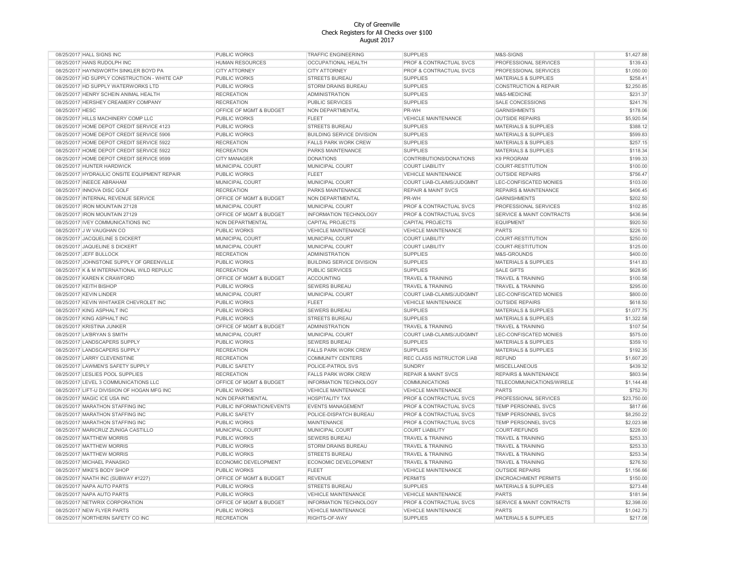# City of Greenville
## Check Registers for All Checks over $100
### August 2017

| | | | | | | |
|---|---|---|---|---|---|---|
| 08/25/2017 | HALL SIGNS INC | PUBLIC WORKS | TRAFFIC ENGINEERING | SUPPLIES | M&S-SIGNS | $1,427.88 |
| 08/25/2017 | HANS RUDOLPH INC | HUMAN RESOURCES | OCCUPATIONAL HEALTH | PROF & CONTRACTUAL SVCS | PROFESSIONAL SERVICES | $139.43 |
| 08/25/2017 | HAYNSWORTH SINKLER BOYD PA | CITY ATTORNEY | CITY ATTORNEY | PROF & CONTRACTUAL SVCS | PROFESSIONAL SERVICES | $1,050.00 |
| 08/25/2017 | HD SUPPLY CONSTRUCTION - WHITE CAP | PUBLIC WORKS | STREETS BUREAU | SUPPLIES | MATERIALS & SUPPLIES | $258.41 |
| 08/25/2017 | HD SUPPLY WATERWORKS LTD | PUBLIC WORKS | STORM DRAINS BUREAU | SUPPLIES | CONSTRUCTION & REPAIR | $2,250.85 |
| 08/25/2017 | HENRY SCHEIN ANIMAL HEALTH | RECREATION | ADMINISTRATION | SUPPLIES | M&S-MEDICINE | $231.37 |
| 08/25/2017 | HERSHEY CREAMERY COMPANY | RECREATION | PUBLIC SERVICES | SUPPLIES | SALE CONCESSIONS | $241.76 |
| 08/25/2017 | HESC | OFFICE OF MGMT & BUDGET | NON DEPARTMENTAL | PR-WH | GARNISHMENTS | $178.06 |
| 08/25/2017 | HILLS MACHINERY COMP LLC | PUBLIC WORKS | FLEET | VEHICLE MAINTENANCE | OUTSIDE REPAIRS | $5,920.54 |
| 08/25/2017 | HOME DEPOT CREDIT SERVICE 4123 | PUBLIC WORKS | STREETS BUREAU | SUPPLIES | MATERIALS & SUPPLIES | $388.12 |
| 08/25/2017 | HOME DEPOT CREDIT SERVICE 5906 | PUBLIC WORKS | BUILDING SERVICE DIVISION | SUPPLIES | MATERIALS & SUPPLIES | $599.83 |
| 08/25/2017 | HOME DEPOT CREDIT SERVICE 5922 | RECREATION | FALLS PARK WORK CREW | SUPPLIES | MATERIALS & SUPPLIES | $257.15 |
| 08/25/2017 | HOME DEPOT CREDIT SERVICE 5922 | RECREATION | PARKS MAINTENANCE | SUPPLIES | MATERIALS & SUPPLIES | $118.34 |
| 08/25/2017 | HOME DEPOT CREDIT SERVICE 9599 | CITY MANAGER | DONATIONS | CONTRIBUTIONS/DONATIONS | K9 PROGRAM | $199.33 |
| 08/25/2017 | HUNTER HARDWICK | MUNICIPAL COURT | MUNICIPAL COURT | COURT LIABILITY | COURT-RESTITUTION | $100.00 |
| 08/25/2017 | HYDRAULIC ONSITE EQUIPMENT REPAIR | PUBLIC WORKS | FLEET | VEHICLE MAINTENANCE | OUTSIDE REPAIRS | $756.47 |
| 08/25/2017 | INEECE ABRAHAM | MUNICIPAL COURT | MUNICIPAL COURT | COURT LIAB-CLAIMS/JUDGMNT | LEC-CONFISCATED MONIES | $103.00 |
| 08/25/2017 | INNOVA DISC GOLF | RECREATION | PARKS MAINTENANCE | REPAIR & MAINT SVCS | REPAIRS & MAINTENANCE | $406.45 |
| 08/25/2017 | INTERNAL REVENUE SERVICE | OFFICE OF MGMT & BUDGET | NON DEPARTMENTAL | PR-WH | GARNISHMENTS | $202.50 |
| 08/25/2017 | IRON MOUNTAIN 27128 | MUNICIPAL COURT | MUNICIPAL COURT | PROF & CONTRACTUAL SVCS | PROFESSIONAL SERVICES | $102.85 |
| 08/25/2017 | IRON MOUNTAIN 27129 | OFFICE OF MGMT & BUDGET | INFORMATION TECHNOLOGY | PROF & CONTRACTUAL SVCS | SERVICE & MAINT CONTRACTS | $436.94 |
| 08/25/2017 | IVEY COMMUNICATIONS INC | NON DEPARTMENTAL | CAPITAL PROJECTS | CAPITAL PROJECTS | EQUIPMENT | $920.50 |
| 08/25/2017 | J W VAUGHAN CO | PUBLIC WORKS | VEHICLE MAINTENANCE | VEHICLE MAINTENANCE | PARTS | $226.10 |
| 08/25/2017 | JACQUELINE S DICKERT | MUNICIPAL COURT | MUNICIPAL COURT | COURT LIABILITY | COURT-RESTITUTION | $250.00 |
| 08/25/2017 | JAQUELINE S DICKERT | MUNICIPAL COURT | MUNICIPAL COURT | COURT LIABILITY | COURT-RESTITUTION | $125.00 |
| 08/25/2017 | JEFF BULLOCK | RECREATION | ADMINISTRATION | SUPPLIES | M&S-GROUNDS | $400.00 |
| 08/25/2017 | JOHNSTONE SUPPLY OF GREENVILLE | PUBLIC WORKS | BUILDING SERVICE DIVISION | SUPPLIES | MATERIALS & SUPPLIES | $141.83 |
| 08/25/2017 | K & M INTERNATIONAL WILD REPULIC | RECREATION | PUBLIC SERVICES | SUPPLIES | SALE GIFTS | $628.95 |
| 08/25/2017 | KAREN K CRAWFORD | OFFICE OF MGMT & BUDGET | ACCOUNTING | TRAVEL & TRAINING | TRAVEL & TRAINING | $100.58 |
| 08/25/2017 | KEITH BISHOP | PUBLIC WORKS | SEWERS BUREAU | TRAVEL & TRAINING | TRAVEL & TRAINING | $295.00 |
| 08/25/2017 | KEVIN LINDER | MUNICIPAL COURT | MUNICIPAL COURT | COURT LIAB-CLAIMS/JUDGMNT | LEC-CONFISCATED MONIES | $800.00 |
| 08/25/2017 | KEVIN WHITAKER CHEVROLET INC | PUBLIC WORKS | FLEET | VEHICLE MAINTENANCE | OUTSIDE REPAIRS | $618.50 |
| 08/25/2017 | KING ASPHALT INC | PUBLIC WORKS | SEWERS BUREAU | SUPPLIES | MATERIALS & SUPPLIES | $1,077.75 |
| 08/25/2017 | KING ASPHALT INC | PUBLIC WORKS | STREETS BUREAU | SUPPLIES | MATERIALS & SUPPLIES | $1,322.58 |
| 08/25/2017 | KRISTINA JUNKER | OFFICE OF MGMT & BUDGET | ADMINISTRATION | TRAVEL & TRAINING | TRAVEL & TRAINING | $107.54 |
| 08/25/2017 | LA'BRYAN S SMITH | MUNICIPAL COURT | MUNICIPAL COURT | COURT LIAB-CLAIMS/JUDGMNT | LEC-CONFISCATED MONIES | $575.00 |
| 08/25/2017 | LANDSCAPERS SUPPLY | PUBLIC WORKS | SEWERS BUREAU | SUPPLIES | MATERIALS & SUPPLIES | $359.10 |
| 08/25/2017 | LANDSCAPERS SUPPLY | RECREATION | FALLS PARK WORK CREW | SUPPLIES | MATERIALS & SUPPLIES | $192.35 |
| 08/25/2017 | LARRY CLEVENSTINE | RECREATION | COMMUNITY CENTERS | REC CLASS INSTRUCTOR LIAB | REFUND | $1,607.20 |
| 08/25/2017 | LAWMEN'S SAFETY SUPPLY | PUBLIC SAFETY | POLICE-PATROL SVS | SUNDRY | MISCELLANEOUS | $439.32 |
| 08/25/2017 | LESLIES POOL SUPPLIES | RECREATION | FALLS PARK WORK CREW | REPAIR & MAINT SVCS | REPAIRS & MAINTENANCE | $803.94 |
| 08/25/2017 | LEVEL 3 COMMUNICATIONS LLC | OFFICE OF MGMT & BUDGET | INFORMATION TECHNOLOGY | COMMUNICATIONS | TELECOMMUNICATIONS/WIRELE | $1,144.48 |
| 08/25/2017 | LIFT-U DIVISIION OF HOGAN MFG INC | PUBLIC WORKS | VEHICLE MAINTENANCE | VEHICLE MAINTENANCE | PARTS | $752.70 |
| 08/25/2017 | MAGIC ICE USA INC | NON DEPARTMENTAL | HOSPITALITY TAX | PROF & CONTRACTUAL SVCS | PROFESSIONAL SERVICES | $23,750.00 |
| 08/25/2017 | MARATHON STAFFING INC | PUBLIC INFORMATION/EVENTS | EVENTS MANAGEMENT | PROF & CONTRACTUAL SVCS | TEMP PERSONNEL SVCS | $817.66 |
| 08/25/2017 | MARATHON STAFFING INC | PUBLIC SAFETY | POLICE-DISPATCH BUREAU | PROF & CONTRACTUAL SVCS | TEMP PERSONNEL SVCS | $8,250.22 |
| 08/25/2017 | MARATHON STAFFING INC | PUBLIC WORKS | MAINTENANCE | PROF & CONTRACTUAL SVCS | TEMP PERSONNEL SVCS | $2,023.98 |
| 08/25/2017 | MARICRUZ ZUNIGA CASTILLO | MUNICIPAL COURT | MUNICIPAL COURT | COURT LIABILITY | COURT-REFUNDS | $228.00 |
| 08/25/2017 | MATTHEW MORRIS | PUBLIC WORKS | SEWERS BUREAU | TRAVEL & TRAINING | TRAVEL & TRAINING | $253.33 |
| 08/25/2017 | MATTHEW MORRIS | PUBLIC WORKS | STORM DRAINS BUREAU | TRAVEL & TRAINING | TRAVEL & TRAINING | $253.33 |
| 08/25/2017 | MATTHEW MORRIS | PUBLIC WORKS | STREETS BUREAU | TRAVEL & TRAINING | TRAVEL & TRAINING | $253.34 |
| 08/25/2017 | MICHAEL PANASKO | ECONOMIC DEVELOPMENT | ECONOMIC DEVELOPMENT | TRAVEL & TRAINING | TRAVEL & TRAINING | $276.50 |
| 08/25/2017 | MIKE'S BODY SHOP | PUBLIC WORKS | FLEET | VEHICLE MAINTENANCE | OUTSIDE REPAIRS | $1,156.66 |
| 08/25/2017 | NAATH INC (SUBWAY #1227) | OFFICE OF MGMT & BUDGET | REVENUE | PERMITS | ENCROACHMENT PERMITS | $150.00 |
| 08/25/2017 | NAPA AUTO PARTS | PUBLIC WORKS | STREETS BUREAU | SUPPLIES | MATERIALS & SUPPLIES | $273.48 |
| 08/25/2017 | NAPA AUTO PARTS | PUBLIC WORKS | VEHICLE MAINTENANCE | VEHICLE MAINTENANCE | PARTS | $181.94 |
| 08/25/2017 | NETWRIX CORPORATION | OFFICE OF MGMT & BUDGET | INFORMATION TECHNOLOGY | PROF & CONTRACTUAL SVCS | SERVICE & MAINT CONTRACTS | $2,398.00 |
| 08/25/2017 | NEW FLYER PARTS | PUBLIC WORKS | VEHICLE MAINTENANCE | VEHICLE MAINTENANCE | PARTS | $1,042.73 |
| 08/25/2017 | NORTHERN SAFETY CO INC | RECREATION | RIGHTS-OF-WAY | SUPPLIES | MATERIALS & SUPPLIES | $217.08 |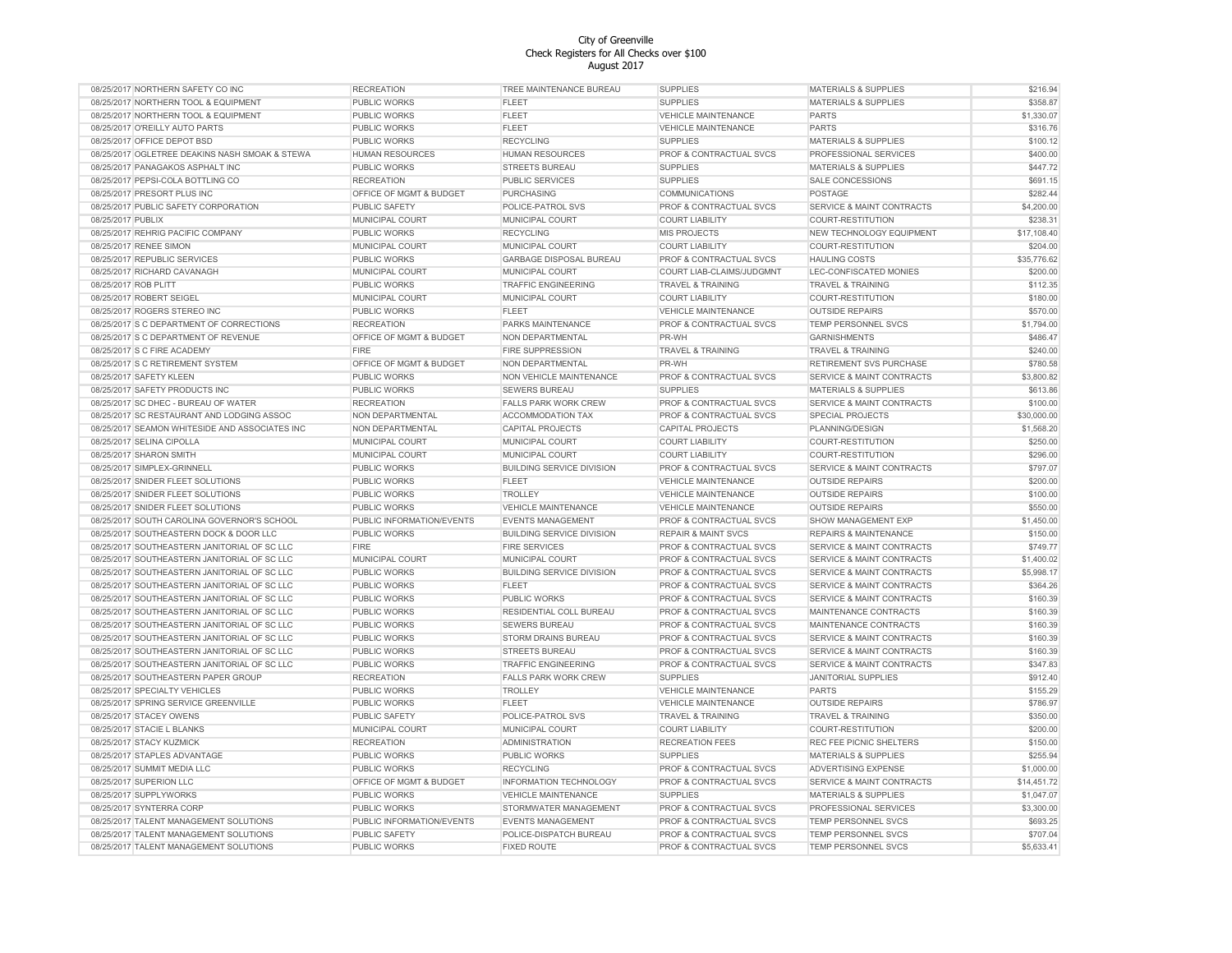City of Greenville
Check Registers for All Checks over $100
August 2017

| Date | Vendor | Department | Division | Category | Description | Amount |
|---|---|---|---|---|---|---|
| 08/25/2017 | NORTHERN SAFETY CO INC | RECREATION | TREE MAINTENANCE BUREAU | SUPPLIES | MATERIALS & SUPPLIES | $216.94 |
| 08/25/2017 | NORTHERN TOOL & EQUIPMENT | PUBLIC WORKS | FLEET | SUPPLIES | MATERIALS & SUPPLIES | $358.87 |
| 08/25/2017 | NORTHERN TOOL & EQUIPMENT | PUBLIC WORKS | FLEET | VEHICLE MAINTENANCE | PARTS | $1,330.07 |
| 08/25/2017 | O'REILLY AUTO PARTS | PUBLIC WORKS | FLEET | VEHICLE MAINTENANCE | PARTS | $316.76 |
| 08/25/2017 | OFFICE DEPOT BSD | PUBLIC WORKS | RECYCLING | SUPPLIES | MATERIALS & SUPPLIES | $100.12 |
| 08/25/2017 | OGLETREE DEAKINS NASH SMOAK & STEWA | HUMAN RESOURCES | HUMAN RESOURCES | PROF & CONTRACTUAL SVCS | PROFESSIONAL SERVICES | $400.00 |
| 08/25/2017 | PANAGAKOS ASPHALT INC | PUBLIC WORKS | STREETS BUREAU | SUPPLIES | MATERIALS & SUPPLIES | $447.72 |
| 08/25/2017 | PEPSI-COLA BOTTLING CO | RECREATION | PUBLIC SERVICES | SUPPLIES | SALE CONCESSIONS | $691.15 |
| 08/25/2017 | PRESORT PLUS INC | OFFICE OF MGMT & BUDGET | PURCHASING | COMMUNICATIONS | POSTAGE | $282.44 |
| 08/25/2017 | PUBLIC SAFETY CORPORATION | PUBLIC SAFETY | POLICE-PATROL SVS | PROF & CONTRACTUAL SVCS | SERVICE & MAINT CONTRACTS | $4,200.00 |
| 08/25/2017 | PUBLIX | MUNICIPAL COURT | MUNICIPAL COURT | COURT LIABILITY | COURT-RESTITUTION | $238.31 |
| 08/25/2017 | REHRIG PACIFIC COMPANY | PUBLIC WORKS | RECYCLING | MIS PROJECTS | NEW TECHNOLOGY EQUIPMENT | $17,108.40 |
| 08/25/2017 | RENEE SIMON | MUNICIPAL COURT | MUNICIPAL COURT | COURT LIABILITY | COURT-RESTITUTION | $204.00 |
| 08/25/2017 | REPUBLIC SERVICES | PUBLIC WORKS | GARBAGE DISPOSAL BUREAU | PROF & CONTRACTUAL SVCS | HAULING COSTS | $35,776.62 |
| 08/25/2017 | RICHARD CAVANAGH | MUNICIPAL COURT | MUNICIPAL COURT | COURT LIAB-CLAIMS/JUDGMNT | LEC-CONFISCATED MONIES | $200.00 |
| 08/25/2017 | ROB PLITT | PUBLIC WORKS | TRAFFIC ENGINEERING | TRAVEL & TRAINING | TRAVEL & TRAINING | $112.35 |
| 08/25/2017 | ROBERT SEIGEL | MUNICIPAL COURT | MUNICIPAL COURT | COURT LIABILITY | COURT-RESTITUTION | $180.00 |
| 08/25/2017 | ROGERS STEREO INC | PUBLIC WORKS | FLEET | VEHICLE MAINTENANCE | OUTSIDE REPAIRS | $570.00 |
| 08/25/2017 | S C DEPARTMENT OF CORRECTIONS | RECREATION | PARKS MAINTENANCE | PROF & CONTRACTUAL SVCS | TEMP PERSONNEL SVCS | $1,794.00 |
| 08/25/2017 | S C DEPARTMENT OF REVENUE | OFFICE OF MGMT & BUDGET | NON DEPARTMENTAL | PR-WH | GARNISHMENTS | $486.47 |
| 08/25/2017 | S C FIRE ACADEMY | FIRE | FIRE SUPPRESSION | TRAVEL & TRAINING | TRAVEL & TRAINING | $240.00 |
| 08/25/2017 | S C RETIREMENT SYSTEM | OFFICE OF MGMT & BUDGET | NON DEPARTMENTAL | PR-WH | RETIREMENT SVS PURCHASE | $780.58 |
| 08/25/2017 | SAFETY KLEEN | PUBLIC WORKS | NON VEHICLE MAINTENANCE | PROF & CONTRACTUAL SVCS | SERVICE & MAINT CONTRACTS | $3,800.82 |
| 08/25/2017 | SAFETY PRODUCTS INC | PUBLIC WORKS | SEWERS BUREAU | SUPPLIES | MATERIALS & SUPPLIES | $613.86 |
| 08/25/2017 | SC DHEC - BUREAU OF WATER | RECREATION | FALLS PARK WORK CREW | PROF & CONTRACTUAL SVCS | SERVICE & MAINT CONTRACTS | $100.00 |
| 08/25/2017 | SC RESTAURANT AND LODGING ASSOC | NON DEPARTMENTAL | ACCOMMODATION TAX | PROF & CONTRACTUAL SVCS | SPECIAL PROJECTS | $30,000.00 |
| 08/25/2017 | SEAMON WHITESIDE AND ASSOCIATES INC | NON DEPARTMENTAL | CAPITAL PROJECTS | CAPITAL PROJECTS | PLANNING/DESIGN | $1,568.20 |
| 08/25/2017 | SELINA CIPOLLA | MUNICIPAL COURT | MUNICIPAL COURT | COURT LIABILITY | COURT-RESTITUTION | $250.00 |
| 08/25/2017 | SHARON SMITH | MUNICIPAL COURT | MUNICIPAL COURT | COURT LIABILITY | COURT-RESTITUTION | $296.00 |
| 08/25/2017 | SIMPLEX-GRINNELL | PUBLIC WORKS | BUILDING SERVICE DIVISION | PROF & CONTRACTUAL SVCS | SERVICE & MAINT CONTRACTS | $797.07 |
| 08/25/2017 | SNIDER FLEET SOLUTIONS | PUBLIC WORKS | FLEET | VEHICLE MAINTENANCE | OUTSIDE REPAIRS | $200.00 |
| 08/25/2017 | SNIDER FLEET SOLUTIONS | PUBLIC WORKS | TROLLEY | VEHICLE MAINTENANCE | OUTSIDE REPAIRS | $100.00 |
| 08/25/2017 | SNIDER FLEET SOLUTIONS | PUBLIC WORKS | VEHICLE MAINTENANCE | VEHICLE MAINTENANCE | OUTSIDE REPAIRS | $550.00 |
| 08/25/2017 | SOUTH CAROLINA GOVERNOR'S SCHOOL | PUBLIC INFORMATION/EVENTS | EVENTS MANAGEMENT | PROF & CONTRACTUAL SVCS | SHOW MANAGEMENT EXP | $1,450.00 |
| 08/25/2017 | SOUTHEASTERN DOCK & DOOR LLC | PUBLIC WORKS | BUILDING SERVICE DIVISION | REPAIR & MAINT SVCS | REPAIRS & MAINTENANCE | $150.00 |
| 08/25/2017 | SOUTHEASTERN JANITORIAL OF SC LLC | FIRE | FIRE SERVICES | PROF & CONTRACTUAL SVCS | SERVICE & MAINT CONTRACTS | $749.77 |
| 08/25/2017 | SOUTHEASTERN JANITORIAL OF SC LLC | MUNICIPAL COURT | MUNICIPAL COURT | PROF & CONTRACTUAL SVCS | SERVICE & MAINT CONTRACTS | $1,400.02 |
| 08/25/2017 | SOUTHEASTERN JANITORIAL OF SC LLC | PUBLIC WORKS | BUILDING SERVICE DIVISION | PROF & CONTRACTUAL SVCS | SERVICE & MAINT CONTRACTS | $5,998.17 |
| 08/25/2017 | SOUTHEASTERN JANITORIAL OF SC LLC | PUBLIC WORKS | FLEET | PROF & CONTRACTUAL SVCS | SERVICE & MAINT CONTRACTS | $364.26 |
| 08/25/2017 | SOUTHEASTERN JANITORIAL OF SC LLC | PUBLIC WORKS | PUBLIC WORKS | PROF & CONTRACTUAL SVCS | SERVICE & MAINT CONTRACTS | $160.39 |
| 08/25/2017 | SOUTHEASTERN JANITORIAL OF SC LLC | PUBLIC WORKS | RESIDENTIAL COLL BUREAU | PROF & CONTRACTUAL SVCS | MAINTENANCE CONTRACTS | $160.39 |
| 08/25/2017 | SOUTHEASTERN JANITORIAL OF SC LLC | PUBLIC WORKS | SEWERS BUREAU | PROF & CONTRACTUAL SVCS | MAINTENANCE CONTRACTS | $160.39 |
| 08/25/2017 | SOUTHEASTERN JANITORIAL OF SC LLC | PUBLIC WORKS | STORM DRAINS BUREAU | PROF & CONTRACTUAL SVCS | SERVICE & MAINT CONTRACTS | $160.39 |
| 08/25/2017 | SOUTHEASTERN JANITORIAL OF SC LLC | PUBLIC WORKS | STREETS BUREAU | PROF & CONTRACTUAL SVCS | SERVICE & MAINT CONTRACTS | $160.39 |
| 08/25/2017 | SOUTHEASTERN JANITORIAL OF SC LLC | PUBLIC WORKS | TRAFFIC ENGINEERING | PROF & CONTRACTUAL SVCS | SERVICE & MAINT CONTRACTS | $347.83 |
| 08/25/2017 | SOUTHEASTERN PAPER GROUP | RECREATION | FALLS PARK WORK CREW | SUPPLIES | JANITORIAL SUPPLIES | $912.40 |
| 08/25/2017 | SPECIALTY VEHICLES | PUBLIC WORKS | TROLLEY | VEHICLE MAINTENANCE | PARTS | $155.29 |
| 08/25/2017 | SPRING SERVICE GREENVILLE | PUBLIC WORKS | FLEET | VEHICLE MAINTENANCE | OUTSIDE REPAIRS | $786.97 |
| 08/25/2017 | STACEY OWENS | PUBLIC SAFETY | POLICE-PATROL SVS | TRAVEL & TRAINING | TRAVEL & TRAINING | $350.00 |
| 08/25/2017 | STACIE L BLANKS | MUNICIPAL COURT | MUNICIPAL COURT | COURT LIABILITY | COURT-RESTITUTION | $200.00 |
| 08/25/2017 | STACY KUZMICK | RECREATION | ADMINISTRATION | RECREATION FEES | REC FEE PICNIC SHELTERS | $150.00 |
| 08/25/2017 | STAPLES ADVANTAGE | PUBLIC WORKS | PUBLIC WORKS | SUPPLIES | MATERIALS & SUPPLIES | $255.94 |
| 08/25/2017 | SUMMIT MEDIA LLC | PUBLIC WORKS | RECYCLING | PROF & CONTRACTUAL SVCS | ADVERTISING EXPENSE | $1,000.00 |
| 08/25/2017 | SUPERION LLC | OFFICE OF MGMT & BUDGET | INFORMATION TECHNOLOGY | PROF & CONTRACTUAL SVCS | SERVICE & MAINT CONTRACTS | $14,451.72 |
| 08/25/2017 | SUPPLYWORKS | PUBLIC WORKS | VEHICLE MAINTENANCE | SUPPLIES | MATERIALS & SUPPLIES | $1,047.07 |
| 08/25/2017 | SYNTERRA CORP | PUBLIC WORKS | STORMWATER MANAGEMENT | PROF & CONTRACTUAL SVCS | PROFESSIONAL SERVICES | $3,300.00 |
| 08/25/2017 | TALENT MANAGEMENT SOLUTIONS | PUBLIC INFORMATION/EVENTS | EVENTS MANAGEMENT | PROF & CONTRACTUAL SVCS | TEMP PERSONNEL SVCS | $693.25 |
| 08/25/2017 | TALENT MANAGEMENT SOLUTIONS | PUBLIC SAFETY | POLICE-DISPATCH BUREAU | PROF & CONTRACTUAL SVCS | TEMP PERSONNEL SVCS | $707.04 |
| 08/25/2017 | TALENT MANAGEMENT SOLUTIONS | PUBLIC WORKS | FIXED ROUTE | PROF & CONTRACTUAL SVCS | TEMP PERSONNEL SVCS | $5,633.41 |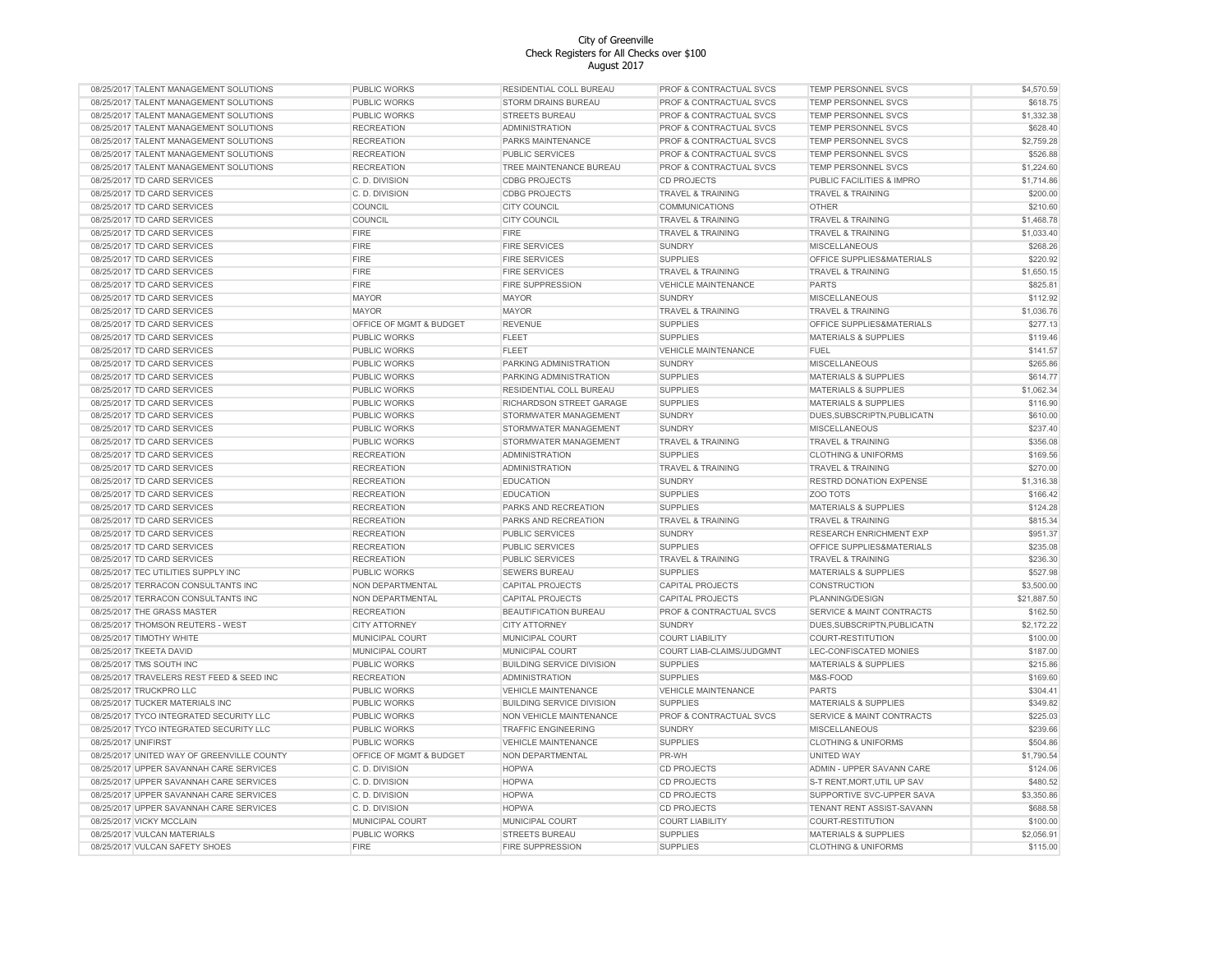# City of Greenville
## Check Registers for All Checks over $100
### August 2017

| Date | Vendor | Department | Division | Category | Description | Amount |
|---|---|---|---|---|---|---|
| 08/25/2017 | TALENT MANAGEMENT SOLUTIONS | PUBLIC WORKS | RESIDENTIAL COLL BUREAU | PROF & CONTRACTUAL SVCS | TEMP PERSONNEL SVCS | $4,570.59 |
| 08/25/2017 | TALENT MANAGEMENT SOLUTIONS | PUBLIC WORKS | STORM DRAINS BUREAU | PROF & CONTRACTUAL SVCS | TEMP PERSONNEL SVCS | $618.75 |
| 08/25/2017 | TALENT MANAGEMENT SOLUTIONS | PUBLIC WORKS | STREETS BUREAU | PROF & CONTRACTUAL SVCS | TEMP PERSONNEL SVCS | $1,332.38 |
| 08/25/2017 | TALENT MANAGEMENT SOLUTIONS | RECREATION | ADMINISTRATION | PROF & CONTRACTUAL SVCS | TEMP PERSONNEL SVCS | $628.40 |
| 08/25/2017 | TALENT MANAGEMENT SOLUTIONS | RECREATION | PARKS MAINTENANCE | PROF & CONTRACTUAL SVCS | TEMP PERSONNEL SVCS | $2,759.28 |
| 08/25/2017 | TALENT MANAGEMENT SOLUTIONS | RECREATION | PUBLIC SERVICES | PROF & CONTRACTUAL SVCS | TEMP PERSONNEL SVCS | $526.88 |
| 08/25/2017 | TALENT MANAGEMENT SOLUTIONS | RECREATION | TREE MAINTENANCE BUREAU | PROF & CONTRACTUAL SVCS | TEMP PERSONNEL SVCS | $1,224.60 |
| 08/25/2017 | TD CARD SERVICES | C. D. DIVISION | CDBG PROJECTS | CD PROJECTS | PUBLIC FACILITIES & IMPRO | $1,714.86 |
| 08/25/2017 | TD CARD SERVICES | C. D. DIVISION | CDBG PROJECTS | TRAVEL & TRAINING | TRAVEL & TRAINING | $200.00 |
| 08/25/2017 | TD CARD SERVICES | COUNCIL | CITY COUNCIL | COMMUNICATIONS | OTHER | $210.60 |
| 08/25/2017 | TD CARD SERVICES | COUNCIL | CITY COUNCIL | TRAVEL & TRAINING | TRAVEL & TRAINING | $1,468.78 |
| 08/25/2017 | TD CARD SERVICES | FIRE | FIRE | TRAVEL & TRAINING | TRAVEL & TRAINING | $1,033.40 |
| 08/25/2017 | TD CARD SERVICES | FIRE | FIRE SERVICES | SUNDRY | MISCELLANEOUS | $268.26 |
| 08/25/2017 | TD CARD SERVICES | FIRE | FIRE SERVICES | SUPPLIES | OFFICE SUPPLIES&MATERIALS | $220.92 |
| 08/25/2017 | TD CARD SERVICES | FIRE | FIRE SERVICES | TRAVEL & TRAINING | TRAVEL & TRAINING | $1,650.15 |
| 08/25/2017 | TD CARD SERVICES | FIRE | FIRE SUPPRESSION | VEHICLE MAINTENANCE | PARTS | $825.81 |
| 08/25/2017 | TD CARD SERVICES | MAYOR | MAYOR | SUNDRY | MISCELLANEOUS | $112.92 |
| 08/25/2017 | TD CARD SERVICES | MAYOR | MAYOR | TRAVEL & TRAINING | TRAVEL & TRAINING | $1,036.76 |
| 08/25/2017 | TD CARD SERVICES | OFFICE OF MGMT & BUDGET | REVENUE | SUPPLIES | OFFICE SUPPLIES&MATERIALS | $277.13 |
| 08/25/2017 | TD CARD SERVICES | PUBLIC WORKS | FLEET | SUPPLIES | MATERIALS & SUPPLIES | $119.46 |
| 08/25/2017 | TD CARD SERVICES | PUBLIC WORKS | FLEET | VEHICLE MAINTENANCE | FUEL | $141.57 |
| 08/25/2017 | TD CARD SERVICES | PUBLIC WORKS | PARKING ADMINISTRATION | SUNDRY | MISCELLANEOUS | $265.86 |
| 08/25/2017 | TD CARD SERVICES | PUBLIC WORKS | PARKING ADMINISTRATION | SUPPLIES | MATERIALS & SUPPLIES | $614.77 |
| 08/25/2017 | TD CARD SERVICES | PUBLIC WORKS | RESIDENTIAL COLL BUREAU | SUPPLIES | MATERIALS & SUPPLIES | $1,062.34 |
| 08/25/2017 | TD CARD SERVICES | PUBLIC WORKS | RICHARDSON STREET GARAGE | SUPPLIES | MATERIALS & SUPPLIES | $116.90 |
| 08/25/2017 | TD CARD SERVICES | PUBLIC WORKS | STORMWATER MANAGEMENT | SUNDRY | DUES,SUBSCRIPTN,PUBLICATN | $610.00 |
| 08/25/2017 | TD CARD SERVICES | PUBLIC WORKS | STORMWATER MANAGEMENT | SUNDRY | MISCELLANEOUS | $237.40 |
| 08/25/2017 | TD CARD SERVICES | PUBLIC WORKS | STORMWATER MANAGEMENT | TRAVEL & TRAINING | TRAVEL & TRAINING | $356.08 |
| 08/25/2017 | TD CARD SERVICES | RECREATION | ADMINISTRATION | SUPPLIES | CLOTHING & UNIFORMS | $169.56 |
| 08/25/2017 | TD CARD SERVICES | RECREATION | ADMINISTRATION | TRAVEL & TRAINING | TRAVEL & TRAINING | $270.00 |
| 08/25/2017 | TD CARD SERVICES | RECREATION | EDUCATION | SUNDRY | RESTRD DONATION EXPENSE | $1,316.38 |
| 08/25/2017 | TD CARD SERVICES | RECREATION | EDUCATION | SUPPLIES | ZOO TOTS | $166.42 |
| 08/25/2017 | TD CARD SERVICES | RECREATION | PARKS AND RECREATION | SUPPLIES | MATERIALS & SUPPLIES | $124.28 |
| 08/25/2017 | TD CARD SERVICES | RECREATION | PARKS AND RECREATION | TRAVEL & TRAINING | TRAVEL & TRAINING | $815.34 |
| 08/25/2017 | TD CARD SERVICES | RECREATION | PUBLIC SERVICES | SUNDRY | RESEARCH ENRICHMENT EXP | $951.37 |
| 08/25/2017 | TD CARD SERVICES | RECREATION | PUBLIC SERVICES | SUPPLIES | OFFICE SUPPLIES&MATERIALS | $235.08 |
| 08/25/2017 | TD CARD SERVICES | RECREATION | PUBLIC SERVICES | TRAVEL & TRAINING | TRAVEL & TRAINING | $236.30 |
| 08/25/2017 | TEC UTILITIES SUPPLY INC | PUBLIC WORKS | SEWERS BUREAU | SUPPLIES | MATERIALS & SUPPLIES | $527.98 |
| 08/25/2017 | TERRACON CONSULTANTS INC | NON DEPARTMENTAL | CAPITAL PROJECTS | CAPITAL PROJECTS | CONSTRUCTION | $3,500.00 |
| 08/25/2017 | TERRACON CONSULTANTS INC | NON DEPARTMENTAL | CAPITAL PROJECTS | CAPITAL PROJECTS | PLANNING/DESIGN | $21,887.50 |
| 08/25/2017 | THE GRASS MASTER | RECREATION | BEAUTIFICATION BUREAU | PROF & CONTRACTUAL SVCS | SERVICE & MAINT CONTRACTS | $162.50 |
| 08/25/2017 | THOMSON REUTERS - WEST | CITY ATTORNEY | CITY ATTORNEY | SUNDRY | DUES,SUBSCRIPTN,PUBLICATN | $2,172.22 |
| 08/25/2017 | TIMOTHY WHITE | MUNICIPAL COURT | MUNICIPAL COURT | COURT LIABILITY | COURT-RESTITUTION | $100.00 |
| 08/25/2017 | TKEETA DAVID | MUNICIPAL COURT | MUNICIPAL COURT | COURT LIAB-CLAIMS/JUDGMNT | LEC-CONFISCATED MONIES | $187.00 |
| 08/25/2017 | TMS SOUTH INC | PUBLIC WORKS | BUILDING SERVICE DIVISION | SUPPLIES | MATERIALS & SUPPLIES | $215.86 |
| 08/25/2017 | TRAVELERS REST FEED & SEED INC | RECREATION | ADMINISTRATION | SUPPLIES | M&S-FOOD | $169.60 |
| 08/25/2017 | TRUCKPRO LLC | PUBLIC WORKS | VEHICLE MAINTENANCE | VEHICLE MAINTENANCE | PARTS | $304.41 |
| 08/25/2017 | TUCKER MATERIALS INC | PUBLIC WORKS | BUILDING SERVICE DIVISION | SUPPLIES | MATERIALS & SUPPLIES | $349.82 |
| 08/25/2017 | TYCO INTEGRATED SECURITY LLC | PUBLIC WORKS | NON VEHICLE MAINTENANCE | PROF & CONTRACTUAL SVCS | SERVICE & MAINT CONTRACTS | $225.03 |
| 08/25/2017 | TYCO INTEGRATED SECURITY LLC | PUBLIC WORKS | TRAFFIC ENGINEERING | SUNDRY | MISCELLANEOUS | $239.66 |
| 08/25/2017 | UNIFIRST | PUBLIC WORKS | VEHICLE MAINTENANCE | SUPPLIES | CLOTHING & UNIFORMS | $504.86 |
| 08/25/2017 | UNITED WAY OF GREENVILLE COUNTY | OFFICE OF MGMT & BUDGET | NON DEPARTMENTAL | PR-WH | UNITED WAY | $1,790.54 |
| 08/25/2017 | UPPER SAVANNAH CARE SERVICES | C. D. DIVISION | HOPWA | CD PROJECTS | ADMIN - UPPER SAVANN CARE | $124.06 |
| 08/25/2017 | UPPER SAVANNAH CARE SERVICES | C. D. DIVISION | HOPWA | CD PROJECTS | S-T RENT,MORT,UTIL UP SAV | $480.52 |
| 08/25/2017 | UPPER SAVANNAH CARE SERVICES | C. D. DIVISION | HOPWA | CD PROJECTS | SUPPORTIVE SVC-UPPER SAVA | $3,350.86 |
| 08/25/2017 | UPPER SAVANNAH CARE SERVICES | C. D. DIVISION | HOPWA | CD PROJECTS | TENANT RENT ASSIST-SAVANN | $688.58 |
| 08/25/2017 | VICKY MCCLAIN | MUNICIPAL COURT | MUNICIPAL COURT | COURT LIABILITY | COURT-RESTITUTION | $100.00 |
| 08/25/2017 | VULCAN MATERIALS | PUBLIC WORKS | STREETS BUREAU | SUPPLIES | MATERIALS & SUPPLIES | $2,056.91 |
| 08/25/2017 | VULCAN SAFETY SHOES | FIRE | FIRE SUPPRESSION | SUPPLIES | CLOTHING & UNIFORMS | $115.00 |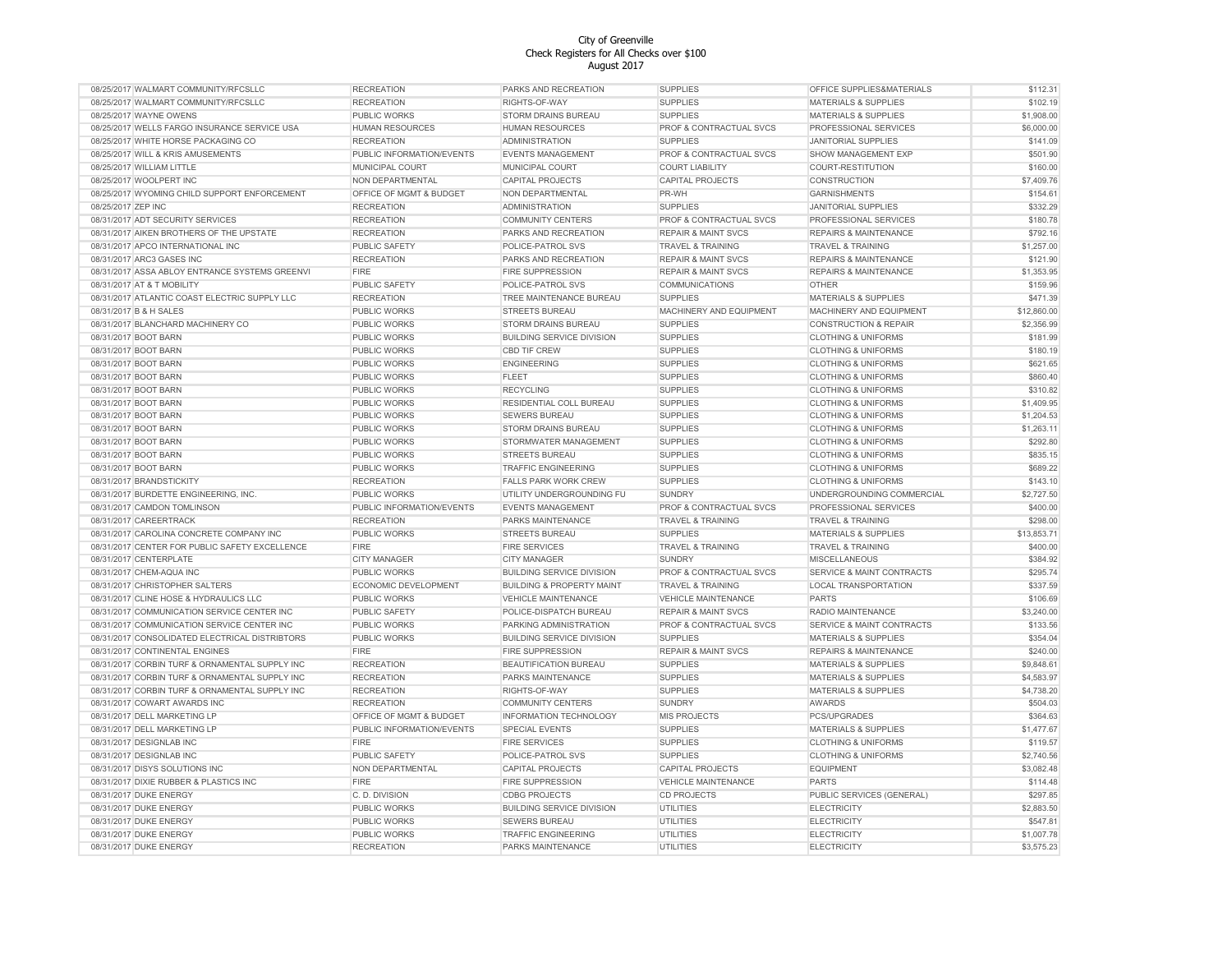# City of Greenville
## Check Registers for All Checks over $100
### August 2017

| Date | Vendor | Department | Division | Category | Description | Amount |
|---|---|---|---|---|---|---|
| 08/25/2017 | WALMART COMMUNITY/RFCSLLC | RECREATION | PARKS AND RECREATION | SUPPLIES | OFFICE SUPPLIES&MATERIALS | $112.31 |
| 08/25/2017 | WALMART COMMUNITY/RFCSLLC | RECREATION | RIGHTS-OF-WAY | SUPPLIES | MATERIALS & SUPPLIES | $102.19 |
| 08/25/2017 | WAYNE OWENS | PUBLIC WORKS | STORM DRAINS BUREAU | SUPPLIES | MATERIALS & SUPPLIES | $1,908.00 |
| 08/25/2017 | WELLS FARGO INSURANCE SERVICE USA | HUMAN RESOURCES | HUMAN RESOURCES | PROF & CONTRACTUAL SVCS | PROFESSIONAL SERVICES | $6,000.00 |
| 08/25/2017 | WHITE HORSE PACKAGING CO | RECREATION | ADMINISTRATION | SUPPLIES | JANITORIAL SUPPLIES | $141.09 |
| 08/25/2017 | WILL & KRIS AMUSEMENTS | PUBLIC INFORMATION/EVENTS | EVENTS MANAGEMENT | PROF & CONTRACTUAL SVCS | SHOW MANAGEMENT EXP | $501.90 |
| 08/25/2017 | WILLIAM LITTLE | MUNICIPAL COURT | MUNICIPAL COURT | COURT LIABILITY | COURT-RESTITUTION | $160.00 |
| 08/25/2017 | WOOLPERT INC | NON DEPARTMENTAL | CAPITAL PROJECTS | CAPITAL PROJECTS | CONSTRUCTION | $7,409.76 |
| 08/25/2017 | WYOMING CHILD SUPPORT ENFORCEMENT | OFFICE OF MGMT & BUDGET | NON DEPARTMENTAL | PR-WH | GARNISHMENTS | $154.61 |
| 08/25/2017 | ZEP INC | RECREATION | ADMINISTRATION | SUPPLIES | JANITORIAL SUPPLIES | $332.29 |
| 08/31/2017 | ADT SECURITY SERVICES | RECREATION | COMMUNITY CENTERS | PROF & CONTRACTUAL SVCS | PROFESSIONAL SERVICES | $180.78 |
| 08/31/2017 | AIKEN BROTHERS OF THE UPSTATE | RECREATION | PARKS AND RECREATION | REPAIR & MAINT SVCS | REPAIRS & MAINTENANCE | $792.16 |
| 08/31/2017 | APCO INTERNATIONAL INC | PUBLIC SAFETY | POLICE-PATROL SVS | TRAVEL & TRAINING | TRAVEL & TRAINING | $1,257.00 |
| 08/31/2017 | ARC3 GASES INC | RECREATION | PARKS AND RECREATION | REPAIR & MAINT SVCS | REPAIRS & MAINTENANCE | $121.90 |
| 08/31/2017 | ASSA ABLOY ENTRANCE SYSTEMS GREENVI | FIRE | FIRE SUPPRESSION | REPAIR & MAINT SVCS | REPAIRS & MAINTENANCE | $1,353.95 |
| 08/31/2017 | AT & T MOBILITY | PUBLIC SAFETY | POLICE-PATROL SVS | COMMUNICATIONS | OTHER | $159.96 |
| 08/31/2017 | ATLANTIC COAST ELECTRIC SUPPLY LLC | RECREATION | TREE MAINTENANCE BUREAU | SUPPLIES | MATERIALS & SUPPLIES | $471.39 |
| 08/31/2017 | B & H SALES | PUBLIC WORKS | STREETS BUREAU | MACHINERY AND EQUIPMENT | MACHINERY AND EQUIPMENT | $12,860.00 |
| 08/31/2017 | BLANCHARD MACHINERY CO | PUBLIC WORKS | STORM DRAINS BUREAU | SUPPLIES | CONSTRUCTION & REPAIR | $2,356.99 |
| 08/31/2017 | BOOT BARN | PUBLIC WORKS | BUILDING SERVICE DIVISION | SUPPLIES | CLOTHING & UNIFORMS | $181.99 |
| 08/31/2017 | BOOT BARN | PUBLIC WORKS | CBD TIF CREW | SUPPLIES | CLOTHING & UNIFORMS | $180.19 |
| 08/31/2017 | BOOT BARN | PUBLIC WORKS | ENGINEERING | SUPPLIES | CLOTHING & UNIFORMS | $621.65 |
| 08/31/2017 | BOOT BARN | PUBLIC WORKS | FLEET | SUPPLIES | CLOTHING & UNIFORMS | $860.40 |
| 08/31/2017 | BOOT BARN | PUBLIC WORKS | RECYCLING | SUPPLIES | CLOTHING & UNIFORMS | $310.82 |
| 08/31/2017 | BOOT BARN | PUBLIC WORKS | RESIDENTIAL COLL BUREAU | SUPPLIES | CLOTHING & UNIFORMS | $1,409.95 |
| 08/31/2017 | BOOT BARN | PUBLIC WORKS | SEWERS BUREAU | SUPPLIES | CLOTHING & UNIFORMS | $1,204.53 |
| 08/31/2017 | BOOT BARN | PUBLIC WORKS | STORM DRAINS BUREAU | SUPPLIES | CLOTHING & UNIFORMS | $1,263.11 |
| 08/31/2017 | BOOT BARN | PUBLIC WORKS | STORMWATER MANAGEMENT | SUPPLIES | CLOTHING & UNIFORMS | $292.80 |
| 08/31/2017 | BOOT BARN | PUBLIC WORKS | STREETS BUREAU | SUPPLIES | CLOTHING & UNIFORMS | $835.15 |
| 08/31/2017 | BOOT BARN | PUBLIC WORKS | TRAFFIC ENGINEERING | SUPPLIES | CLOTHING & UNIFORMS | $689.22 |
| 08/31/2017 | BRANDSTICKITY | RECREATION | FALLS PARK WORK CREW | SUPPLIES | CLOTHING & UNIFORMS | $143.10 |
| 08/31/2017 | BURDETTE ENGINEERING, INC. | PUBLIC WORKS | UTILITY UNDERGROUNDING FU | SUNDRY | UNDERGROUNDING COMMERCIAL | $2,727.50 |
| 08/31/2017 | CAMDON TOMLINSON | PUBLIC INFORMATION/EVENTS | EVENTS MANAGEMENT | PROF & CONTRACTUAL SVCS | PROFESSIONAL SERVICES | $400.00 |
| 08/31/2017 | CAREERTRACK | RECREATION | PARKS MAINTENANCE | TRAVEL & TRAINING | TRAVEL & TRAINING | $298.00 |
| 08/31/2017 | CAROLINA CONCRETE COMPANY INC | PUBLIC WORKS | STREETS BUREAU | SUPPLIES | MATERIALS & SUPPLIES | $13,853.71 |
| 08/31/2017 | CENTER FOR PUBLIC SAFETY EXCELLENCE | FIRE | FIRE SERVICES | TRAVEL & TRAINING | TRAVEL & TRAINING | $400.00 |
| 08/31/2017 | CENTERPLATE | CITY MANAGER | CITY MANAGER | SUNDRY | MISCELLANEOUS | $384.92 |
| 08/31/2017 | CHEM-AQUA INC | PUBLIC WORKS | BUILDING SERVICE DIVISION | PROF & CONTRACTUAL SVCS | SERVICE & MAINT CONTRACTS | $295.74 |
| 08/31/2017 | CHRISTOPHER SALTERS | ECONOMIC DEVELOPMENT | BUILDING & PROPERTY MAINT | TRAVEL & TRAINING | LOCAL TRANSPORTATION | $337.59 |
| 08/31/2017 | CLINE HOSE & HYDRAULICS LLC | PUBLIC WORKS | VEHICLE MAINTENANCE | VEHICLE MAINTENANCE | PARTS | $106.69 |
| 08/31/2017 | COMMUNICATION SERVICE CENTER INC | PUBLIC SAFETY | POLICE-DISPATCH BUREAU | REPAIR & MAINT SVCS | RADIO MAINTENANCE | $3,240.00 |
| 08/31/2017 | COMMUNICATION SERVICE CENTER INC | PUBLIC WORKS | PARKING ADMINISTRATION | PROF & CONTRACTUAL SVCS | SERVICE & MAINT CONTRACTS | $133.56 |
| 08/31/2017 | CONSOLIDATED ELECTRICAL DISTRIBTORS | PUBLIC WORKS | BUILDING SERVICE DIVISION | SUPPLIES | MATERIALS & SUPPLIES | $354.04 |
| 08/31/2017 | CONTINENTAL ENGINES | FIRE | FIRE SUPPRESSION | REPAIR & MAINT SVCS | REPAIRS & MAINTENANCE | $240.00 |
| 08/31/2017 | CORBIN TURF & ORNAMENTAL SUPPLY INC | RECREATION | BEAUTIFICATION BUREAU | SUPPLIES | MATERIALS & SUPPLIES | $9,848.61 |
| 08/31/2017 | CORBIN TURF & ORNAMENTAL SUPPLY INC | RECREATION | PARKS MAINTENANCE | SUPPLIES | MATERIALS & SUPPLIES | $4,583.97 |
| 08/31/2017 | CORBIN TURF & ORNAMENTAL SUPPLY INC | RECREATION | RIGHTS-OF-WAY | SUPPLIES | MATERIALS & SUPPLIES | $4,738.20 |
| 08/31/2017 | COWART AWARDS INC | RECREATION | COMMUNITY CENTERS | SUNDRY | AWARDS | $504.03 |
| 08/31/2017 | DELL MARKETING LP | OFFICE OF MGMT & BUDGET | INFORMATION TECHNOLOGY | MIS PROJECTS | PCS/UPGRADES | $364.63 |
| 08/31/2017 | DELL MARKETING LP | PUBLIC INFORMATION/EVENTS | SPECIAL EVENTS | SUPPLIES | MATERIALS & SUPPLIES | $1,477.67 |
| 08/31/2017 | DESIGNLAB INC | FIRE | FIRE SERVICES | SUPPLIES | CLOTHING & UNIFORMS | $119.57 |
| 08/31/2017 | DESIGNLAB INC | PUBLIC SAFETY | POLICE-PATROL SVS | SUPPLIES | CLOTHING & UNIFORMS | $2,740.56 |
| 08/31/2017 | DISYS SOLUTIONS INC | NON DEPARTMENTAL | CAPITAL PROJECTS | CAPITAL PROJECTS | EQUIPMENT | $3,082.48 |
| 08/31/2017 | DIXIE RUBBER & PLASTICS INC | FIRE | FIRE SUPPRESSION | VEHICLE MAINTENANCE | PARTS | $114.48 |
| 08/31/2017 | DUKE ENERGY | C. D. DIVISION | CDBG PROJECTS | CD PROJECTS | PUBLIC SERVICES (GENERAL) | $297.85 |
| 08/31/2017 | DUKE ENERGY | PUBLIC WORKS | BUILDING SERVICE DIVISION | UTILITIES | ELECTRICITY | $2,883.50 |
| 08/31/2017 | DUKE ENERGY | PUBLIC WORKS | SEWERS BUREAU | UTILITIES | ELECTRICITY | $547.81 |
| 08/31/2017 | DUKE ENERGY | PUBLIC WORKS | TRAFFIC ENGINEERING | UTILITIES | ELECTRICITY | $1,007.78 |
| 08/31/2017 | DUKE ENERGY | RECREATION | PARKS MAINTENANCE | UTILITIES | ELECTRICITY | $3,575.23 |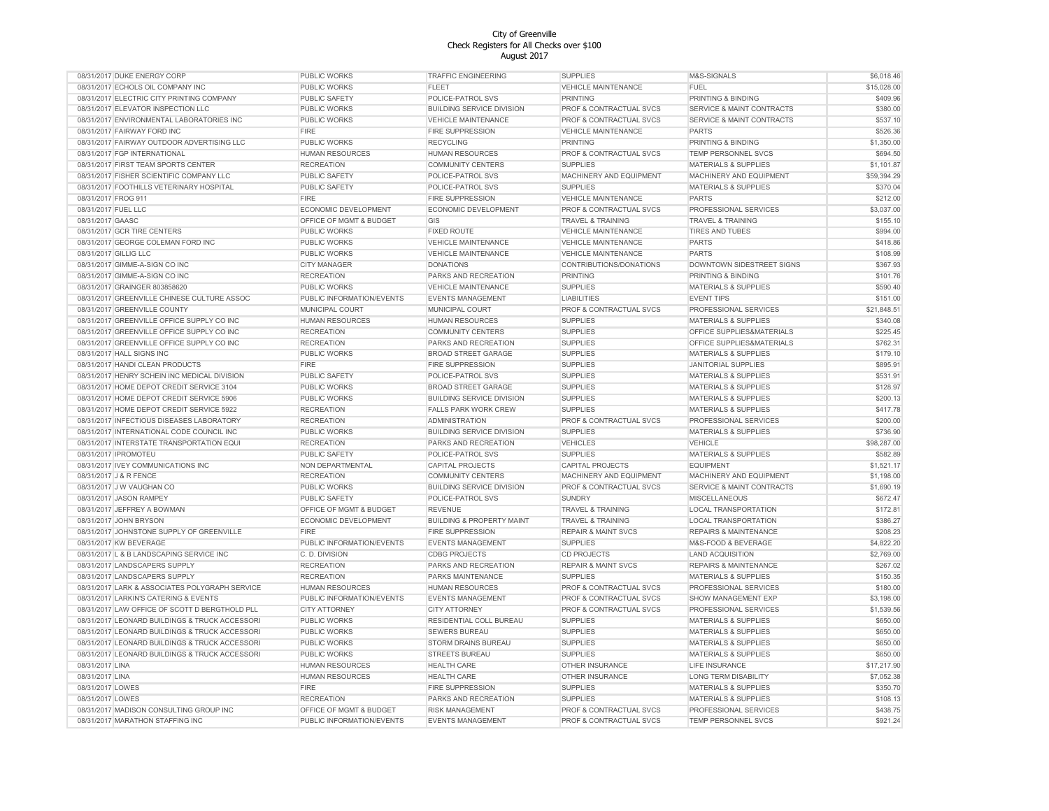City of Greenville
Check Registers for All Checks over $100
August 2017

| Date | Vendor | Department | Division | Category | Description | Amount |
|---|---|---|---|---|---|---|
| 08/31/2017 | DUKE ENERGY CORP | PUBLIC WORKS | TRAFFIC ENGINEERING | SUPPLIES | M&S-SIGNALS | $6,018.46 |
| 08/31/2017 | ECHOLS OIL COMPANY INC | PUBLIC WORKS | FLEET | VEHICLE MAINTENANCE | FUEL | $15,028.00 |
| 08/31/2017 | ELECTRIC CITY PRINTING COMPANY | PUBLIC SAFETY | POLICE-PATROL SVS | PRINTING | PRINTING & BINDING | $409.96 |
| 08/31/2017 | ELEVATOR INSPECTION LLC | PUBLIC WORKS | BUILDING SERVICE DIVISION | PROF & CONTRACTUAL SVCS | SERVICE & MAINT CONTRACTS | $380.00 |
| 08/31/2017 | ENVIRONMENTAL LABORATORIES INC | PUBLIC WORKS | VEHICLE MAINTENANCE | PROF & CONTRACTUAL SVCS | SERVICE & MAINT CONTRACTS | $537.10 |
| 08/31/2017 | FAIRWAY FORD INC | FIRE | FIRE SUPPRESSION | VEHICLE MAINTENANCE | PARTS | $526.36 |
| 08/31/2017 | FAIRWAY OUTDOOR ADVERTISING LLC | PUBLIC WORKS | RECYCLING | PRINTING | PRINTING & BINDING | $1,350.00 |
| 08/31/2017 | FGP INTERNATIONAL | HUMAN RESOURCES | HUMAN RESOURCES | PROF & CONTRACTUAL SVCS | TEMP PERSONNEL SVCS | $694.50 |
| 08/31/2017 | FIRST TEAM SPORTS CENTER | RECREATION | COMMUNITY CENTERS | SUPPLIES | MATERIALS & SUPPLIES | $1,101.87 |
| 08/31/2017 | FISHER SCIENTIFIC COMPANY LLC | PUBLIC SAFETY | POLICE-PATROL SVS | MACHINERY AND EQUIPMENT | MACHINERY AND EQUIPMENT | $59,394.29 |
| 08/31/2017 | FOOTHILLS VETERINARY HOSPITAL | PUBLIC SAFETY | POLICE-PATROL SVS | SUPPLIES | MATERIALS & SUPPLIES | $370.04 |
| 08/31/2017 | FROG 911 | FIRE | FIRE SUPPRESSION | VEHICLE MAINTENANCE | PARTS | $212.00 |
| 08/31/2017 | FUEL LLC | ECONOMIC DEVELOPMENT | ECONOMIC DEVELOPMENT | PROF & CONTRACTUAL SVCS | PROFESSIONAL SERVICES | $3,037.00 |
| 08/31/2017 | GAASC | OFFICE OF MGMT & BUDGET | GIS | TRAVEL & TRAINING | TRAVEL & TRAINING | $155.10 |
| 08/31/2017 | GCR TIRE CENTERS | PUBLIC WORKS | FIXED ROUTE | VEHICLE MAINTENANCE | TIRES AND TUBES | $994.00 |
| 08/31/2017 | GEORGE COLEMAN FORD INC | PUBLIC WORKS | VEHICLE MAINTENANCE | VEHICLE MAINTENANCE | PARTS | $418.86 |
| 08/31/2017 | GILLIG LLC | PUBLIC WORKS | VEHICLE MAINTENANCE | VEHICLE MAINTENANCE | PARTS | $108.99 |
| 08/31/2017 | GIMME-A-SIGN CO INC | CITY MANAGER | DONATIONS | CONTRIBUTIONS/DONATIONS | DOWNTOWN SIDESTREET SIGNS | $367.93 |
| 08/31/2017 | GIMME-A-SIGN CO INC | RECREATION | PARKS AND RECREATION | PRINTING | PRINTING & BINDING | $101.76 |
| 08/31/2017 | GRAINGER 803858620 | PUBLIC WORKS | VEHICLE MAINTENANCE | SUPPLIES | MATERIALS & SUPPLIES | $590.40 |
| 08/31/2017 | GREENVILLE CHINESE CULTURE ASSOC | PUBLIC INFORMATION/EVENTS | EVENTS MANAGEMENT | LIABILITIES | EVENT TIPS | $151.00 |
| 08/31/2017 | GREENVILLE COUNTY | MUNICIPAL COURT | MUNICIPAL COURT | PROF & CONTRACTUAL SVCS | PROFESSIONAL SERVICES | $21,848.51 |
| 08/31/2017 | GREENVILLE OFFICE SUPPLY CO INC | HUMAN RESOURCES | HUMAN RESOURCES | SUPPLIES | MATERIALS & SUPPLIES | $340.08 |
| 08/31/2017 | GREENVILLE OFFICE SUPPLY CO INC | RECREATION | COMMUNITY CENTERS | SUPPLIES | OFFICE SUPPLIES&MATERIALS | $225.45 |
| 08/31/2017 | GREENVILLE OFFICE SUPPLY CO INC | RECREATION | PARKS AND RECREATION | SUPPLIES | OFFICE SUPPLIES&MATERIALS | $762.31 |
| 08/31/2017 | HALL SIGNS INC | PUBLIC WORKS | BROAD STREET GARAGE | SUPPLIES | MATERIALS & SUPPLIES | $179.10 |
| 08/31/2017 | HANDI CLEAN PRODUCTS | FIRE | FIRE SUPPRESSION | SUPPLIES | JANITORIAL SUPPLIES | $895.91 |
| 08/31/2017 | HENRY SCHEIN INC MEDICAL DIVISION | PUBLIC SAFETY | POLICE-PATROL SVS | SUPPLIES | MATERIALS & SUPPLIES | $531.91 |
| 08/31/2017 | HOME DEPOT CREDIT SERVICE 3104 | PUBLIC WORKS | BROAD STREET GARAGE | SUPPLIES | MATERIALS & SUPPLIES | $128.97 |
| 08/31/2017 | HOME DEPOT CREDIT SERVICE 5906 | PUBLIC WORKS | BUILDING SERVICE DIVISION | SUPPLIES | MATERIALS & SUPPLIES | $200.13 |
| 08/31/2017 | HOME DEPOT CREDIT SERVICE 5922 | RECREATION | FALLS PARK WORK CREW | SUPPLIES | MATERIALS & SUPPLIES | $417.78 |
| 08/31/2017 | INFECTIOUS DISEASES LABORATORY | RECREATION | ADMINISTRATION | PROF & CONTRACTUAL SVCS | PROFESSIONAL SERVICES | $200.00 |
| 08/31/2017 | INTERNATIONAL CODE COUNCIL INC | PUBLIC WORKS | BUILDING SERVICE DIVISION | SUPPLIES | MATERIALS & SUPPLIES | $736.90 |
| 08/31/2017 | INTERSTATE TRANSPORTATION EQUI | RECREATION | PARKS AND RECREATION | VEHICLES | VEHICLE | $98,287.00 |
| 08/31/2017 | IPROMOTEU | PUBLIC SAFETY | POLICE-PATROL SVS | SUPPLIES | MATERIALS & SUPPLIES | $582.89 |
| 08/31/2017 | IVEY COMMUNICATIONS INC | NON DEPARTMENTAL | CAPITAL PROJECTS | CAPITAL PROJECTS | EQUIPMENT | $1,521.17 |
| 08/31/2017 | J & R FENCE | RECREATION | COMMUNITY CENTERS | MACHINERY AND EQUIPMENT | MACHINERY AND EQUIPMENT | $1,198.00 |
| 08/31/2017 | J W VAUGHAN CO | PUBLIC WORKS | BUILDING SERVICE DIVISION | PROF & CONTRACTUAL SVCS | SERVICE & MAINT CONTRACTS | $1,690.19 |
| 08/31/2017 | JASON RAMPEY | PUBLIC SAFETY | POLICE-PATROL SVS | SUNDRY | MISCELLANEOUS | $672.47 |
| 08/31/2017 | JEFFREY A BOWMAN | OFFICE OF MGMT & BUDGET | REVENUE | TRAVEL & TRAINING | LOCAL TRANSPORTATION | $172.81 |
| 08/31/2017 | JOHN BRYSON | ECONOMIC DEVELOPMENT | BUILDING & PROPERTY MAINT | TRAVEL & TRAINING | LOCAL TRANSPORTATION | $386.27 |
| 08/31/2017 | JOHNSTONE SUPPLY OF GREENVILLE | FIRE | FIRE SUPPRESSION | REPAIR & MAINT SVCS | REPAIRS & MAINTENANCE | $208.23 |
| 08/31/2017 | KW BEVERAGE | PUBLIC INFORMATION/EVENTS | EVENTS MANAGEMENT | SUPPLIES | M&S-FOOD & BEVERAGE | $4,822.20 |
| 08/31/2017 | L & B LANDSCAPING SERVICE INC | C. D. DIVISION | CDBG PROJECTS | CD PROJECTS | LAND ACQUISITION | $2,769.00 |
| 08/31/2017 | LANDSCAPERS SUPPLY | RECREATION | PARKS AND RECREATION | REPAIR & MAINT SVCS | REPAIRS & MAINTENANCE | $267.02 |
| 08/31/2017 | LANDSCAPERS SUPPLY | RECREATION | PARKS MAINTENANCE | SUPPLIES | MATERIALS & SUPPLIES | $150.35 |
| 08/31/2017 | LARK & ASSOCIATES POLYGRAPH SERVICE | HUMAN RESOURCES | HUMAN RESOURCES | PROF & CONTRACTUAL SVCS | PROFESSIONAL SERVICES | $180.00 |
| 08/31/2017 | LARKIN'S CATERING & EVENTS | PUBLIC INFORMATION/EVENTS | EVENTS MANAGEMENT | PROF & CONTRACTUAL SVCS | SHOW MANAGEMENT EXP | $3,198.00 |
| 08/31/2017 | LAW OFFICE OF SCOTT D BERGTHOLD PLL | CITY ATTORNEY | CITY ATTORNEY | PROF & CONTRACTUAL SVCS | PROFESSIONAL SERVICES | $1,539.56 |
| 08/31/2017 | LEONARD BUILDINGS & TRUCK ACCESSORI | PUBLIC WORKS | RESIDENTIAL COLL BUREAU | SUPPLIES | MATERIALS & SUPPLIES | $650.00 |
| 08/31/2017 | LEONARD BUILDINGS & TRUCK ACCESSORI | PUBLIC WORKS | SEWERS BUREAU | SUPPLIES | MATERIALS & SUPPLIES | $650.00 |
| 08/31/2017 | LEONARD BUILDINGS & TRUCK ACCESSORI | PUBLIC WORKS | STORM DRAINS BUREAU | SUPPLIES | MATERIALS & SUPPLIES | $650.00 |
| 08/31/2017 | LEONARD BUILDINGS & TRUCK ACCESSORI | PUBLIC WORKS | STREETS BUREAU | SUPPLIES | MATERIALS & SUPPLIES | $650.00 |
| 08/31/2017 | LINA | HUMAN RESOURCES | HEALTH CARE | OTHER INSURANCE | LIFE INSURANCE | $17,217.90 |
| 08/31/2017 | LINA | HUMAN RESOURCES | HEALTH CARE | OTHER INSURANCE | LONG TERM DISABILITY | $7,052.38 |
| 08/31/2017 | LOWES | FIRE | FIRE SUPPRESSION | SUPPLIES | MATERIALS & SUPPLIES | $350.70 |
| 08/31/2017 | LOWES | RECREATION | PARKS AND RECREATION | SUPPLIES | MATERIALS & SUPPLIES | $108.13 |
| 08/31/2017 | MADISON CONSULTING GROUP INC | OFFICE OF MGMT & BUDGET | RISK MANAGEMENT | PROF & CONTRACTUAL SVCS | PROFESSIONAL SERVICES | $438.75 |
| 08/31/2017 | MARATHON STAFFING INC | PUBLIC INFORMATION/EVENTS | EVENTS MANAGEMENT | PROF & CONTRACTUAL SVCS | TEMP PERSONNEL SVCS | $921.24 |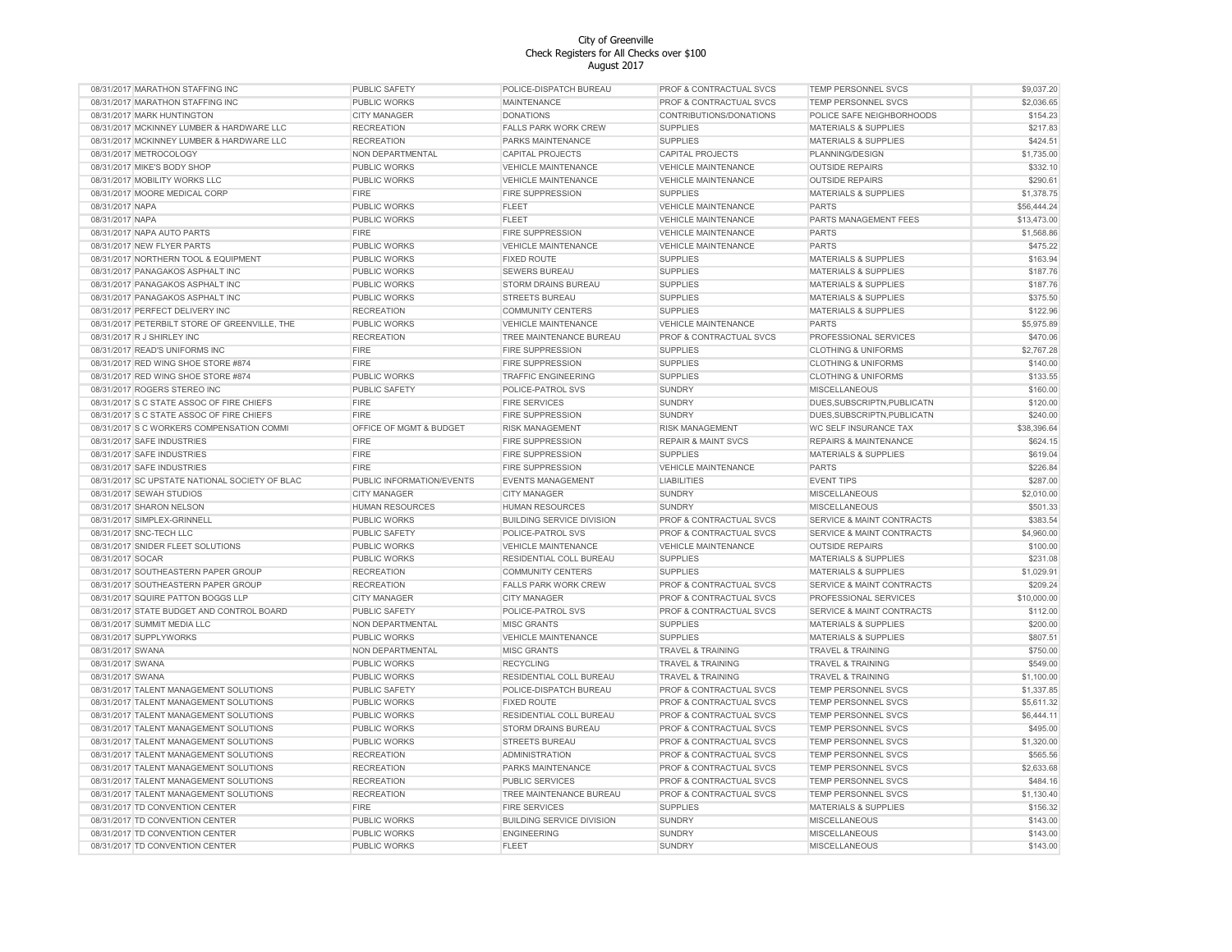City of Greenville
Check Registers for All Checks over $100
August 2017

| | | | | | | |
|---|---|---|---|---|---|---|
| 08/31/2017 | MARATHON STAFFING INC | PUBLIC SAFETY | POLICE-DISPATCH BUREAU | PROF & CONTRACTUAL SVCS | TEMP PERSONNEL SVCS | $9,037.20 |
| 08/31/2017 | MARATHON STAFFING INC | PUBLIC WORKS | MAINTENANCE | PROF & CONTRACTUAL SVCS | TEMP PERSONNEL SVCS | $2,036.65 |
| 08/31/2017 | MARK HUNTINGTON | CITY MANAGER | DONATIONS | CONTRIBUTIONS/DONATIONS | POLICE SAFE NEIGHBORHOODS | $154.23 |
| 08/31/2017 | MCKINNEY LUMBER & HARDWARE LLC | RECREATION | FALLS PARK WORK CREW | SUPPLIES | MATERIALS & SUPPLIES | $217.83 |
| 08/31/2017 | MCKINNEY LUMBER & HARDWARE LLC | RECREATION | PARKS MAINTENANCE | SUPPLIES | MATERIALS & SUPPLIES | $424.51 |
| 08/31/2017 | METROCOLOGY | NON DEPARTMENTAL | CAPITAL PROJECTS | CAPITAL PROJECTS | PLANNING/DESIGN | $1,735.00 |
| 08/31/2017 | MIKE'S BODY SHOP | PUBLIC WORKS | VEHICLE MAINTENANCE | VEHICLE MAINTENANCE | OUTSIDE REPAIRS | $332.10 |
| 08/31/2017 | MOBILITY WORKS LLC | PUBLIC WORKS | VEHICLE MAINTENANCE | VEHICLE MAINTENANCE | OUTSIDE REPAIRS | $290.61 |
| 08/31/2017 | MOORE MEDICAL CORP | FIRE | FIRE SUPPRESSION | SUPPLIES | MATERIALS & SUPPLIES | $1,378.75 |
| 08/31/2017 | NAPA | PUBLIC WORKS | FLEET | VEHICLE MAINTENANCE | PARTS | $56,444.24 |
| 08/31/2017 | NAPA | PUBLIC WORKS | FLEET | VEHICLE MAINTENANCE | PARTS MANAGEMENT FEES | $13,473.00 |
| 08/31/2017 | NAPA AUTO PARTS | FIRE | FIRE SUPPRESSION | VEHICLE MAINTENANCE | PARTS | $1,568.86 |
| 08/31/2017 | NEW FLYER PARTS | PUBLIC WORKS | VEHICLE MAINTENANCE | VEHICLE MAINTENANCE | PARTS | $475.22 |
| 08/31/2017 | NORTHERN TOOL & EQUIPMENT | PUBLIC WORKS | FIXED ROUTE | SUPPLIES | MATERIALS & SUPPLIES | $163.94 |
| 08/31/2017 | PANAGAKOS ASPHALT INC | PUBLIC WORKS | SEWERS BUREAU | SUPPLIES | MATERIALS & SUPPLIES | $187.76 |
| 08/31/2017 | PANAGAKOS ASPHALT INC | PUBLIC WORKS | STORM DRAINS BUREAU | SUPPLIES | MATERIALS & SUPPLIES | $187.76 |
| 08/31/2017 | PANAGAKOS ASPHALT INC | PUBLIC WORKS | STREETS BUREAU | SUPPLIES | MATERIALS & SUPPLIES | $375.50 |
| 08/31/2017 | PERFECT DELIVERY INC | RECREATION | COMMUNITY CENTERS | SUPPLIES | MATERIALS & SUPPLIES | $122.96 |
| 08/31/2017 | PETERBILT STORE OF GREENVILLE, THE | PUBLIC WORKS | VEHICLE MAINTENANCE | VEHICLE MAINTENANCE | PARTS | $5,975.89 |
| 08/31/2017 | R J SHIRLEY INC | RECREATION | TREE MAINTENANCE BUREAU | PROF & CONTRACTUAL SVCS | PROFESSIONAL SERVICES | $470.06 |
| 08/31/2017 | READ'S UNIFORMS INC | FIRE | FIRE SUPPRESSION | SUPPLIES | CLOTHING & UNIFORMS | $2,767.28 |
| 08/31/2017 | RED WING SHOE STORE #874 | FIRE | FIRE SUPPRESSION | SUPPLIES | CLOTHING & UNIFORMS | $140.00 |
| 08/31/2017 | RED WING SHOE STORE #874 | PUBLIC WORKS | TRAFFIC ENGINEERING | SUPPLIES | CLOTHING & UNIFORMS | $133.55 |
| 08/31/2017 | ROGERS STEREO INC | PUBLIC SAFETY | POLICE-PATROL SVS | SUNDRY | MISCELLANEOUS | $160.00 |
| 08/31/2017 | S C STATE ASSOC OF FIRE CHIEFS | FIRE | FIRE SERVICES | SUNDRY | DUES,SUBSCRIPTN,PUBLICATN | $120.00 |
| 08/31/2017 | S C STATE ASSOC OF FIRE CHIEFS | FIRE | FIRE SUPPRESSION | SUNDRY | DUES,SUBSCRIPTN,PUBLICATN | $240.00 |
| 08/31/2017 | S C WORKERS COMPENSATION COMMI | OFFICE OF MGMT & BUDGET | RISK MANAGEMENT | RISK MANAGEMENT | WC SELF INSURANCE TAX | $38,396.64 |
| 08/31/2017 | SAFE INDUSTRIES | FIRE | FIRE SUPPRESSION | REPAIR & MAINT SVCS | REPAIRS & MAINTENANCE | $624.15 |
| 08/31/2017 | SAFE INDUSTRIES | FIRE | FIRE SUPPRESSION | SUPPLIES | MATERIALS & SUPPLIES | $619.04 |
| 08/31/2017 | SAFE INDUSTRIES | FIRE | FIRE SUPPRESSION | VEHICLE MAINTENANCE | PARTS | $226.84 |
| 08/31/2017 | SC UPSTATE NATIONAL SOCIETY OF BLAC | PUBLIC INFORMATION/EVENTS | EVENTS MANAGEMENT | LIABILITIES | EVENT TIPS | $287.00 |
| 08/31/2017 | SEWAH STUDIOS | CITY MANAGER | CITY MANAGER | SUNDRY | MISCELLANEOUS | $2,010.00 |
| 08/31/2017 | SHARON NELSON | HUMAN RESOURCES | HUMAN RESOURCES | SUNDRY | MISCELLANEOUS | $501.33 |
| 08/31/2017 | SIMPLEX-GRINNELL | PUBLIC WORKS | BUILDING SERVICE DIVISION | PROF & CONTRACTUAL SVCS | SERVICE & MAINT CONTRACTS | $383.54 |
| 08/31/2017 | SNC-TECH LLC | PUBLIC SAFETY | POLICE-PATROL SVS | PROF & CONTRACTUAL SVCS | SERVICE & MAINT CONTRACTS | $4,960.00 |
| 08/31/2017 | SNIDER FLEET SOLUTIONS | PUBLIC WORKS | VEHICLE MAINTENANCE | VEHICLE MAINTENANCE | OUTSIDE REPAIRS | $100.00 |
| 08/31/2017 | SOCAR | PUBLIC WORKS | RESIDENTIAL COLL BUREAU | SUPPLIES | MATERIALS & SUPPLIES | $231.08 |
| 08/31/2017 | SOUTHEASTERN PAPER GROUP | RECREATION | COMMUNITY CENTERS | SUPPLIES | MATERIALS & SUPPLIES | $1,029.91 |
| 08/31/2017 | SOUTHEASTERN PAPER GROUP | RECREATION | FALLS PARK WORK CREW | PROF & CONTRACTUAL SVCS | SERVICE & MAINT CONTRACTS | $209.24 |
| 08/31/2017 | SQUIRE PATTON BOGGS LLP | CITY MANAGER | CITY MANAGER | PROF & CONTRACTUAL SVCS | PROFESSIONAL SERVICES | $10,000.00 |
| 08/31/2017 | STATE BUDGET AND CONTROL BOARD | PUBLIC SAFETY | POLICE-PATROL SVS | PROF & CONTRACTUAL SVCS | SERVICE & MAINT CONTRACTS | $112.00 |
| 08/31/2017 | SUMMIT MEDIA LLC | NON DEPARTMENTAL | MISC GRANTS | SUPPLIES | MATERIALS & SUPPLIES | $200.00 |
| 08/31/2017 | SUPPLYWORKS | PUBLIC WORKS | VEHICLE MAINTENANCE | SUPPLIES | MATERIALS & SUPPLIES | $807.51 |
| 08/31/2017 | SWANA | NON DEPARTMENTAL | MISC GRANTS | TRAVEL & TRAINING | TRAVEL & TRAINING | $750.00 |
| 08/31/2017 | SWANA | PUBLIC WORKS | RECYCLING | TRAVEL & TRAINING | TRAVEL & TRAINING | $549.00 |
| 08/31/2017 | SWANA | PUBLIC WORKS | RESIDENTIAL COLL BUREAU | TRAVEL & TRAINING | TRAVEL & TRAINING | $1,100.00 |
| 08/31/2017 | TALENT MANAGEMENT SOLUTIONS | PUBLIC SAFETY | POLICE-DISPATCH BUREAU | PROF & CONTRACTUAL SVCS | TEMP PERSONNEL SVCS | $1,337.85 |
| 08/31/2017 | TALENT MANAGEMENT SOLUTIONS | PUBLIC WORKS | FIXED ROUTE | PROF & CONTRACTUAL SVCS | TEMP PERSONNEL SVCS | $5,611.32 |
| 08/31/2017 | TALENT MANAGEMENT SOLUTIONS | PUBLIC WORKS | RESIDENTIAL COLL BUREAU | PROF & CONTRACTUAL SVCS | TEMP PERSONNEL SVCS | $6,444.11 |
| 08/31/2017 | TALENT MANAGEMENT SOLUTIONS | PUBLIC WORKS | STORM DRAINS BUREAU | PROF & CONTRACTUAL SVCS | TEMP PERSONNEL SVCS | $495.00 |
| 08/31/2017 | TALENT MANAGEMENT SOLUTIONS | PUBLIC WORKS | STREETS BUREAU | PROF & CONTRACTUAL SVCS | TEMP PERSONNEL SVCS | $1,320.00 |
| 08/31/2017 | TALENT MANAGEMENT SOLUTIONS | RECREATION | ADMINISTRATION | PROF & CONTRACTUAL SVCS | TEMP PERSONNEL SVCS | $565.56 |
| 08/31/2017 | TALENT MANAGEMENT SOLUTIONS | RECREATION | PARKS MAINTENANCE | PROF & CONTRACTUAL SVCS | TEMP PERSONNEL SVCS | $2,633.68 |
| 08/31/2017 | TALENT MANAGEMENT SOLUTIONS | RECREATION | PUBLIC SERVICES | PROF & CONTRACTUAL SVCS | TEMP PERSONNEL SVCS | $484.16 |
| 08/31/2017 | TALENT MANAGEMENT SOLUTIONS | RECREATION | TREE MAINTENANCE BUREAU | PROF & CONTRACTUAL SVCS | TEMP PERSONNEL SVCS | $1,130.40 |
| 08/31/2017 | TD CONVENTION CENTER | FIRE | FIRE SERVICES | SUPPLIES | MATERIALS & SUPPLIES | $156.32 |
| 08/31/2017 | TD CONVENTION CENTER | PUBLIC WORKS | BUILDING SERVICE DIVISION | SUNDRY | MISCELLANEOUS | $143.00 |
| 08/31/2017 | TD CONVENTION CENTER | PUBLIC WORKS | ENGINEERING | SUNDRY | MISCELLANEOUS | $143.00 |
| 08/31/2017 | TD CONVENTION CENTER | PUBLIC WORKS | FLEET | SUNDRY | MISCELLANEOUS | $143.00 |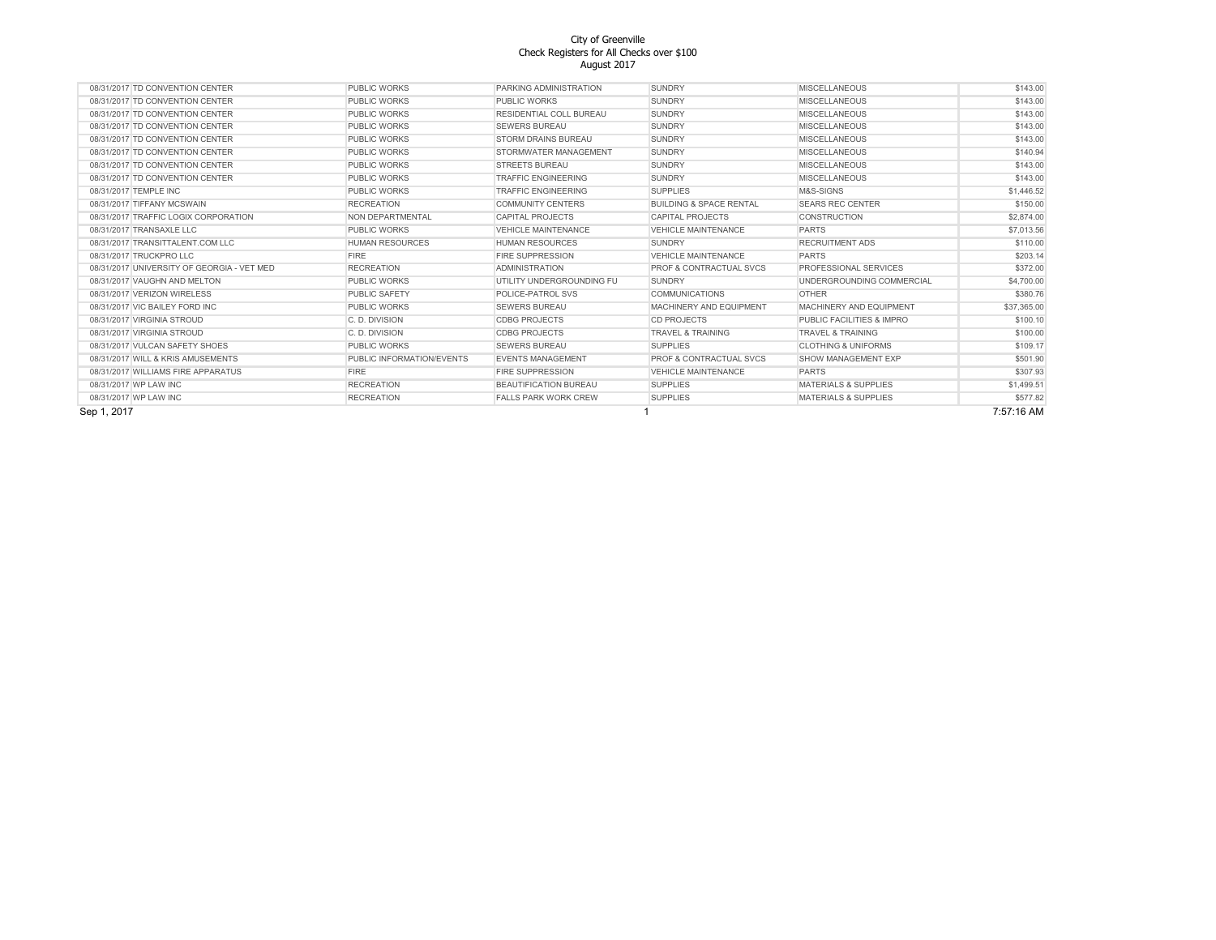City of Greenville
Check Registers for All Checks over $100
August 2017

| | | | | | | |
|---|---|---|---|---|---|---|
| 08/31/2017 | TD CONVENTION CENTER | PUBLIC WORKS | PARKING ADMINISTRATION | SUNDRY | MISCELLANEOUS | $143.00 |
| 08/31/2017 | TD CONVENTION CENTER | PUBLIC WORKS | PUBLIC WORKS | SUNDRY | MISCELLANEOUS | $143.00 |
| 08/31/2017 | TD CONVENTION CENTER | PUBLIC WORKS | RESIDENTIAL COLL BUREAU | SUNDRY | MISCELLANEOUS | $143.00 |
| 08/31/2017 | TD CONVENTION CENTER | PUBLIC WORKS | SEWERS BUREAU | SUNDRY | MISCELLANEOUS | $143.00 |
| 08/31/2017 | TD CONVENTION CENTER | PUBLIC WORKS | STORM DRAINS BUREAU | SUNDRY | MISCELLANEOUS | $143.00 |
| 08/31/2017 | TD CONVENTION CENTER | PUBLIC WORKS | STORMWATER MANAGEMENT | SUNDRY | MISCELLANEOUS | $140.94 |
| 08/31/2017 | TD CONVENTION CENTER | PUBLIC WORKS | STREETS BUREAU | SUNDRY | MISCELLANEOUS | $143.00 |
| 08/31/2017 | TD CONVENTION CENTER | PUBLIC WORKS | TRAFFIC ENGINEERING | SUNDRY | MISCELLANEOUS | $143.00 |
| 08/31/2017 | TEMPLE INC | PUBLIC WORKS | TRAFFIC ENGINEERING | SUPPLIES | M&S-SIGNS | $1,446.52 |
| 08/31/2017 | TIFFANY MCSWAIN | RECREATION | COMMUNITY CENTERS | BUILDING & SPACE RENTAL | SEARS REC CENTER | $150.00 |
| 08/31/2017 | TRAFFIC LOGIX CORPORATION | NON DEPARTMENTAL | CAPITAL PROJECTS | CAPITAL PROJECTS | CONSTRUCTION | $2,874.00 |
| 08/31/2017 | TRANSAXLE LLC | PUBLIC WORKS | VEHICLE MAINTENANCE | VEHICLE MAINTENANCE | PARTS | $7,013.56 |
| 08/31/2017 | TRANSITTALENT.COM LLC | HUMAN RESOURCES | HUMAN RESOURCES | SUNDRY | RECRUITMENT ADS | $110.00 |
| 08/31/2017 | TRUCKPRO LLC | FIRE | FIRE SUPPRESSION | VEHICLE MAINTENANCE | PARTS | $203.14 |
| 08/31/2017 | UNIVERSITY OF GEORGIA - VET MED | RECREATION | ADMINISTRATION | PROF & CONTRACTUAL SVCS | PROFESSIONAL SERVICES | $372.00 |
| 08/31/2017 | VAUGHN AND MELTON | PUBLIC WORKS | UTILITY UNDERGROUNDING FU | SUNDRY | UNDERGROUNDING COMMERCIAL | $4,700.00 |
| 08/31/2017 | VERIZON WIRELESS | PUBLIC SAFETY | POLICE-PATROL SVS | COMMUNICATIONS | OTHER | $380.76 |
| 08/31/2017 | VIC BAILEY FORD INC | PUBLIC WORKS | SEWERS BUREAU | MACHINERY AND EQUIPMENT | MACHINERY AND EQUIPMENT | $37,365.00 |
| 08/31/2017 | VIRGINIA STROUD | C. D. DIVISION | CDBG PROJECTS | CD PROJECTS | PUBLIC FACILITIES & IMPRO | $100.10 |
| 08/31/2017 | VIRGINIA STROUD | C. D. DIVISION | CDBG PROJECTS | TRAVEL & TRAINING | TRAVEL & TRAINING | $100.00 |
| 08/31/2017 | VULCAN SAFETY SHOES | PUBLIC WORKS | SEWERS BUREAU | SUPPLIES | CLOTHING & UNIFORMS | $109.17 |
| 08/31/2017 | WILL & KRIS AMUSEMENTS | PUBLIC INFORMATION/EVENTS | EVENTS MANAGEMENT | PROF & CONTRACTUAL SVCS | SHOW MANAGEMENT EXP | $501.90 |
| 08/31/2017 | WILLIAMS FIRE APPARATUS | FIRE | FIRE SUPPRESSION | VEHICLE MAINTENANCE | PARTS | $307.93 |
| 08/31/2017 | WP LAW INC | RECREATION | BEAUTIFICATION BUREAU | SUPPLIES | MATERIALS & SUPPLIES | $1,499.51 |
| 08/31/2017 | WP LAW INC | RECREATION | FALLS PARK WORK CREW | SUPPLIES | MATERIALS & SUPPLIES | $577.82 |

Sep 1, 2017 7:57:16 AM